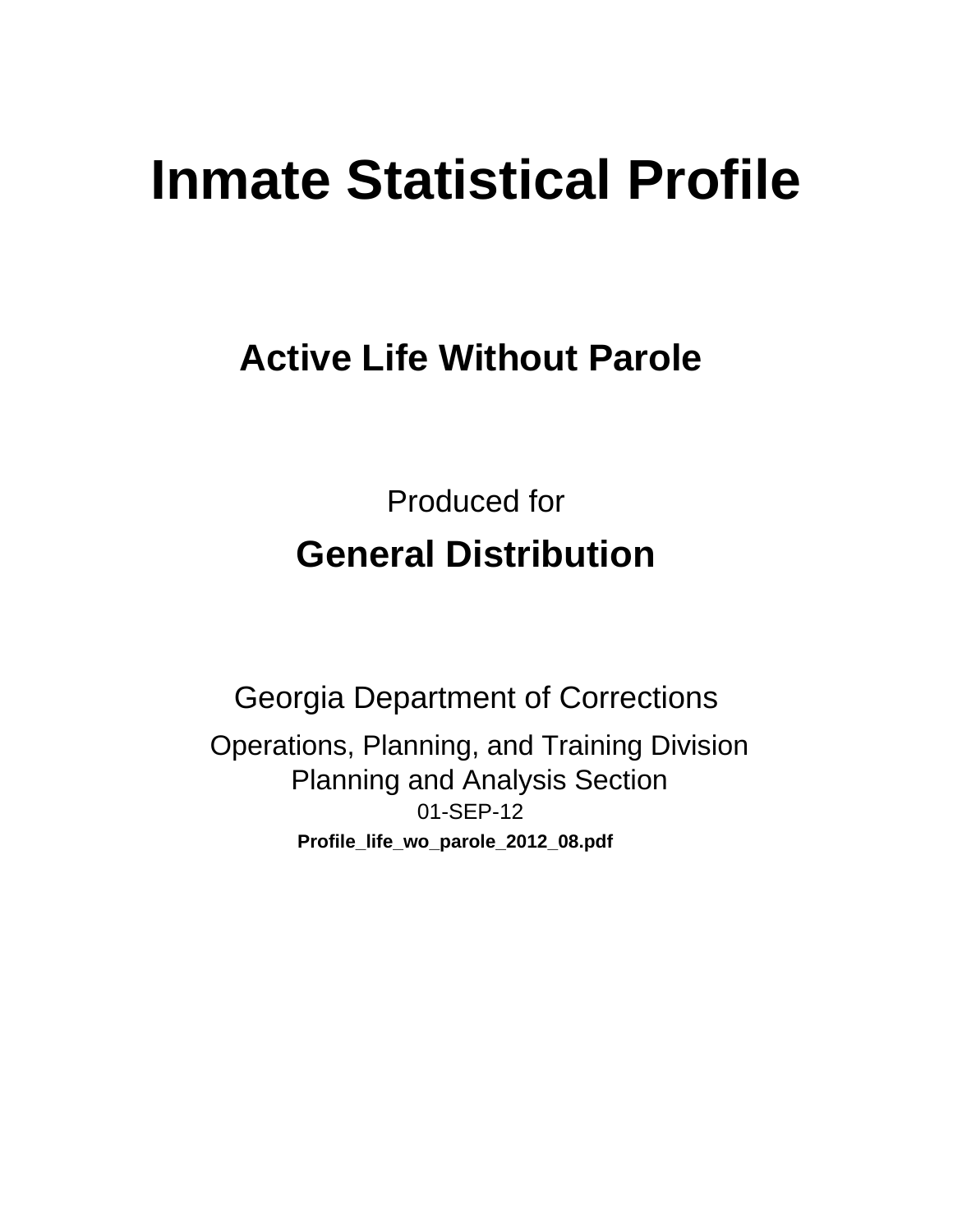# Inmate Statistical Profile

## Active Life Without Parole

Produced for

**General Distribution**

Georgia Department of Corrections

Operations, Planning, and Training Division
Planning and Analysis Section
01-SEP-12

**Profile_life_wo_parole_2012_08.pdf**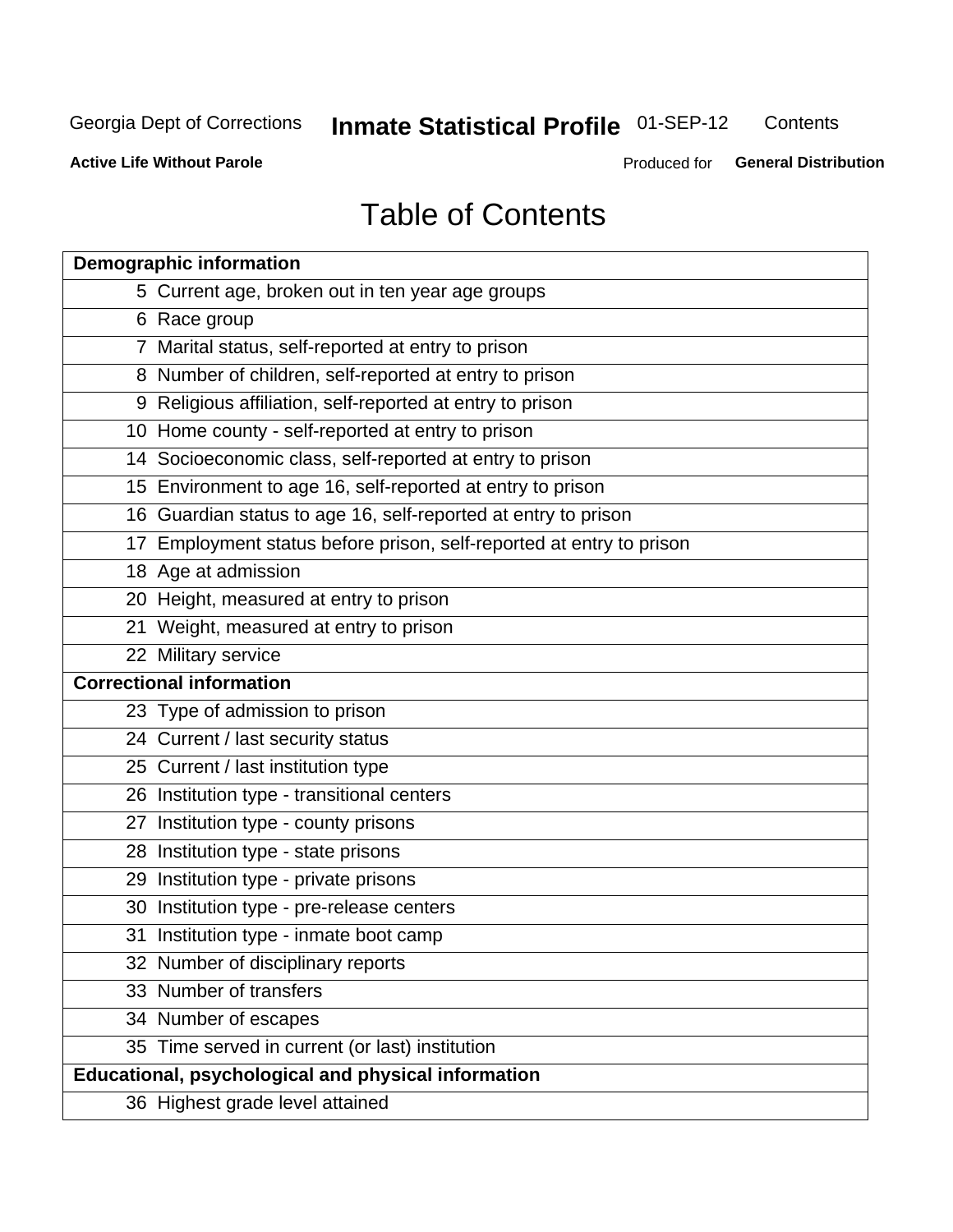# Table of Contents

| Demographic information | |
|---|---|
| 5 | Current age, broken out in ten year age groups |
| 6 | Race group |
| 7 | Marital status, self-reported at entry to prison |
| 8 | Number of children, self-reported at entry to prison |
| 9 | Religious affiliation, self-reported at entry to prison |
| 10 | Home county - self-reported at entry to prison |
| 14 | Socioeconomic class, self-reported at entry to prison |
| 15 | Environment to age 16, self-reported at entry to prison |
| 16 | Guardian status to age 16, self-reported at entry to prison |
| 17 | Employment status before prison, self-reported at entry to prison |
| 18 | Age at admission |
| 20 | Height, measured at entry to prison |
| 21 | Weight, measured at entry to prison |
| 22 | Military service |
| **Correctional information** | |
| 23 | Type of admission to prison |
| 24 | Current / last security status |
| 25 | Current / last institution type |
| 26 | Institution type - transitional centers |
| 27 | Institution type - county prisons |
| 28 | Institution type - state prisons |
| 29 | Institution type - private prisons |
| 30 | Institution type - pre-release centers |
| 31 | Institution type - inmate boot camp |
| 32 | Number of disciplinary reports |
| 33 | Number of transfers |
| 34 | Number of escapes |
| 35 | Time served in current (or last) institution |
| **Educational, psychological and physical information** | |
| 36 | Highest grade level attained |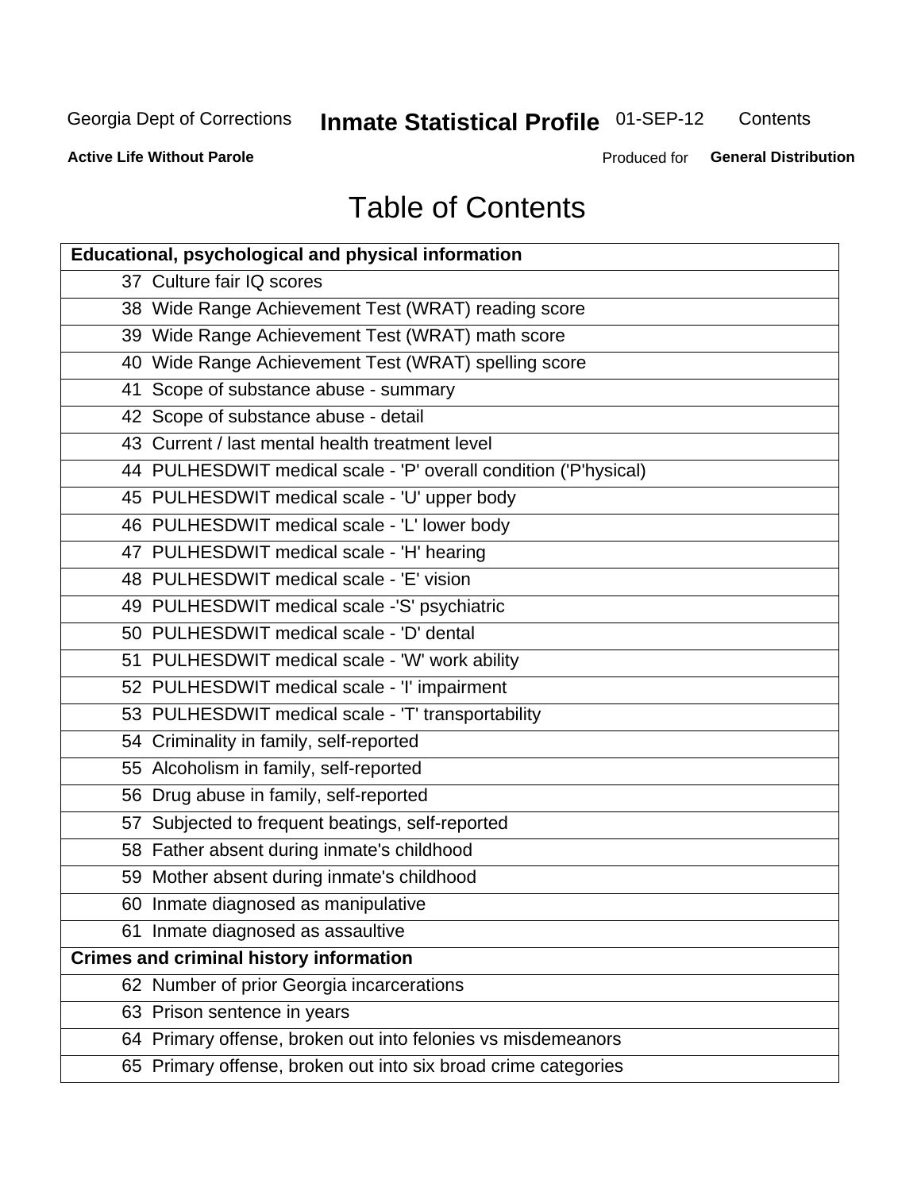# Table of Contents

| Educational, psychological and physical information |
|---|
| 37 Culture fair IQ scores |
| 38 Wide Range Achievement Test (WRAT) reading score |
| 39 Wide Range Achievement Test (WRAT) math score |
| 40 Wide Range Achievement Test (WRAT) spelling score |
| 41 Scope of substance abuse - summary |
| 42 Scope of substance abuse - detail |
| 43 Current / last mental health treatment level |
| 44 PULHESDWIT medical scale - 'P' overall condition ('P'hysical) |
| 45 PULHESDWIT medical scale - 'U' upper body |
| 46 PULHESDWIT medical scale - 'L' lower body |
| 47 PULHESDWIT medical scale - 'H' hearing |
| 48 PULHESDWIT medical scale - 'E' vision |
| 49 PULHESDWIT medical scale -'S' psychiatric |
| 50 PULHESDWIT medical scale - 'D' dental |
| 51 PULHESDWIT medical scale - 'W' work ability |
| 52 PULHESDWIT medical scale - 'I' impairment |
| 53 PULHESDWIT medical scale - 'T' transportability |
| 54 Criminality in family, self-reported |
| 55 Alcoholism in family, self-reported |
| 56 Drug abuse in family, self-reported |
| 57 Subjected to frequent beatings, self-reported |
| 58 Father absent during inmate's childhood |
| 59 Mother absent during inmate's childhood |
| 60 Inmate diagnosed as manipulative |
| 61 Inmate diagnosed as assaultive |
| **Crimes and criminal history information** |
| 62 Number of prior Georgia incarcerations |
| 63 Prison sentence in years |
| 64 Primary offense, broken out into felonies vs misdemeanors |
| 65 Primary offense, broken out into six broad crime categories |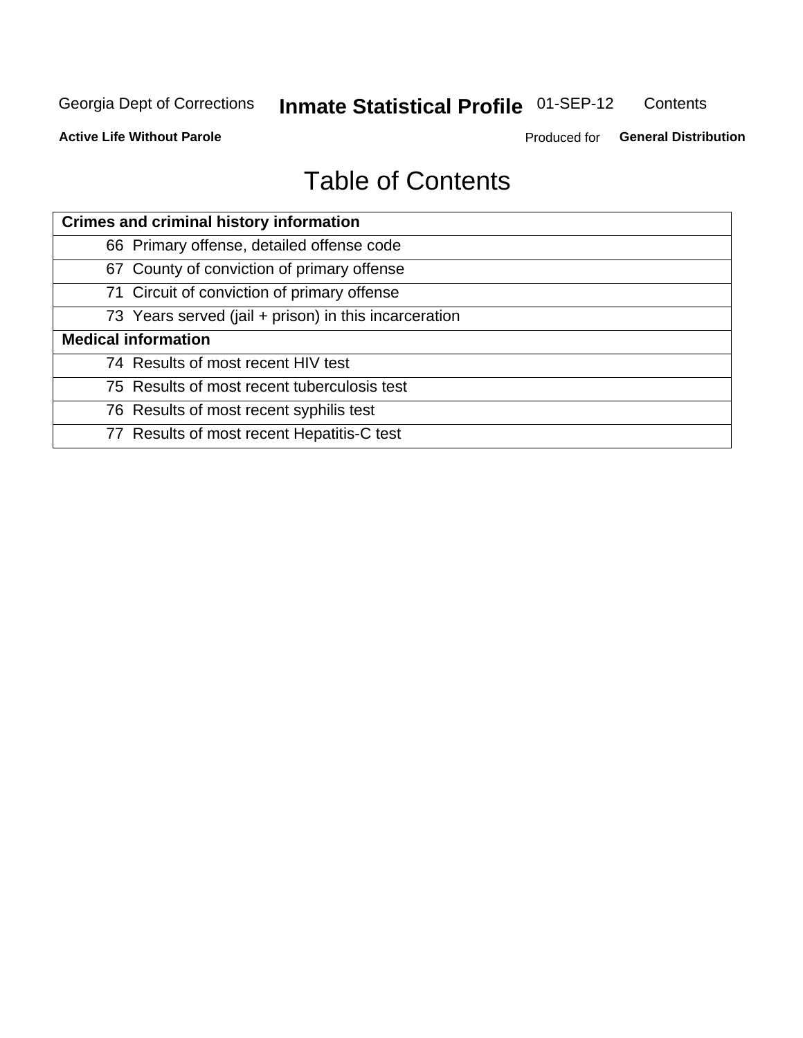Georgia Dept of Corrections **Inmate Statistical Profile** 01-SEP-12 Contents

**Active Life Without Parole** Produced for **General Distribution**

# Table of Contents

| **Crimes and criminal history information** |
|---|
| 66 Primary offense, detailed offense code |
| 67 County of conviction of primary offense |
| 71 Circuit of conviction of primary offense |
| 73 Years served (jail + prison) in this incarceration |
| **Medical information** |
| 74 Results of most recent HIV test |
| 75 Results of most recent tuberculosis test |
| 76 Results of most recent syphilis test |
| 77 Results of most recent Hepatitis-C test |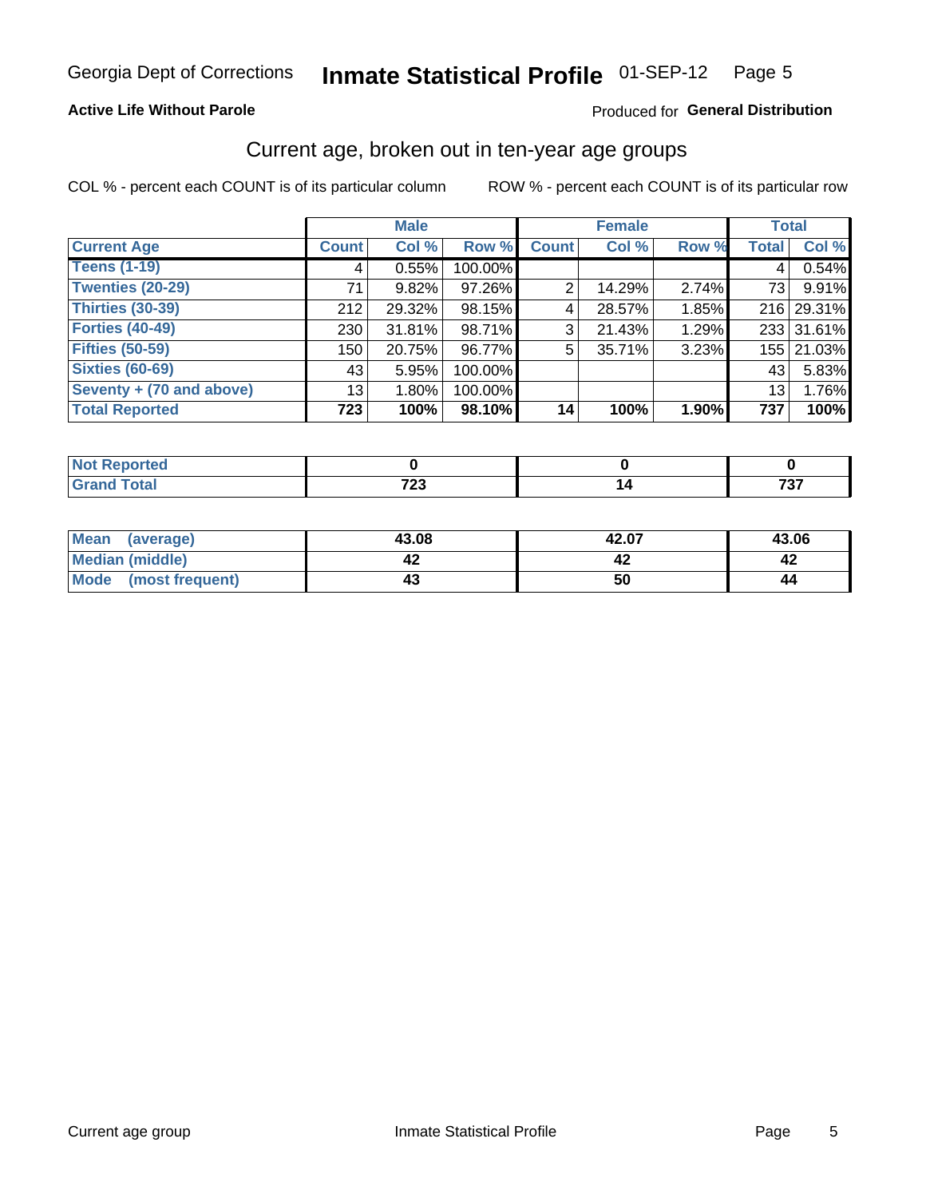**Active Life Without Parole** Produced for **General Distribution**

## Current age, broken out in ten-year age groups

COL % - percent each COUNT is of its particular column ROW % - percent each COUNT is of its particular row

| | Male | | | Female | | | Total | |
|---|---|---|---|---|---|---|---|---|
| **Current Age** | **Count** | **Col %** | **Row %** | **Count** | **Col %** | **Row %** | **Total** | **Col %** |
| **Teens (1-19)** | 4 | 0.55% | 100.00% | | | | 4 | 0.54% |
| **Twenties (20-29)** | 71 | 9.82% | 97.26% | 2 | 14.29% | 2.74% | 73 | 9.91% |
| **Thirties (30-39)** | 212 | 29.32% | 98.15% | 4 | 28.57% | 1.85% | 216 | 29.31% |
| **Forties (40-49)** | 230 | 31.81% | 98.71% | 3 | 21.43% | 1.29% | 233 | 31.61% |
| **Fifties (50-59)** | 150 | 20.75% | 96.77% | 5 | 35.71% | 3.23% | 155 | 21.03% |
| **Sixties (60-69)** | 43 | 5.95% | 100.00% | | | | 43 | 5.83% |
| **Seventy + (70 and above)** | 13 | 1.80% | 100.00% | | | | 13 | 1.76% |
| **Total Reported** | **723** | **100%** | **98.10%** | **14** | **100%** | **1.90%** | **737** | **100%** |

| | Male | Female | Total |
|---|---|---|---|
| **Not Reported** | **0** | **0** | **0** |
| **Grand Total** | **723** | **14** | **737** |

| | Male | Female | Total |
|---|---|---|---|
| **Mean (average)** | **43.08** | **42.07** | **43.06** |
| **Median (middle)** | **42** | **42** | **42** |
| **Mode (most frequent)** | **43** | **50** | **44** |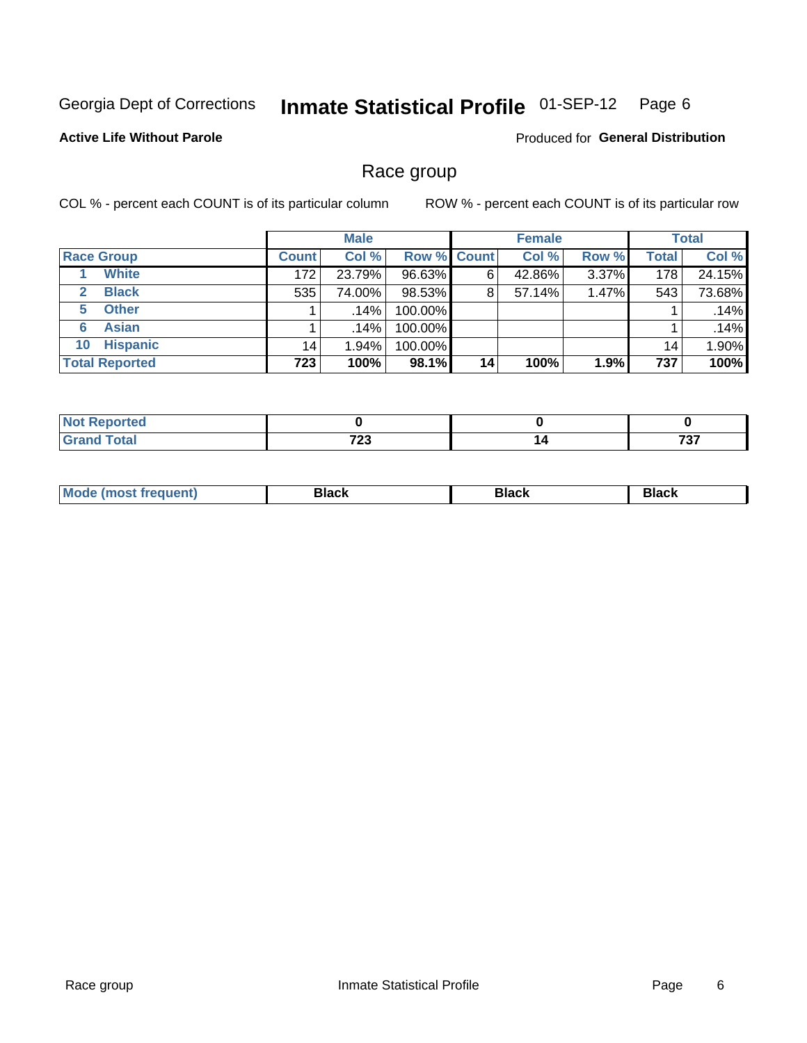Georgia Dept of Corrections **Inmate Statistical Profile** 01-SEP-12

**Active Life Without Parole**

Produced for **General Distribution**

## Race group

COL % - percent each COUNT is of its particular column

ROW % - percent each COUNT is of its particular row

| | Male | | | Female | | | Total | |
|---|---|---|---|---|---|---|---|---|
| **Race Group** | **Count** | **Col %** | **Row %** | **Count** | **Col %** | **Row %** | **Total** | **Col %** |
| 1 **White** | 172 | 23.79% | 96.63% | 6 | 42.86% | 3.37% | 178 | 24.15% |
| 2 **Black** | 535 | 74.00% | 98.53% | 8 | 57.14% | 1.47% | 543 | 73.68% |
| 5 **Other** | 1 | .14% | 100.00% | | | | 1 | .14% |
| 6 **Asian** | 1 | .14% | 100.00% | | | | 1 | .14% |
| 10 **Hispanic** | 14 | 1.94% | 100.00% | | | | 14 | 1.90% |
| **Total Reported** | **723** | **100%** | **98.1%** | **14** | **100%** | **1.9%** | **737** | **100%** |

| | Male | Female | Total |
|---|---|---|---|
| **Not Reported** | **0** | **0** | **0** |
| **Grand Total** | **723** | **14** | **737** |

| | Male | Female | Total |
|---|---|---|---|
| **Mode (most frequent)** | **Black** | **Black** | **Black** |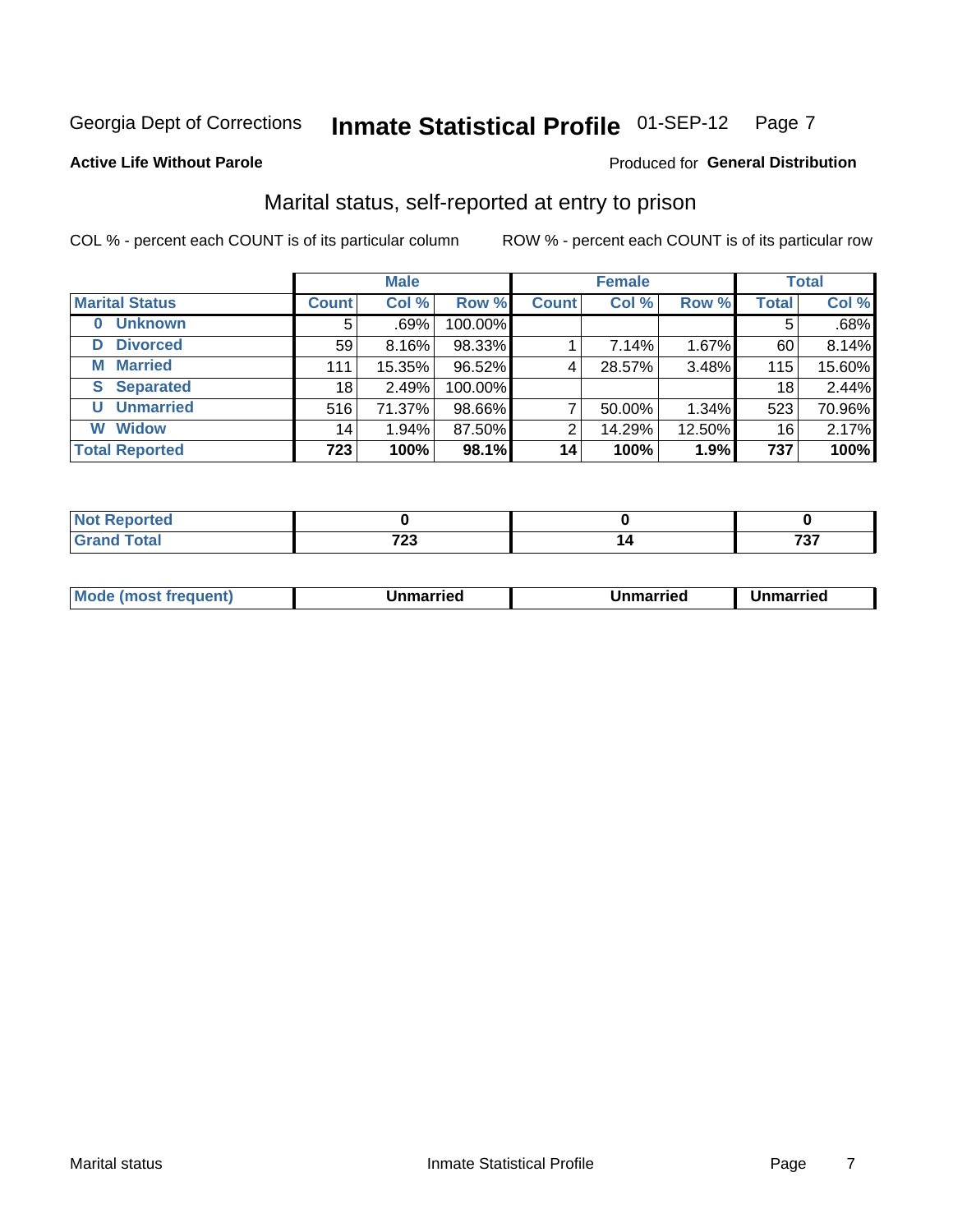Georgia Dept of Corrections **Inmate Statistical Profile** 01-SEP-12

**Active Life Without Parole**

Produced for **General Distribution**

## Marital status, self-reported at entry to prison

COL % - percent each COUNT is of its particular column

ROW % - percent each COUNT is of its particular row

| | Male | | | Female | | | Total | |
|---|---|---|---|---|---|---|---|---|
| **Marital Status** | **Count** | **Col %** | **Row %** | **Count** | **Col %** | **Row %** | **Total** | **Col %** |
| **0 Unknown** | 5 | .69% | 100.00% | | | | 5 | .68% |
| **D Divorced** | 59 | 8.16% | 98.33% | 1 | 7.14% | 1.67% | 60 | 8.14% |
| **M Married** | 111 | 15.35% | 96.52% | 4 | 28.57% | 3.48% | 115 | 15.60% |
| **S Separated** | 18 | 2.49% | 100.00% | | | | 18 | 2.44% |
| **U Unmarried** | 516 | 71.37% | 98.66% | 7 | 50.00% | 1.34% | 523 | 70.96% |
| **W Widow** | 14 | 1.94% | 87.50% | 2 | 14.29% | 12.50% | 16 | 2.17% |
| **Total Reported** | **723** | **100%** | **98.1%** | **14** | **100%** | **1.9%** | **737** | **100%** |

| | Male | Female | Total |
|---|---|---|---|
| **Not Reported** | **0** | **0** | **0** |
| **Grand Total** | **723** | **14** | **737** |

| | Male | Female | Total |
|---|---|---|---|
| **Mode (most frequent)** | **Unmarried** | **Unmarried** | **Unmarried** |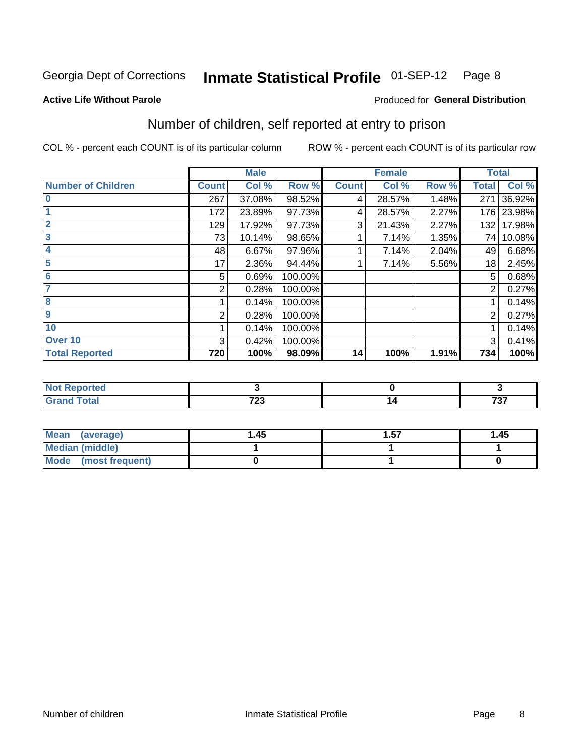Georgia Dept of Corrections **Inmate Statistical Profile** 01-SEP-12

**Active Life Without Parole**

Produced for **General Distribution**

## Number of children, self reported at entry to prison

COL % - percent each COUNT is of its particular column    ROW % - percent each COUNT is of its particular row

| | Male | | | Female | | | Total | |
|---|---|---|---|---|---|---|---|---|
| **Number of Children** | **Count** | **Col %** | **Row %** | **Count** | **Col %** | **Row %** | **Total** | **Col %** |
| **0** | 267 | 37.08% | 98.52% | 4 | 28.57% | 1.48% | 271 | 36.92% |
| **1** | 172 | 23.89% | 97.73% | 4 | 28.57% | 2.27% | 176 | 23.98% |
| **2** | 129 | 17.92% | 97.73% | 3 | 21.43% | 2.27% | 132 | 17.98% |
| **3** | 73 | 10.14% | 98.65% | 1 | 7.14% | 1.35% | 74 | 10.08% |
| **4** | 48 | 6.67% | 97.96% | 1 | 7.14% | 2.04% | 49 | 6.68% |
| **5** | 17 | 2.36% | 94.44% | 1 | 7.14% | 5.56% | 18 | 2.45% |
| **6** | 5 | 0.69% | 100.00% | | | | 5 | 0.68% |
| **7** | 2 | 0.28% | 100.00% | | | | 2 | 0.27% |
| **8** | 1 | 0.14% | 100.00% | | | | 1 | 0.14% |
| **9** | 2 | 0.28% | 100.00% | | | | 2 | 0.27% |
| **10** | 1 | 0.14% | 100.00% | | | | 1 | 0.14% |
| **Over 10** | 3 | 0.42% | 100.00% | | | | 3 | 0.41% |
| **Total Reported** | **720** | **100%** | **98.09%** | **14** | **100%** | **1.91%** | **734** | **100%** |

| | Male | Female | Total |
|---|---|---|---|
| **Not Reported** | **3** | **0** | **3** |
| **Grand Total** | **723** | **14** | **737** |

| | Male | Female | Total |
|---|---|---|---|
| **Mean (average)** | **1.45** | **1.57** | **1.45** |
| **Median (middle)** | **1** | **1** | **1** |
| **Mode (most frequent)** | **0** | **1** | **0** |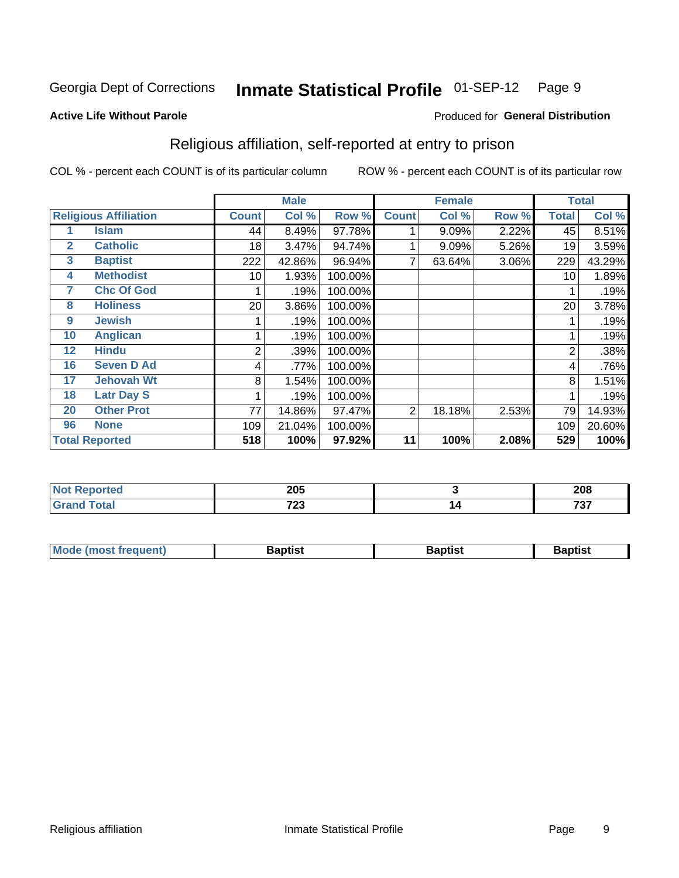Georgia Dept of Corrections **Inmate Statistical Profile** 01-SEP-12

**Active Life Without Parole**

Produced for **General Distribution**

## Religious affiliation, self-reported at entry to prison

COL % - percent each COUNT is of its particular column ROW % - percent each COUNT is of its particular row

| | | Male | | | Female | | | Total | |
|---|---|---|---|---|---|---|---|---|---|
| **Religious Affiliation** | | **Count** | **Col %** | **Row %** | **Count** | **Col %** | **Row %** | **Total** | **Col %** |
| 1 | Islam | 44 | 8.49% | 97.78% | 1 | 9.09% | 2.22% | 45 | 8.51% |
| 2 | Catholic | 18 | 3.47% | 94.74% | 1 | 9.09% | 5.26% | 19 | 3.59% |
| 3 | Baptist | 222 | 42.86% | 96.94% | 7 | 63.64% | 3.06% | 229 | 43.29% |
| 4 | Methodist | 10 | 1.93% | 100.00% | | | | 10 | 1.89% |
| 7 | Chc Of God | 1 | .19% | 100.00% | | | | 1 | .19% |
| 8 | Holiness | 20 | 3.86% | 100.00% | | | | 20 | 3.78% |
| 9 | Jewish | 1 | .19% | 100.00% | | | | 1 | .19% |
| 10 | Anglican | 1 | .19% | 100.00% | | | | 1 | .19% |
| 12 | Hindu | 2 | .39% | 100.00% | | | | 2 | .38% |
| 16 | Seven D Ad | 4 | .77% | 100.00% | | | | 4 | .76% |
| 17 | Jehovah Wt | 8 | 1.54% | 100.00% | | | | 8 | 1.51% |
| 18 | Latr Day S | 1 | .19% | 100.00% | | | | 1 | .19% |
| 20 | Other Prot | 77 | 14.86% | 97.47% | 2 | 18.18% | 2.53% | 79 | 14.93% |
| 96 | None | 109 | 21.04% | 100.00% | | | | 109 | 20.60% |
| **Total Reported** | | **518** | **100%** | **97.92%** | **11** | **100%** | **2.08%** | **529** | **100%** |

| | Male | Female | Total |
|---|---|---|---|
| **Not Reported** | **205** | **3** | **208** |
| **Grand Total** | **723** | **14** | **737** |

| | Male | Female | Total |
|---|---|---|---|
| **Mode (most frequent)** | **Baptist** | **Baptist** | **Baptist** |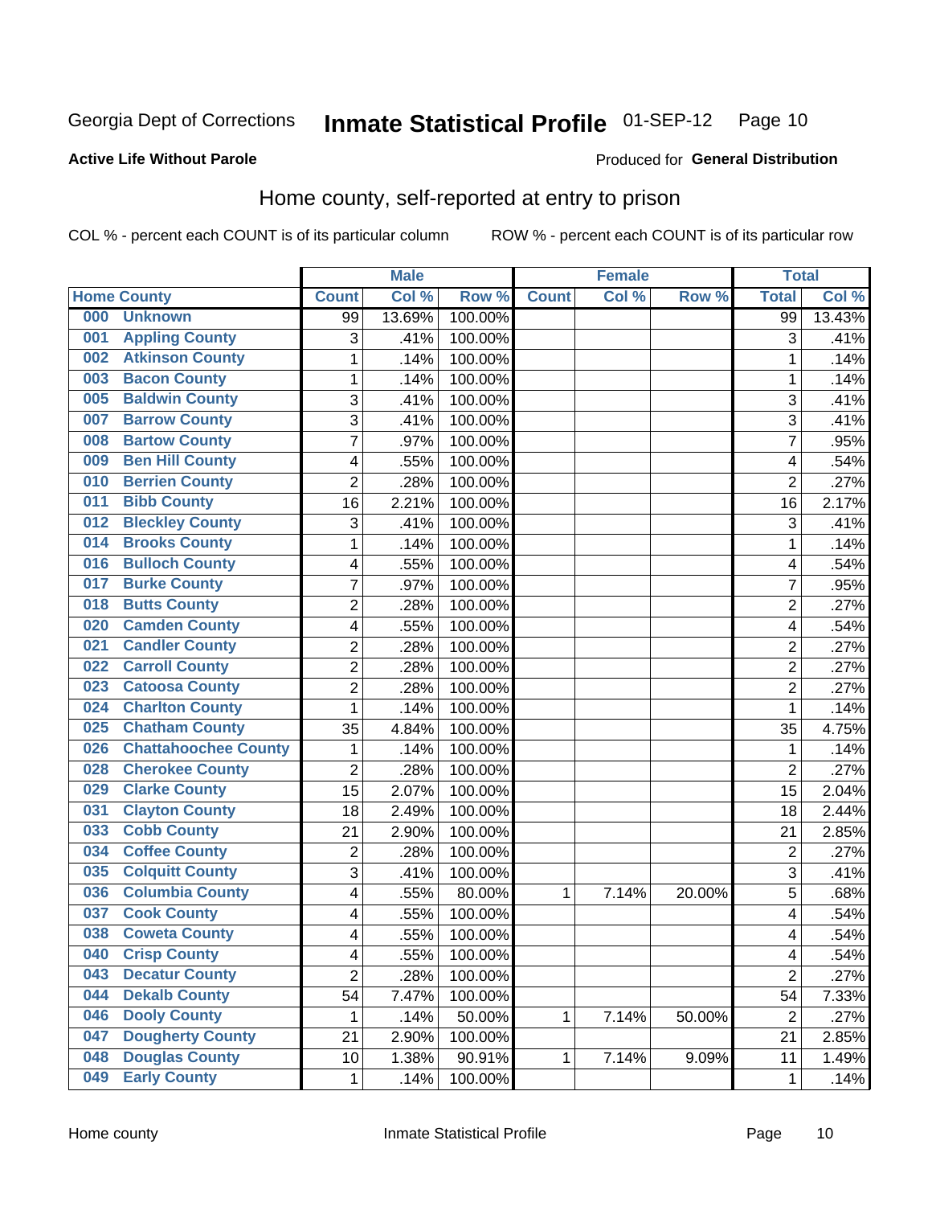Georgia Dept of Corrections **Inhmate Statistical Profile** 01-SEP-12

**Active Life Without Parole**

Produced for **General Distribution**

## Home county, self-reported at entry to prison

COL % - percent each COUNT is of its particular column ROW % - percent each COUNT is of its particular row

| Home County | | Male | | | Female | | | Total | |
|---|---|---|---|---|---|---|---|---|---|
| | | Count | Col % | Row % | Count | Col % | Row % | Total | Col % |
| 000 | Unknown | 99 | 13.69% | 100.00% | | | | 99 | 13.43% |
| 001 | Appling County | 3 | .41% | 100.00% | | | | 3 | .41% |
| 002 | Atkinson County | 1 | .14% | 100.00% | | | | 1 | .14% |
| 003 | Bacon County | 1 | .14% | 100.00% | | | | 1 | .14% |
| 005 | Baldwin County | 3 | .41% | 100.00% | | | | 3 | .41% |
| 007 | Barrow County | 3 | .41% | 100.00% | | | | 3 | .41% |
| 008 | Bartow County | 7 | .97% | 100.00% | | | | 7 | .95% |
| 009 | Ben Hill County | 4 | .55% | 100.00% | | | | 4 | .54% |
| 010 | Berrien County | 2 | .28% | 100.00% | | | | 2 | .27% |
| 011 | Bibb County | 16 | 2.21% | 100.00% | | | | 16 | 2.17% |
| 012 | Bleckley County | 3 | .41% | 100.00% | | | | 3 | .41% |
| 014 | Brooks County | 1 | .14% | 100.00% | | | | 1 | .14% |
| 016 | Bulloch County | 4 | .55% | 100.00% | | | | 4 | .54% |
| 017 | Burke County | 7 | .97% | 100.00% | | | | 7 | .95% |
| 018 | Butts County | 2 | .28% | 100.00% | | | | 2 | .27% |
| 020 | Camden County | 4 | .55% | 100.00% | | | | 4 | .54% |
| 021 | Candler County | 2 | .28% | 100.00% | | | | 2 | .27% |
| 022 | Carroll County | 2 | .28% | 100.00% | | | | 2 | .27% |
| 023 | Catoosa County | 2 | .28% | 100.00% | | | | 2 | .27% |
| 024 | Charlton County | 1 | .14% | 100.00% | | | | 1 | .14% |
| 025 | Chatham County | 35 | 4.84% | 100.00% | | | | 35 | 4.75% |
| 026 | Chattahoochee County | 1 | .14% | 100.00% | | | | 1 | .14% |
| 028 | Cherokee County | 2 | .28% | 100.00% | | | | 2 | .27% |
| 029 | Clarke County | 15 | 2.07% | 100.00% | | | | 15 | 2.04% |
| 031 | Clayton County | 18 | 2.49% | 100.00% | | | | 18 | 2.44% |
| 033 | Cobb County | 21 | 2.90% | 100.00% | | | | 21 | 2.85% |
| 034 | Coffee County | 2 | .28% | 100.00% | | | | 2 | .27% |
| 035 | Colquitt County | 3 | .41% | 100.00% | | | | 3 | .41% |
| 036 | Columbia County | 4 | .55% | 80.00% | 1 | 7.14% | 20.00% | 5 | .68% |
| 037 | Cook County | 4 | .55% | 100.00% | | | | 4 | .54% |
| 038 | Coweta County | 4 | .55% | 100.00% | | | | 4 | .54% |
| 040 | Crisp County | 4 | .55% | 100.00% | | | | 4 | .54% |
| 043 | Decatur County | 2 | .28% | 100.00% | | | | 2 | .27% |
| 044 | Dekalb County | 54 | 7.47% | 100.00% | | | | 54 | 7.33% |
| 046 | Dooly County | 1 | .14% | 50.00% | 1 | 7.14% | 50.00% | 2 | .27% |
| 047 | Dougherty County | 21 | 2.90% | 100.00% | | | | 21 | 2.85% |
| 048 | Douglas County | 10 | 1.38% | 90.91% | 1 | 7.14% | 9.09% | 11 | 1.49% |
| 049 | Early County | 1 | .14% | 100.00% | | | | 1 | .14% |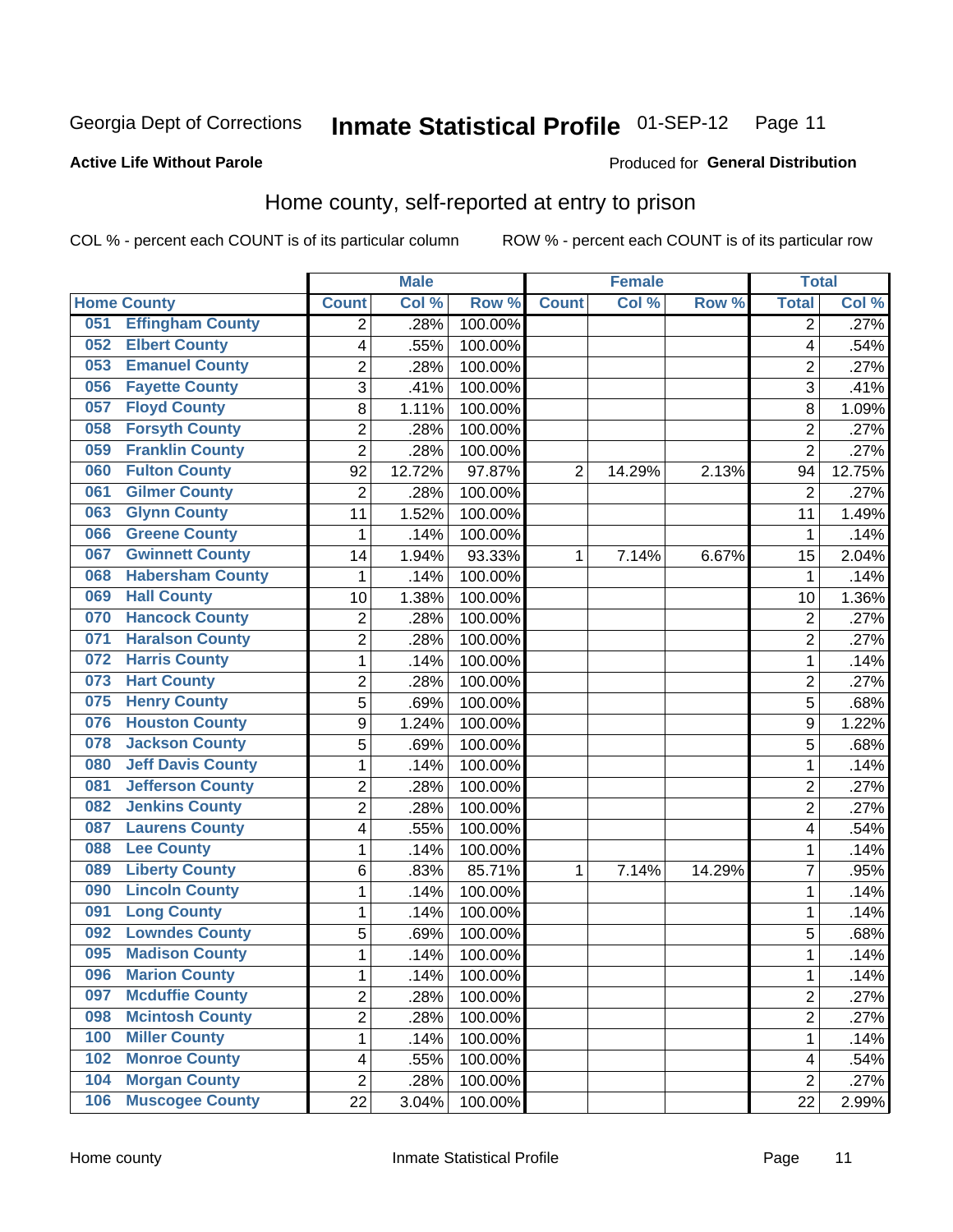Georgia Dept of Corrections **Inmate Statistical Profile** 01-SEP-12

**Active Life Without Parole**

Produced for **General Distribution**

## Home county, self-reported at entry to prison

COL % - percent each COUNT is of its particular column ROW % - percent each COUNT is of its particular row

| Home County | | Male | | | Female | | | Total | |
|---|---|---|---|---|---|---|---|---|---|
| | | Count | Col % | Row % | Count | Col % | Row % | Total | Col % |
| 051 | Effingham County | 2 | .28% | 100.00% | | | | 2 | .27% |
| 052 | Elbert County | 4 | .55% | 100.00% | | | | 4 | .54% |
| 053 | Emanuel County | 2 | .28% | 100.00% | | | | 2 | .27% |
| 056 | Fayette County | 3 | .41% | 100.00% | | | | 3 | .41% |
| 057 | Floyd County | 8 | 1.11% | 100.00% | | | | 8 | 1.09% |
| 058 | Forsyth County | 2 | .28% | 100.00% | | | | 2 | .27% |
| 059 | Franklin County | 2 | .28% | 100.00% | | | | 2 | .27% |
| 060 | Fulton County | 92 | 12.72% | 97.87% | 2 | 14.29% | 2.13% | 94 | 12.75% |
| 061 | Gilmer County | 2 | .28% | 100.00% | | | | 2 | .27% |
| 063 | Glynn County | 11 | 1.52% | 100.00% | | | | 11 | 1.49% |
| 066 | Greene County | 1 | .14% | 100.00% | | | | 1 | .14% |
| 067 | Gwinnett County | 14 | 1.94% | 93.33% | 1 | 7.14% | 6.67% | 15 | 2.04% |
| 068 | Habersham County | 1 | .14% | 100.00% | | | | 1 | .14% |
| 069 | Hall County | 10 | 1.38% | 100.00% | | | | 10 | 1.36% |
| 070 | Hancock County | 2 | .28% | 100.00% | | | | 2 | .27% |
| 071 | Haralson County | 2 | .28% | 100.00% | | | | 2 | .27% |
| 072 | Harris County | 1 | .14% | 100.00% | | | | 1 | .14% |
| 073 | Hart County | 2 | .28% | 100.00% | | | | 2 | .27% |
| 075 | Henry County | 5 | .69% | 100.00% | | | | 5 | .68% |
| 076 | Houston County | 9 | 1.24% | 100.00% | | | | 9 | 1.22% |
| 078 | Jackson County | 5 | .69% | 100.00% | | | | 5 | .68% |
| 080 | Jeff Davis County | 1 | .14% | 100.00% | | | | 1 | .14% |
| 081 | Jefferson County | 2 | .28% | 100.00% | | | | 2 | .27% |
| 082 | Jenkins County | 2 | .28% | 100.00% | | | | 2 | .27% |
| 087 | Laurens County | 4 | .55% | 100.00% | | | | 4 | .54% |
| 088 | Lee County | 1 | .14% | 100.00% | | | | 1 | .14% |
| 089 | Liberty County | 6 | .83% | 85.71% | 1 | 7.14% | 14.29% | 7 | .95% |
| 090 | Lincoln County | 1 | .14% | 100.00% | | | | 1 | .14% |
| 091 | Long County | 1 | .14% | 100.00% | | | | 1 | .14% |
| 092 | Lowndes County | 5 | .69% | 100.00% | | | | 5 | .68% |
| 095 | Madison County | 1 | .14% | 100.00% | | | | 1 | .14% |
| 096 | Marion County | 1 | .14% | 100.00% | | | | 1 | .14% |
| 097 | Mcduffie County | 2 | .28% | 100.00% | | | | 2 | .27% |
| 098 | Mcintosh County | 2 | .28% | 100.00% | | | | 2 | .27% |
| 100 | Miller County | 1 | .14% | 100.00% | | | | 1 | .14% |
| 102 | Monroe County | 4 | .55% | 100.00% | | | | 4 | .54% |
| 104 | Morgan County | 2 | .28% | 100.00% | | | | 2 | .27% |
| 106 | Muscogee County | 22 | 3.04% | 100.00% | | | | 22 | 2.99% |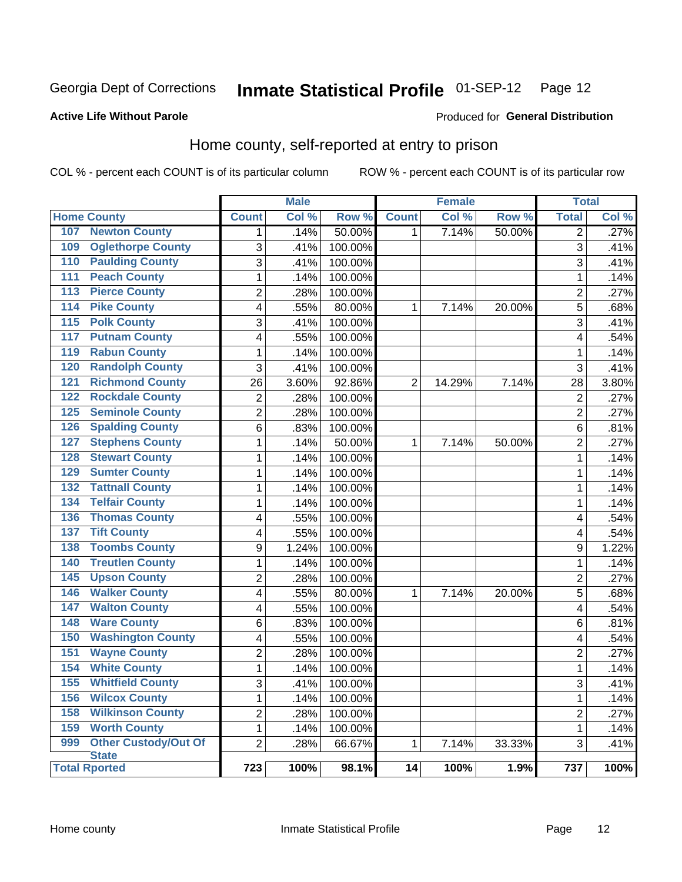Georgia Dept of Corrections **Inmate Statistical Profile** 01-SEP-12

**Active Life Without Parole**

Produced for **General Distribution**

## Home county, self-reported at entry to prison

COL % - percent each COUNT is of its particular column ROW % - percent each COUNT is of its particular row

| Home County | Male | | | Female | | | Total | |
|---|---|---|---|---|---|---|---|---|
| | Count | Col % | Row % | Count | Col % | Row % | Total | Col % |
| 107 Newton County | 1 | .14% | 50.00% | 1 | 7.14% | 50.00% | 2 | .27% |
| 109 Oglethorpe County | 3 | .41% | 100.00% | | | | 3 | .41% |
| 110 Paulding County | 3 | .41% | 100.00% | | | | 3 | .41% |
| 111 Peach County | 1 | .14% | 100.00% | | | | 1 | .14% |
| 113 Pierce County | 2 | .28% | 100.00% | | | | 2 | .27% |
| 114 Pike County | 4 | .55% | 80.00% | 1 | 7.14% | 20.00% | 5 | .68% |
| 115 Polk County | 3 | .41% | 100.00% | | | | 3 | .41% |
| 117 Putnam County | 4 | .55% | 100.00% | | | | 4 | .54% |
| 119 Rabun County | 1 | .14% | 100.00% | | | | 1 | .14% |
| 120 Randolph County | 3 | .41% | 100.00% | | | | 3 | .41% |
| 121 Richmond County | 26 | 3.60% | 92.86% | 2 | 14.29% | 7.14% | 28 | 3.80% |
| 122 Rockdale County | 2 | .28% | 100.00% | | | | 2 | .27% |
| 125 Seminole County | 2 | .28% | 100.00% | | | | 2 | .27% |
| 126 Spalding County | 6 | .83% | 100.00% | | | | 6 | .81% |
| 127 Stephens County | 1 | .14% | 50.00% | 1 | 7.14% | 50.00% | 2 | .27% |
| 128 Stewart County | 1 | .14% | 100.00% | | | | 1 | .14% |
| 129 Sumter County | 1 | .14% | 100.00% | | | | 1 | .14% |
| 132 Tattnall County | 1 | .14% | 100.00% | | | | 1 | .14% |
| 134 Telfair County | 1 | .14% | 100.00% | | | | 1 | .14% |
| 136 Thomas County | 4 | .55% | 100.00% | | | | 4 | .54% |
| 137 Tift County | 4 | .55% | 100.00% | | | | 4 | .54% |
| 138 Toombs County | 9 | 1.24% | 100.00% | | | | 9 | 1.22% |
| 140 Treutlen County | 1 | .14% | 100.00% | | | | 1 | .14% |
| 145 Upson County | 2 | .28% | 100.00% | | | | 2 | .27% |
| 146 Walker County | 4 | .55% | 80.00% | 1 | 7.14% | 20.00% | 5 | .68% |
| 147 Walton County | 4 | .55% | 100.00% | | | | 4 | .54% |
| 148 Ware County | 6 | .83% | 100.00% | | | | 6 | .81% |
| 150 Washington County | 4 | .55% | 100.00% | | | | 4 | .54% |
| 151 Wayne County | 2 | .28% | 100.00% | | | | 2 | .27% |
| 154 White County | 1 | .14% | 100.00% | | | | 1 | .14% |
| 155 Whitfield County | 3 | .41% | 100.00% | | | | 3 | .41% |
| 156 Wilcox County | 1 | .14% | 100.00% | | | | 1 | .14% |
| 158 Wilkinson County | 2 | .28% | 100.00% | | | | 2 | .27% |
| 159 Worth County | 1 | .14% | 100.00% | | | | 1 | .14% |
| 999 Other Custody/Out Of State | 2 | .28% | 66.67% | 1 | 7.14% | 33.33% | 3 | .41% |
| **Total Rported** | **723** | **100%** | **98.1%** | **14** | **100%** | **1.9%** | **737** | **100%** |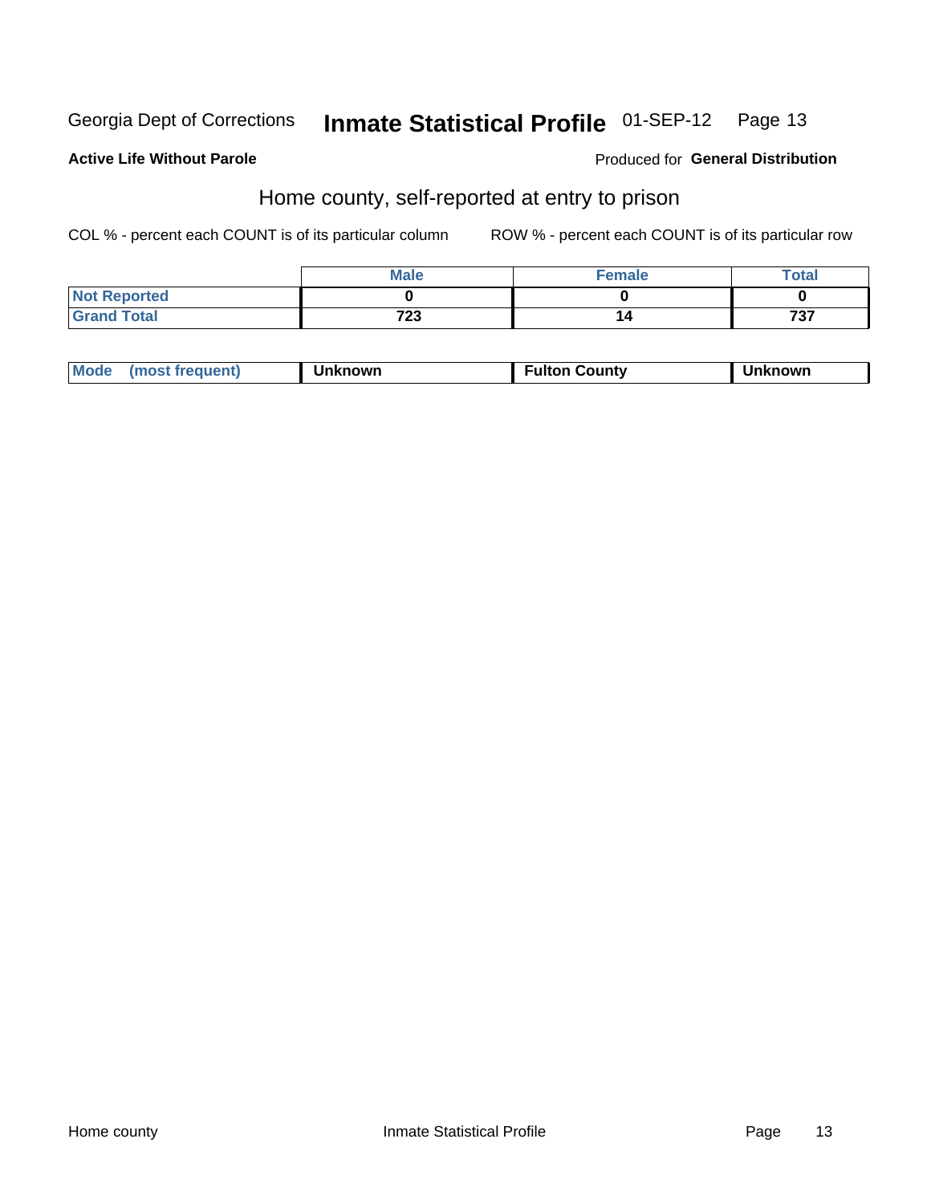Georgia Dept of Corrections **Inmate Statistical Profile** 01-SEP-12

**Active Life Without Parole**

Produced for **General Distribution**

## Home county, self-reported at entry to prison

COL % - percent each COUNT is of its particular column

ROW % - percent each COUNT is of its particular row

| | Male | Female | Total |
|---|---|---|---|
| Not Reported | 0 | 0 | 0 |
| Grand Total | 723 | 14 | 737 |

| Mode (most frequent) | Unknown | Fulton County | Unknown |
|---|---|---|---|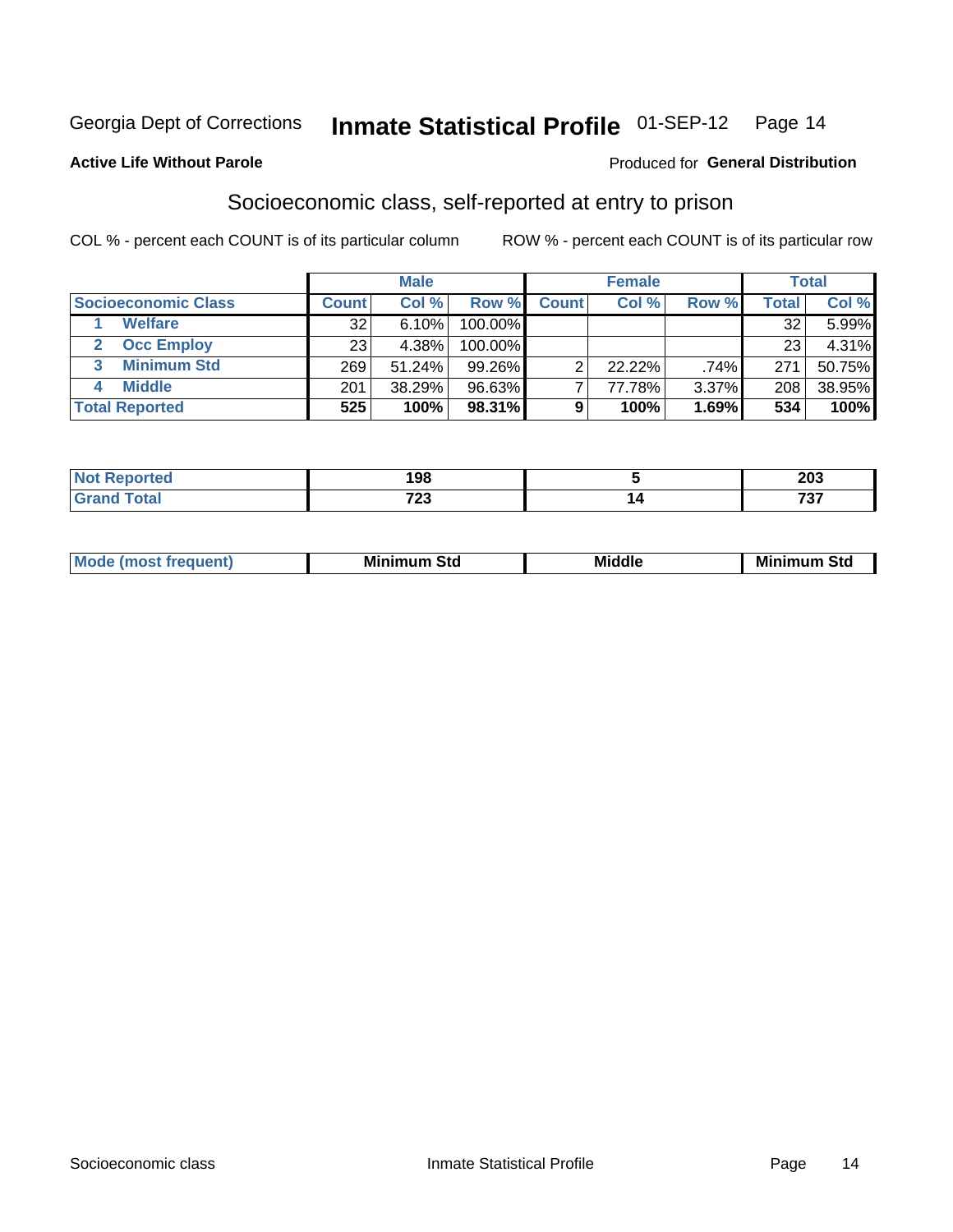Georgia Dept of Corrections **Inmate Statistical Profile** 01-SEP-12

**Active Life Without Parole**

Produced for **General Distribution**

## Socioeconomic class, self-reported at entry to prison

COL % - percent each COUNT is of its particular column    ROW % - percent each COUNT is of its particular row

| | Male | | | Female | | | Total | |
|---|---|---|---|---|---|---|---|---|
| **Socioeconomic Class** | **Count** | **Col %** | **Row %** | **Count** | **Col %** | **Row %** | **Total** | **Col %** |
| 1 **Welfare** | 32 | 6.10% | 100.00% | | | | 32 | 5.99% |
| 2 **Occ Employ** | 23 | 4.38% | 100.00% | | | | 23 | 4.31% |
| 3 **Minimum Std** | 269 | 51.24% | 99.26% | 2 | 22.22% | .74% | 271 | 50.75% |
| 4 **Middle** | 201 | 38.29% | 96.63% | 7 | 77.78% | 3.37% | 208 | 38.95% |
| **Total Reported** | **525** | **100%** | **98.31%** | **9** | **100%** | **1.69%** | **534** | **100%** |

| | Male | Female | Total |
|---|---|---|---|
| **Not Reported** | **198** | **5** | **203** |
| **Grand Total** | **723** | **14** | **737** |

| | Male | Female | Total |
|---|---|---|---|
| **Mode (most frequent)** | **Minimum Std** | **Middle** | **Minimum Std** |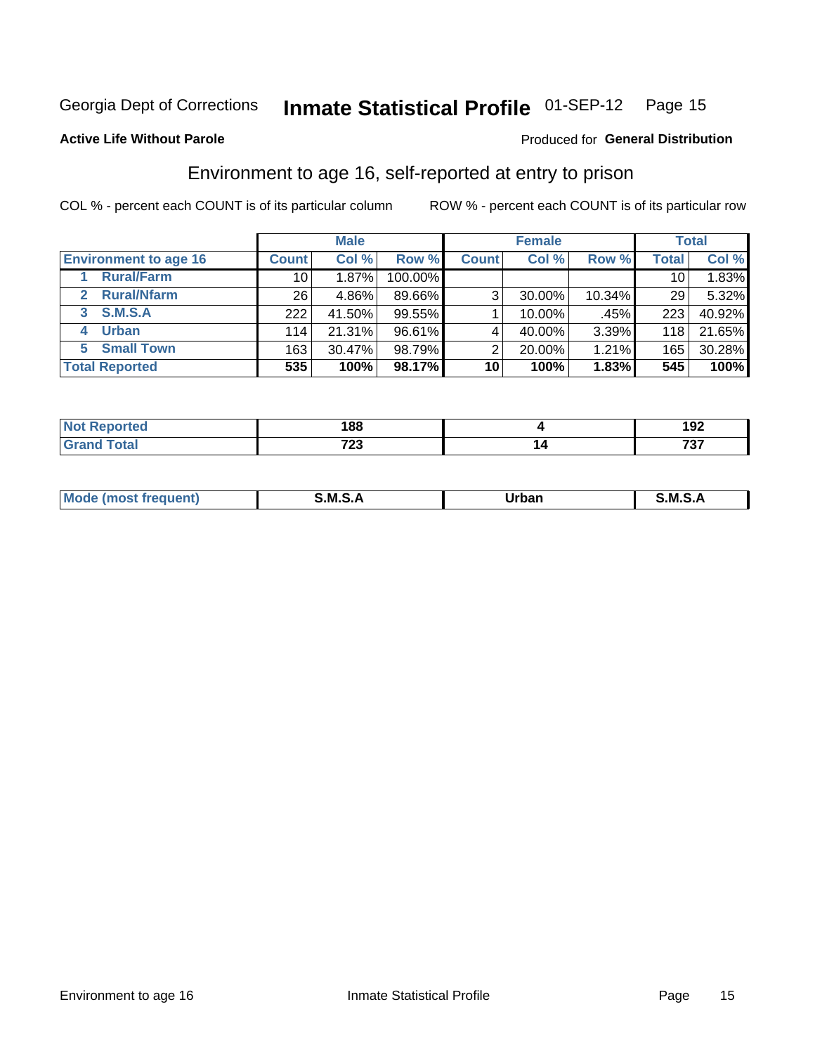Georgia Dept of Corrections **Inmate Statistical Profile** 01-SEP-12 Page 15

**Active Life Without Parole**

Produced for **General Distribution**

## Environment to age 16, self-reported at entry to prison

COL % - percent each COUNT is of its particular column

ROW % - percent each COUNT is of its particular row

| | Male | | | Female | | | Total | |
|---|---|---|---|---|---|---|---|---|
| **Environment to age 16** | **Count** | **Col %** | **Row %** | **Count** | **Col %** | **Row %** | **Total** | **Col %** |
| 1 **Rural/Farm** | 10 | 1.87% | 100.00% | | | | 10 | 1.83% |
| 2 **Rural/Nfarm** | 26 | 4.86% | 89.66% | 3 | 30.00% | 10.34% | 29 | 5.32% |
| 3 **S.M.S.A** | 222 | 41.50% | 99.55% | 1 | 10.00% | .45% | 223 | 40.92% |
| 4 **Urban** | 114 | 21.31% | 96.61% | 4 | 40.00% | 3.39% | 118 | 21.65% |
| 5 **Small Town** | 163 | 30.47% | 98.79% | 2 | 20.00% | 1.21% | 165 | 30.28% |
| **Total Reported** | **535** | **100%** | **98.17%** | **10** | **100%** | **1.83%** | **545** | **100%** |

| | Male | Female | Total |
|---|---|---|---|
| **Not Reported** | **188** | **4** | **192** |
| **Grand Total** | **723** | **14** | **737** |

| | Male | Female | Total |
|---|---|---|---|
| **Mode (most frequent)** | **S.M.S.A** | **Urban** | **S.M.S.A** |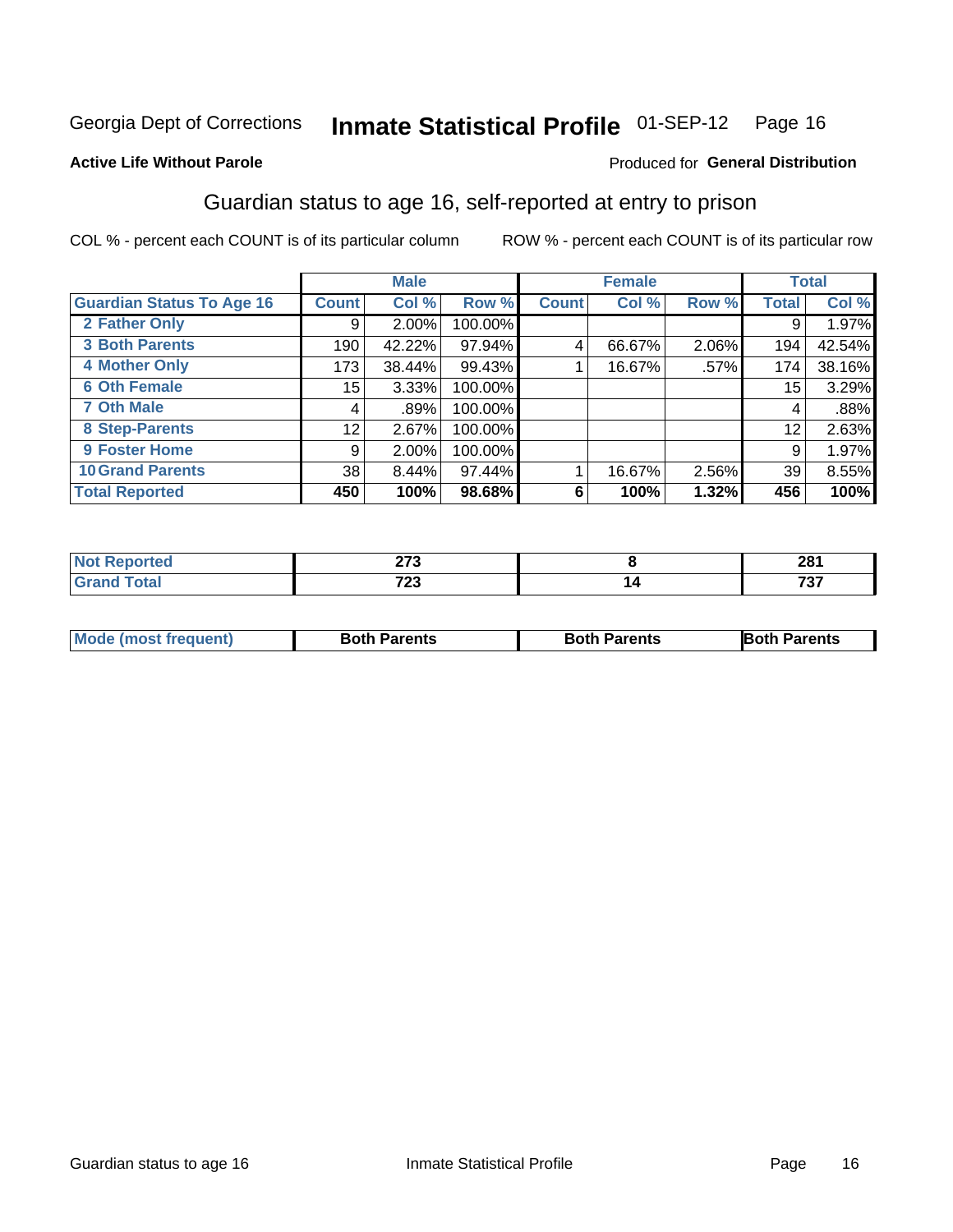Georgia Dept of Corrections **Inmate Statistical Profile** 01-SEP-12 Page 16

**Active Life Without Parole**

Produced for **General Distribution**

## Guardian status to age 16, self-reported at entry to prison

COL % - percent each COUNT is of its particular column ROW % - percent each COUNT is of its particular row

| | Male | | | Female | | | Total | |
|---|---|---|---|---|---|---|---|---|
| **Guardian Status To Age 16** | **Count** | **Col %** | **Row %** | **Count** | **Col %** | **Row %** | **Total** | **Col %** |
| 2 Father Only | 9 | 2.00% | 100.00% | | | | 9 | 1.97% |
| 3 Both Parents | 190 | 42.22% | 97.94% | 4 | 66.67% | 2.06% | 194 | 42.54% |
| 4 Mother Only | 173 | 38.44% | 99.43% | 1 | 16.67% | .57% | 174 | 38.16% |
| 6 Oth Female | 15 | 3.33% | 100.00% | | | | 15 | 3.29% |
| 7 Oth Male | 4 | .89% | 100.00% | | | | 4 | .88% |
| 8 Step-Parents | 12 | 2.67% | 100.00% | | | | 12 | 2.63% |
| 9 Foster Home | 9 | 2.00% | 100.00% | | | | 9 | 1.97% |
| 10 Grand Parents | 38 | 8.44% | 97.44% | 1 | 16.67% | 2.56% | 39 | 8.55% |
| **Total Reported** | **450** | **100%** | **98.68%** | **6** | **100%** | **1.32%** | **456** | **100%** |

| | Male | Female | Total |
|---|---|---|---|
| Not Reported | 273 | 8 | 281 |
| Grand Total | 723 | 14 | 737 |

| | Male | Female | Total |
|---|---|---|---|
| Mode (most frequent) | Both Parents | Both Parents | Both Parents |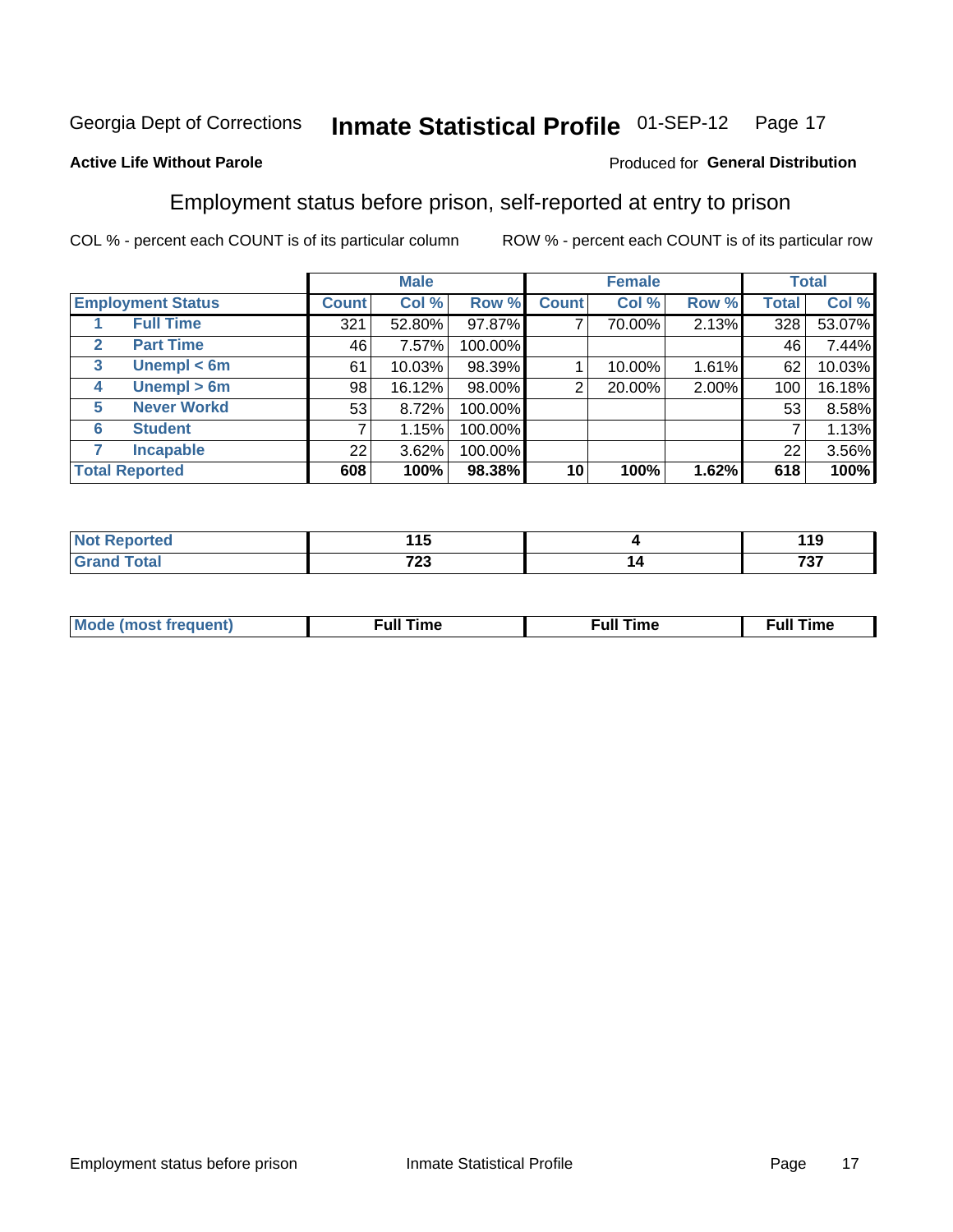Georgia Dept of Corrections **Inmate Statistical Profile** 01-SEP-12

**Active Life Without Parole**

Produced for **General Distribution**

## Employment status before prison, self-reported at entry to prison

COL % - percent each COUNT is of its particular column

ROW % - percent each COUNT is of its particular row

| Employment Status | | Male | | | Female | | | Total | |
|---|---|---|---|---|---|---|---|---|---|
| | | Count | Col % | Row % | Count | Col % | Row % | Total | Col % |
| 1 | Full Time | 321 | 52.80% | 97.87% | 7 | 70.00% | 2.13% | 328 | 53.07% |
| 2 | Part Time | 46 | 7.57% | 100.00% | | | | 46 | 7.44% |
| 3 | Unempl < 6m | 61 | 10.03% | 98.39% | 1 | 10.00% | 1.61% | 62 | 10.03% |
| 4 | Unempl > 6m | 98 | 16.12% | 98.00% | 2 | 20.00% | 2.00% | 100 | 16.18% |
| 5 | Never Workd | 53 | 8.72% | 100.00% | | | | 53 | 8.58% |
| 6 | Student | 7 | 1.15% | 100.00% | | | | 7 | 1.13% |
| 7 | Incapable | 22 | 3.62% | 100.00% | | | | 22 | 3.56% |
| **Total Reported** | | **608** | **100%** | **98.38%** | **10** | **100%** | **1.62%** | **618** | **100%** |

| | Male | Female | Total |
|---|---|---|---|
| Not Reported | 115 | 4 | 119 |
| Grand Total | 723 | 14 | 737 |

| | Male | Female | Total |
|---|---|---|---|
| Mode (most frequent) | Full Time | Full Time | Full Time |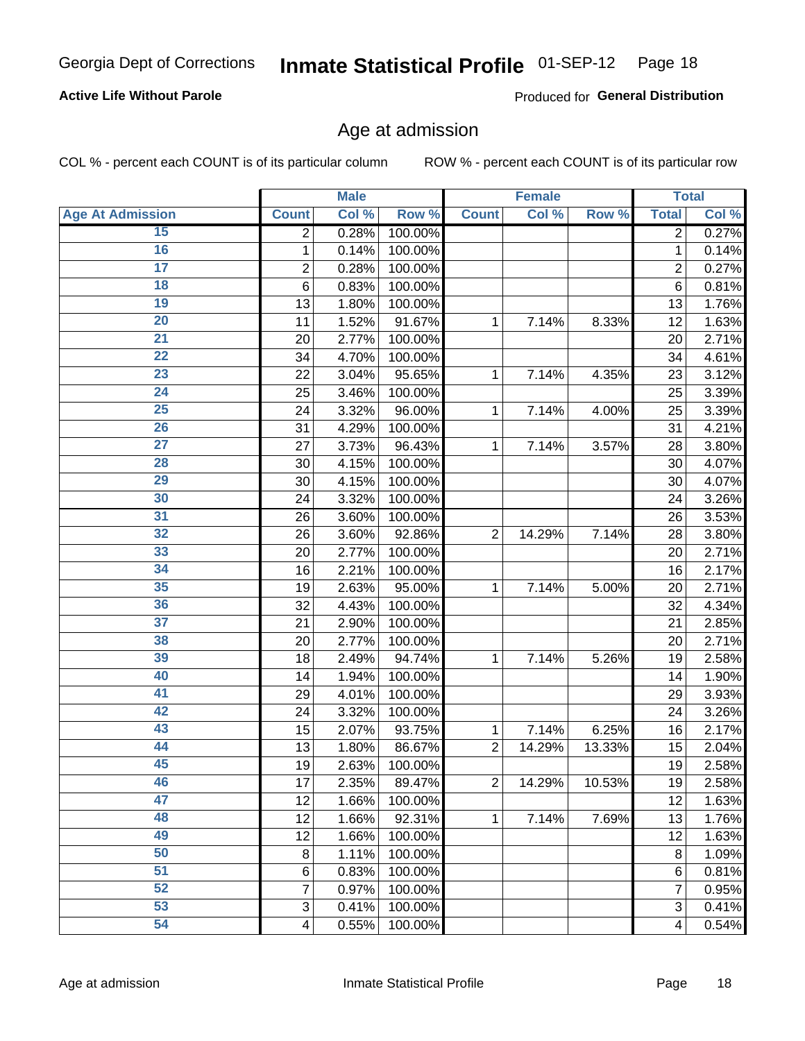Georgia Dept of Corrections **Inmate Statistical Profile** 01-SEP-12

**Active Life Without Parole**

Produced for **General Distribution**

## Age at admission

COL % - percent each COUNT is of its particular column    ROW % - percent each COUNT is of its particular row

| | Male | | | Female | | | Total | |
|---|---|---|---|---|---|---|---|---|
| **Age At Admission** | **Count** | **Col %** | **Row %** | **Count** | **Col %** | **Row %** | **Total** | **Col %** |
| 15 | 2 | 0.28% | 100.00% | | | | 2 | 0.27% |
| 16 | 1 | 0.14% | 100.00% | | | | 1 | 0.14% |
| 17 | 2 | 0.28% | 100.00% | | | | 2 | 0.27% |
| 18 | 6 | 0.83% | 100.00% | | | | 6 | 0.81% |
| 19 | 13 | 1.80% | 100.00% | | | | 13 | 1.76% |
| 20 | 11 | 1.52% | 91.67% | 1 | 7.14% | 8.33% | 12 | 1.63% |
| 21 | 20 | 2.77% | 100.00% | | | | 20 | 2.71% |
| 22 | 34 | 4.70% | 100.00% | | | | 34 | 4.61% |
| 23 | 22 | 3.04% | 95.65% | 1 | 7.14% | 4.35% | 23 | 3.12% |
| 24 | 25 | 3.46% | 100.00% | | | | 25 | 3.39% |
| 25 | 24 | 3.32% | 96.00% | 1 | 7.14% | 4.00% | 25 | 3.39% |
| 26 | 31 | 4.29% | 100.00% | | | | 31 | 4.21% |
| 27 | 27 | 3.73% | 96.43% | 1 | 7.14% | 3.57% | 28 | 3.80% |
| 28 | 30 | 4.15% | 100.00% | | | | 30 | 4.07% |
| 29 | 30 | 4.15% | 100.00% | | | | 30 | 4.07% |
| 30 | 24 | 3.32% | 100.00% | | | | 24 | 3.26% |
| 31 | 26 | 3.60% | 100.00% | | | | 26 | 3.53% |
| 32 | 26 | 3.60% | 92.86% | 2 | 14.29% | 7.14% | 28 | 3.80% |
| 33 | 20 | 2.77% | 100.00% | | | | 20 | 2.71% |
| 34 | 16 | 2.21% | 100.00% | | | | 16 | 2.17% |
| 35 | 19 | 2.63% | 95.00% | 1 | 7.14% | 5.00% | 20 | 2.71% |
| 36 | 32 | 4.43% | 100.00% | | | | 32 | 4.34% |
| 37 | 21 | 2.90% | 100.00% | | | | 21 | 2.85% |
| 38 | 20 | 2.77% | 100.00% | | | | 20 | 2.71% |
| 39 | 18 | 2.49% | 94.74% | 1 | 7.14% | 5.26% | 19 | 2.58% |
| 40 | 14 | 1.94% | 100.00% | | | | 14 | 1.90% |
| 41 | 29 | 4.01% | 100.00% | | | | 29 | 3.93% |
| 42 | 24 | 3.32% | 100.00% | | | | 24 | 3.26% |
| 43 | 15 | 2.07% | 93.75% | 1 | 7.14% | 6.25% | 16 | 2.17% |
| 44 | 13 | 1.80% | 86.67% | 2 | 14.29% | 13.33% | 15 | 2.04% |
| 45 | 19 | 2.63% | 100.00% | | | | 19 | 2.58% |
| 46 | 17 | 2.35% | 89.47% | 2 | 14.29% | 10.53% | 19 | 2.58% |
| 47 | 12 | 1.66% | 100.00% | | | | 12 | 1.63% |
| 48 | 12 | 1.66% | 92.31% | 1 | 7.14% | 7.69% | 13 | 1.76% |
| 49 | 12 | 1.66% | 100.00% | | | | 12 | 1.63% |
| 50 | 8 | 1.11% | 100.00% | | | | 8 | 1.09% |
| 51 | 6 | 0.83% | 100.00% | | | | 6 | 0.81% |
| 52 | 7 | 0.97% | 100.00% | | | | 7 | 0.95% |
| 53 | 3 | 0.41% | 100.00% | | | | 3 | 0.41% |
| 54 | 4 | 0.55% | 100.00% | | | | 4 | 0.54% |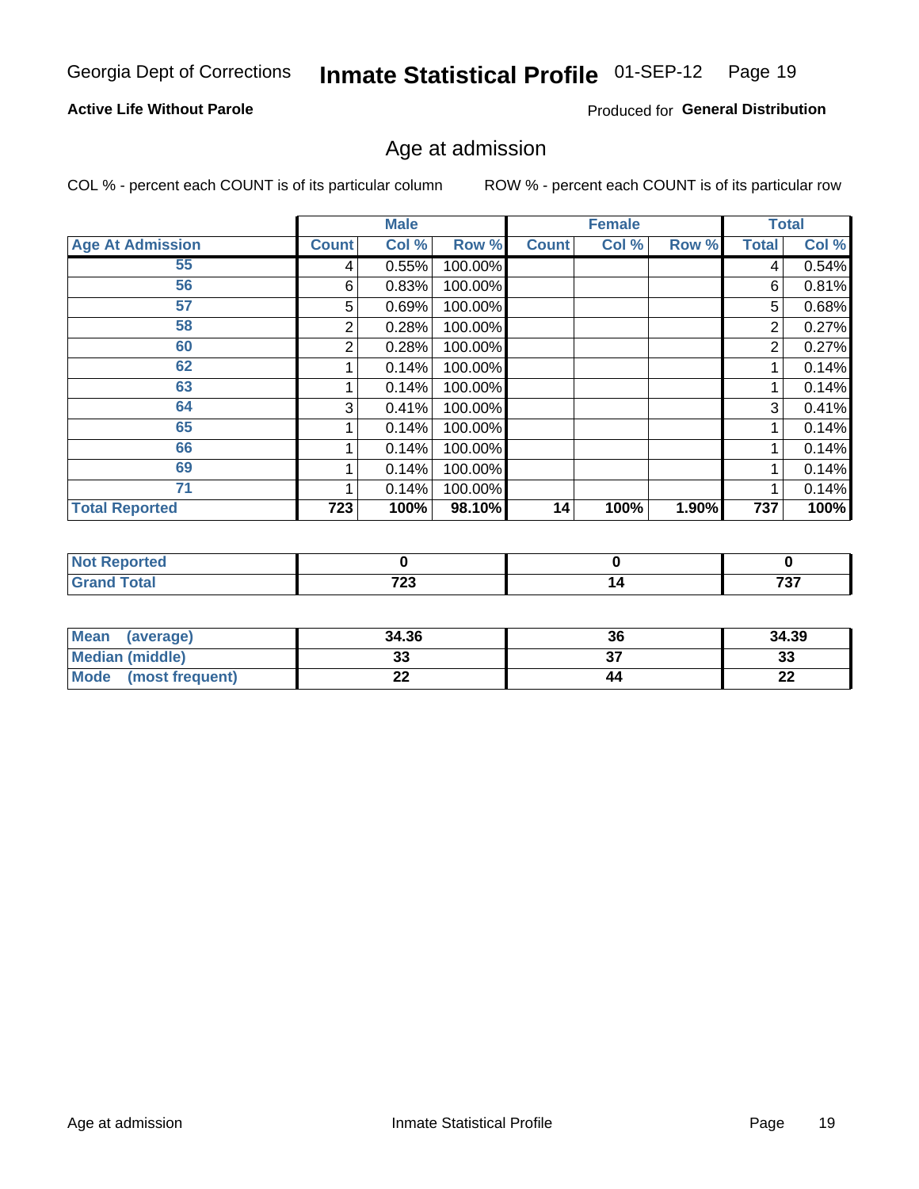Georgia Dept of Corrections **Inmate Statistical Profile** 01-SEP-12

**Active Life Without Parole** Produced for **General Distribution**

## Age at admission

COL % - percent each COUNT is of its particular column ROW % - percent each COUNT is of its particular row

| | Male | | | Female | | | Total | |
|---|---|---|---|---|---|---|---|---|
| Age At Admission | Count | Col % | Row % | Count | Col % | Row % | Total | Col % |
| 55 | 4 | 0.55% | 100.00% | | | | 4 | 0.54% |
| 56 | 6 | 0.83% | 100.00% | | | | 6 | 0.81% |
| 57 | 5 | 0.69% | 100.00% | | | | 5 | 0.68% |
| 58 | 2 | 0.28% | 100.00% | | | | 2 | 0.27% |
| 60 | 2 | 0.28% | 100.00% | | | | 2 | 0.27% |
| 62 | 1 | 0.14% | 100.00% | | | | 1 | 0.14% |
| 63 | 1 | 0.14% | 100.00% | | | | 1 | 0.14% |
| 64 | 3 | 0.41% | 100.00% | | | | 3 | 0.41% |
| 65 | 1 | 0.14% | 100.00% | | | | 1 | 0.14% |
| 66 | 1 | 0.14% | 100.00% | | | | 1 | 0.14% |
| 69 | 1 | 0.14% | 100.00% | | | | 1 | 0.14% |
| 71 | 1 | 0.14% | 100.00% | | | | 1 | 0.14% |
| **Total Reported** | **723** | **100%** | **98.10%** | **14** | **100%** | **1.90%** | **737** | **100%** |

| | Male | Female | Total |
|---|---|---|---|
| Not Reported | 0 | 0 | 0 |
| Grand Total | 723 | 14 | 737 |

| | Male | Female | Total |
|---|---|---|---|
| Mean (average) | 34.36 | 36 | 34.39 |
| Median (middle) | 33 | 37 | 33 |
| Mode (most frequent) | 22 | 44 | 22 |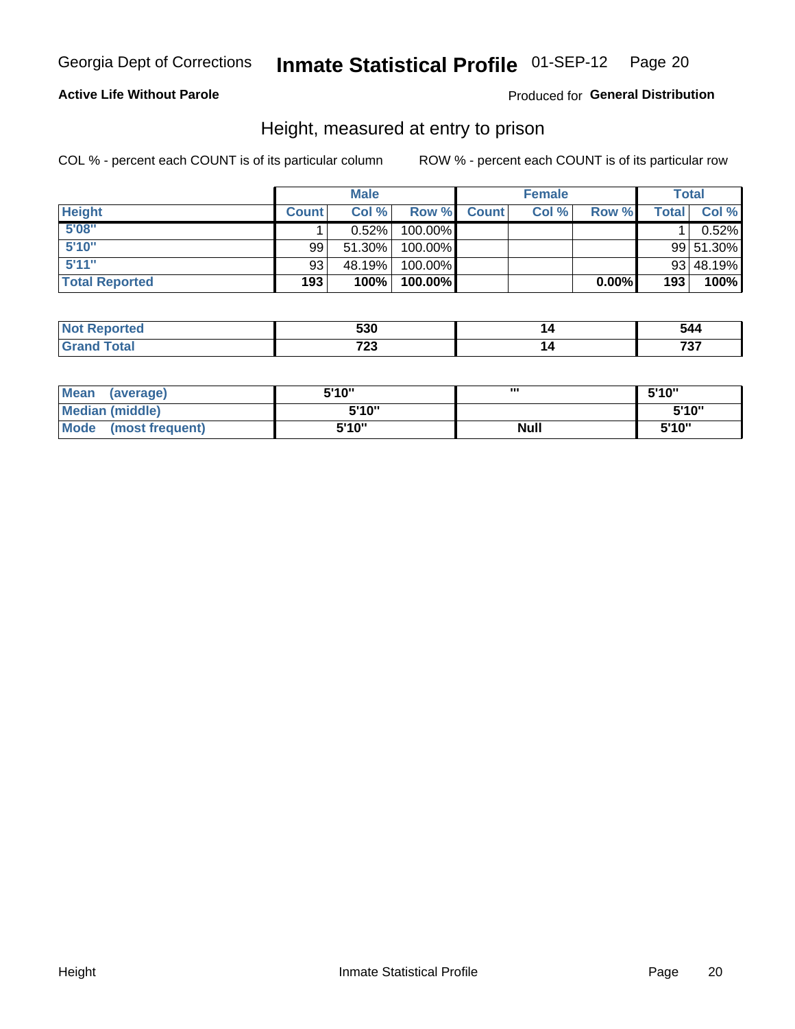Georgia Dept of Corrections **Inmate Statistical Profile** 01-SEP-12 Page 20

**Active Life Without Parole**

Produced for **General Distribution**

## Height, measured at entry to prison

COL % - percent each COUNT is of its particular column ROW % - percent each COUNT is of its particular row

| | Male | | | Female | | | Total | |
|---|---|---|---|---|---|---|---|---|
| **Height** | **Count** | **Col %** | **Row %** | **Count** | **Col %** | **Row %** | **Total** | **Col %** |
| **5'08"** | 1 | 0.52% | 100.00% | | | | 1 | 0.52% |
| **5'10"** | 99 | 51.30% | 100.00% | | | | 99 | 51.30% |
| **5'11"** | 93 | 48.19% | 100.00% | | | | 93 | 48.19% |
| **Total Reported** | **193** | **100%** | **100.00%** | | | **0.00%** | **193** | **100%** |

| | Male | Female | Total |
|---|---|---|---|
| **Not Reported** | **530** | **14** | **544** |
| **Grand Total** | **723** | **14** | **737** |

| | Male | Female | Total |
|---|---|---|---|
| **Mean (average)** | **5'10"** | **"'** | **5'10"** |
| **Median (middle)** | **5'10"** | | **5'10"** |
| **Mode (most frequent)** | **5'10"** | **Null** | **5'10"** |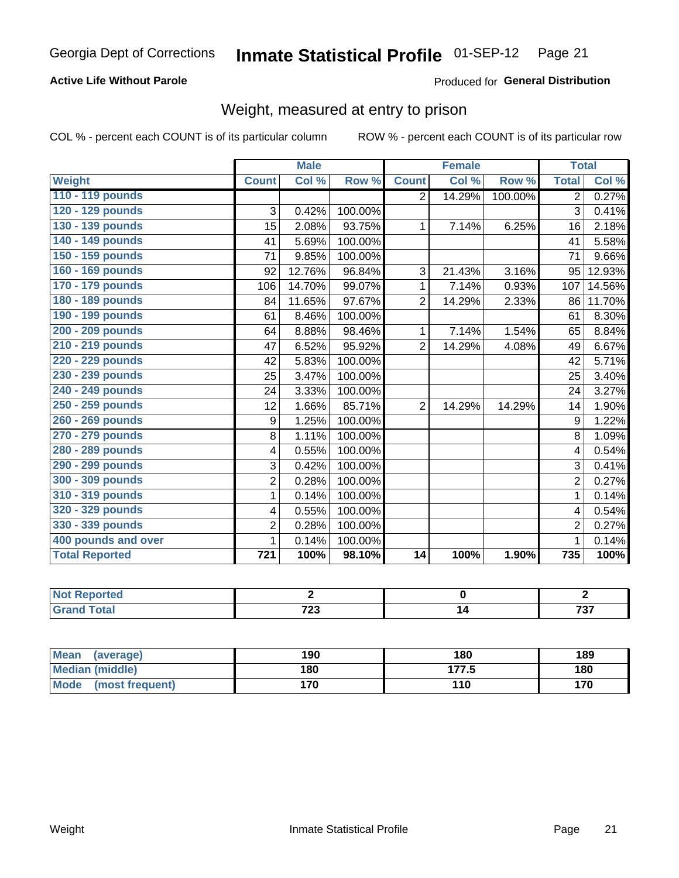Georgia Dept of Corrections **Inmate Statistical Profile** 01-SEP-12

**Active Life Without Parole**

Produced for **General Distribution**

## Weight, measured at entry to prison

COL % - percent each COUNT is of its particular column ROW % - percent each COUNT is of its particular row

| | Male | | | Female | | | Total | |
|---|---|---|---|---|---|---|---|---|
| **Weight** | **Count** | **Col %** | **Row %** | **Count** | **Col %** | **Row %** | **Total** | **Col %** |
| 110 - 119 pounds | | | | 2 | 14.29% | 100.00% | 2 | 0.27% |
| 120 - 129 pounds | 3 | 0.42% | 100.00% | | | | 3 | 0.41% |
| 130 - 139 pounds | 15 | 2.08% | 93.75% | 1 | 7.14% | 6.25% | 16 | 2.18% |
| 140 - 149 pounds | 41 | 5.69% | 100.00% | | | | 41 | 5.58% |
| 150 - 159 pounds | 71 | 9.85% | 100.00% | | | | 71 | 9.66% |
| 160 - 169 pounds | 92 | 12.76% | 96.84% | 3 | 21.43% | 3.16% | 95 | 12.93% |
| 170 - 179 pounds | 106 | 14.70% | 99.07% | 1 | 7.14% | 0.93% | 107 | 14.56% |
| 180 - 189 pounds | 84 | 11.65% | 97.67% | 2 | 14.29% | 2.33% | 86 | 11.70% |
| 190 - 199 pounds | 61 | 8.46% | 100.00% | | | | 61 | 8.30% |
| 200 - 209 pounds | 64 | 8.88% | 98.46% | 1 | 7.14% | 1.54% | 65 | 8.84% |
| 210 - 219 pounds | 47 | 6.52% | 95.92% | 2 | 14.29% | 4.08% | 49 | 6.67% |
| 220 - 229 pounds | 42 | 5.83% | 100.00% | | | | 42 | 5.71% |
| 230 - 239 pounds | 25 | 3.47% | 100.00% | | | | 25 | 3.40% |
| 240 - 249 pounds | 24 | 3.33% | 100.00% | | | | 24 | 3.27% |
| 250 - 259 pounds | 12 | 1.66% | 85.71% | 2 | 14.29% | 14.29% | 14 | 1.90% |
| 260 - 269 pounds | 9 | 1.25% | 100.00% | | | | 9 | 1.22% |
| 270 - 279 pounds | 8 | 1.11% | 100.00% | | | | 8 | 1.09% |
| 280 - 289 pounds | 4 | 0.55% | 100.00% | | | | 4 | 0.54% |
| 290 - 299 pounds | 3 | 0.42% | 100.00% | | | | 3 | 0.41% |
| 300 - 309 pounds | 2 | 0.28% | 100.00% | | | | 2 | 0.27% |
| 310 - 319 pounds | 1 | 0.14% | 100.00% | | | | 1 | 0.14% |
| 320 - 329 pounds | 4 | 0.55% | 100.00% | | | | 4 | 0.54% |
| 330 - 339 pounds | 2 | 0.28% | 100.00% | | | | 2 | 0.27% |
| 400 pounds and over | 1 | 0.14% | 100.00% | | | | 1 | 0.14% |
| **Total Reported** | **721** | **100%** | **98.10%** | **14** | **100%** | **1.90%** | **735** | **100%** |

| | Male | Female | Total |
|---|---|---|---|
| **Not Reported** | **2** | **0** | **2** |
| **Grand Total** | **723** | **14** | **737** |

| | Male | Female | Total |
|---|---|---|---|
| **Mean (average)** | **190** | **180** | **189** |
| **Median (middle)** | **180** | **177.5** | **180** |
| **Mode (most frequent)** | **170** | **110** | **170** |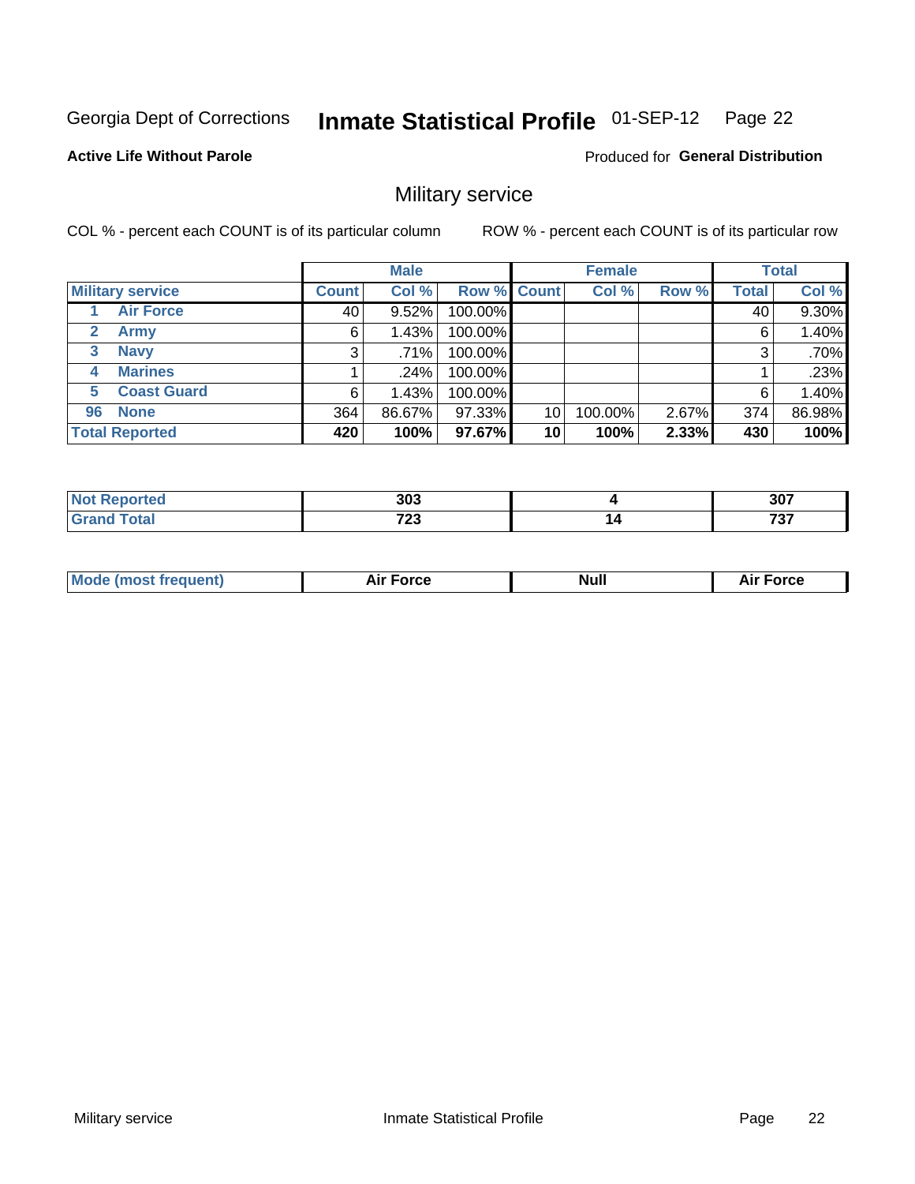Georgia Dept of Corrections **Inmate Statistical Profile** 01-SEP-12 Page 22

**Active Life Without Parole**

Produced for **General Distribution**

## Military service

COL % - percent each COUNT is of its particular column ROW % - percent each COUNT is of its particular row

| | Male | | | Female | | | Total | |
|---|---|---|---|---|---|---|---|---|
| Military service | Count | Col % | Row % | Count | Col % | Row % | Total | Col % |
| 1 Air Force | 40 | 9.52% | 100.00% | | | | 40 | 9.30% |
| 2 Army | 6 | 1.43% | 100.00% | | | | 6 | 1.40% |
| 3 Navy | 3 | .71% | 100.00% | | | | 3 | .70% |
| 4 Marines | 1 | .24% | 100.00% | | | | 1 | .23% |
| 5 Coast Guard | 6 | 1.43% | 100.00% | | | | 6 | 1.40% |
| 96 None | 364 | 86.67% | 97.33% | 10 | 100.00% | 2.67% | 374 | 86.98% |
| **Total Reported** | **420** | **100%** | **97.67%** | **10** | **100%** | **2.33%** | **430** | **100%** |

| | Male | Female | Total |
|---|---|---|---|
| Not Reported | 303 | 4 | 307 |
| Grand Total | 723 | 14 | 737 |

| | Male | Female | Total |
|---|---|---|---|
| Mode (most frequent) | Air Force | Null | Air Force |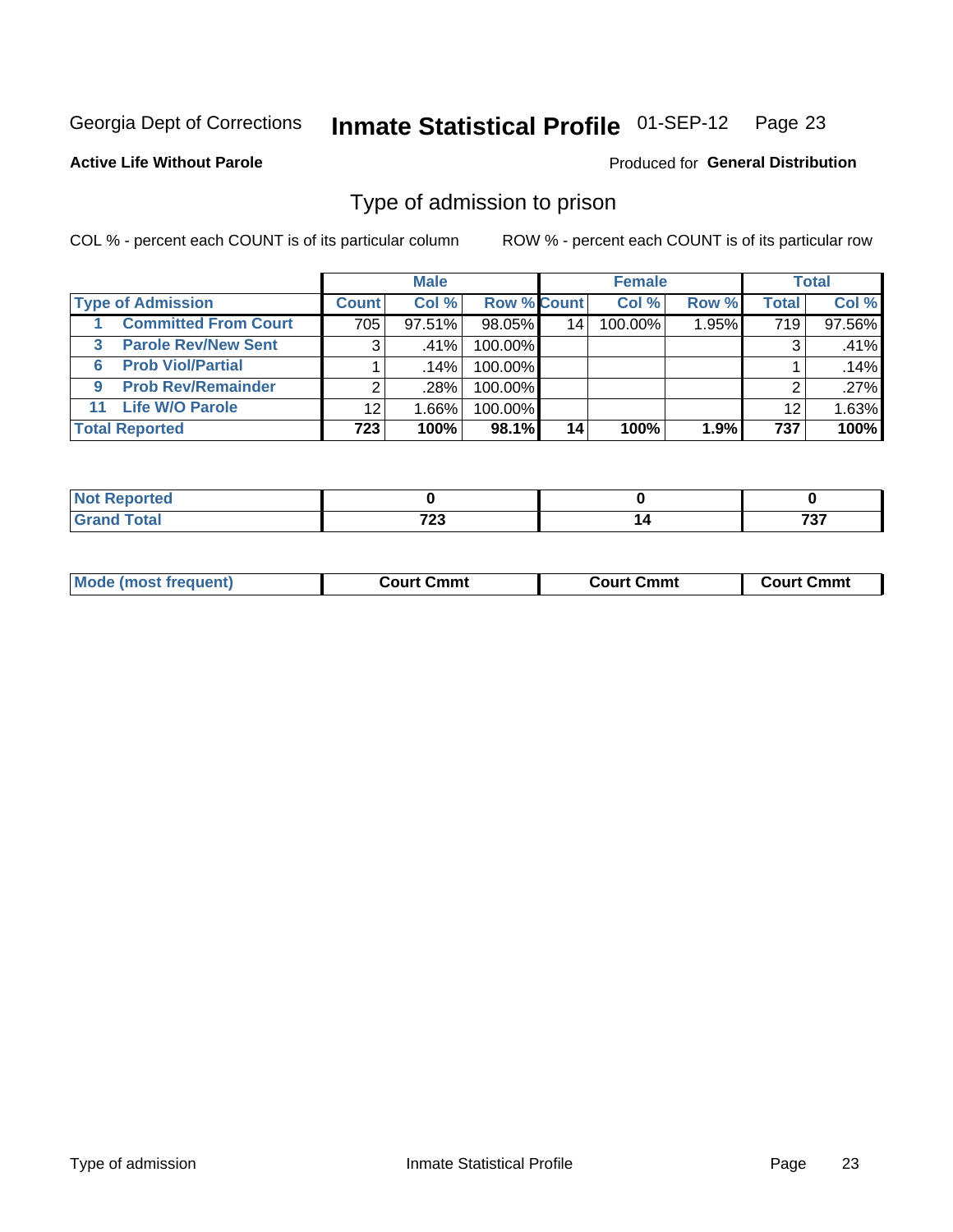Georgia Dept of Corrections **Inmate Statistical Profile** 01-SEP-12

**Active Life Without Parole**

Produced for **General Distribution**

## Type of admission to prison

COL % - percent each COUNT is of its particular column

ROW % - percent each COUNT is of its particular row

| | Male | | | Female | | | Total | |
|---|---|---|---|---|---|---|---|---|
| **Type of Admission** | **Count** | **Col %** | **Row %** | **Count** | **Col %** | **Row %** | **Total** | **Col %** |
| 1 Committed From Court | 705 | 97.51% | 98.05% | 14 | 100.00% | 1.95% | 719 | 97.56% |
| 3 Parole Rev/New Sent | 3 | .41% | 100.00% | | | | 3 | .41% |
| 6 Prob Viol/Partial | 1 | .14% | 100.00% | | | | 1 | .14% |
| 9 Prob Rev/Remainder | 2 | .28% | 100.00% | | | | 2 | .27% |
| 11 Life W/O Parole | 12 | 1.66% | 100.00% | | | | 12 | 1.63% |
| **Total Reported** | **723** | **100%** | **98.1%** | **14** | **100%** | **1.9%** | **737** | **100%** |

| | Male | Female | Total |
|---|---|---|---|
| **Not Reported** | **0** | **0** | **0** |
| **Grand Total** | **723** | **14** | **737** |

| | Male | Female | Total |
|---|---|---|---|
| **Mode (most frequent)** | **Court Cmmt** | **Court Cmmt** | **Court Cmmt** |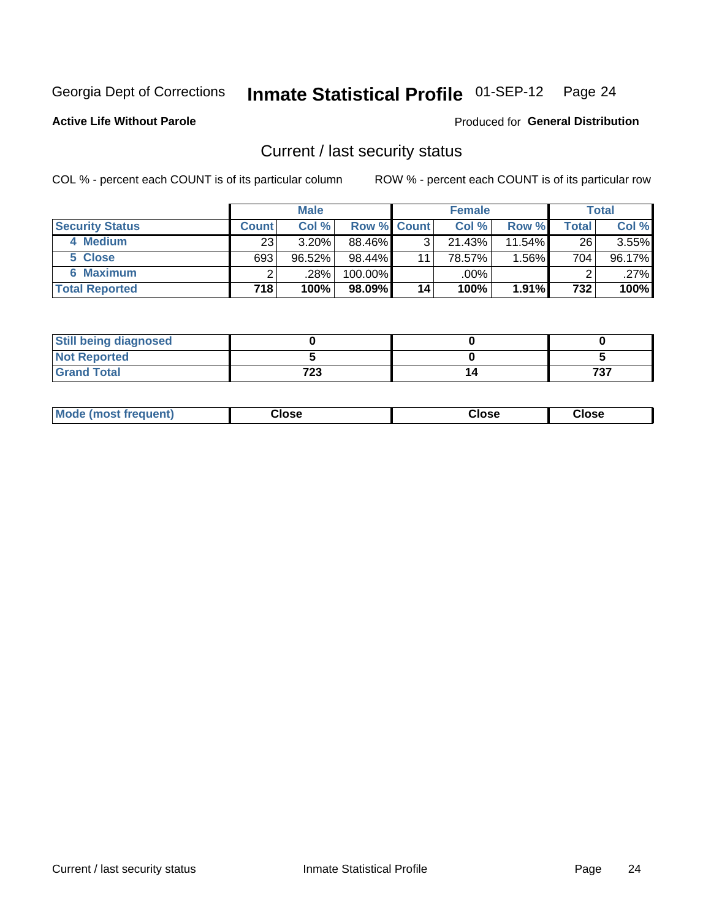Georgia Dept of Corrections **Inmate Statistical Profile** 01-SEP-12

**Active Life Without Parole**

Produced for **General Distribution**

## Current / last security status

COL % - percent each COUNT is of its particular column

ROW % - percent each COUNT is of its particular row

| | Male | | | Female | | | Total | |
|---|---|---|---|---|---|---|---|---|
| **Security Status** | **Count** | **Col %** | **Row %** | **Count** | **Col %** | **Row %** | **Total** | **Col %** |
| 4 Medium | 23 | 3.20% | 88.46% | 3 | 21.43% | 11.54% | 26 | 3.55% |
| 5 Close | 693 | 96.52% | 98.44% | 11 | 78.57% | 1.56% | 704 | 96.17% |
| 6 Maximum | 2 | .28% | 100.00% | | .00% | | 2 | .27% |
| **Total Reported** | **718** | **100%** | **98.09%** | **14** | **100%** | **1.91%** | **732** | **100%** |

| | Male | Female | Total |
|---|---|---|---|
| Still being diagnosed | 0 | 0 | 0 |
| Not Reported | 5 | 0 | 5 |
| Grand Total | 723 | 14 | 737 |

| | Male | Female | Total |
|---|---|---|---|
| Mode (most frequent) | Close | Close | Close |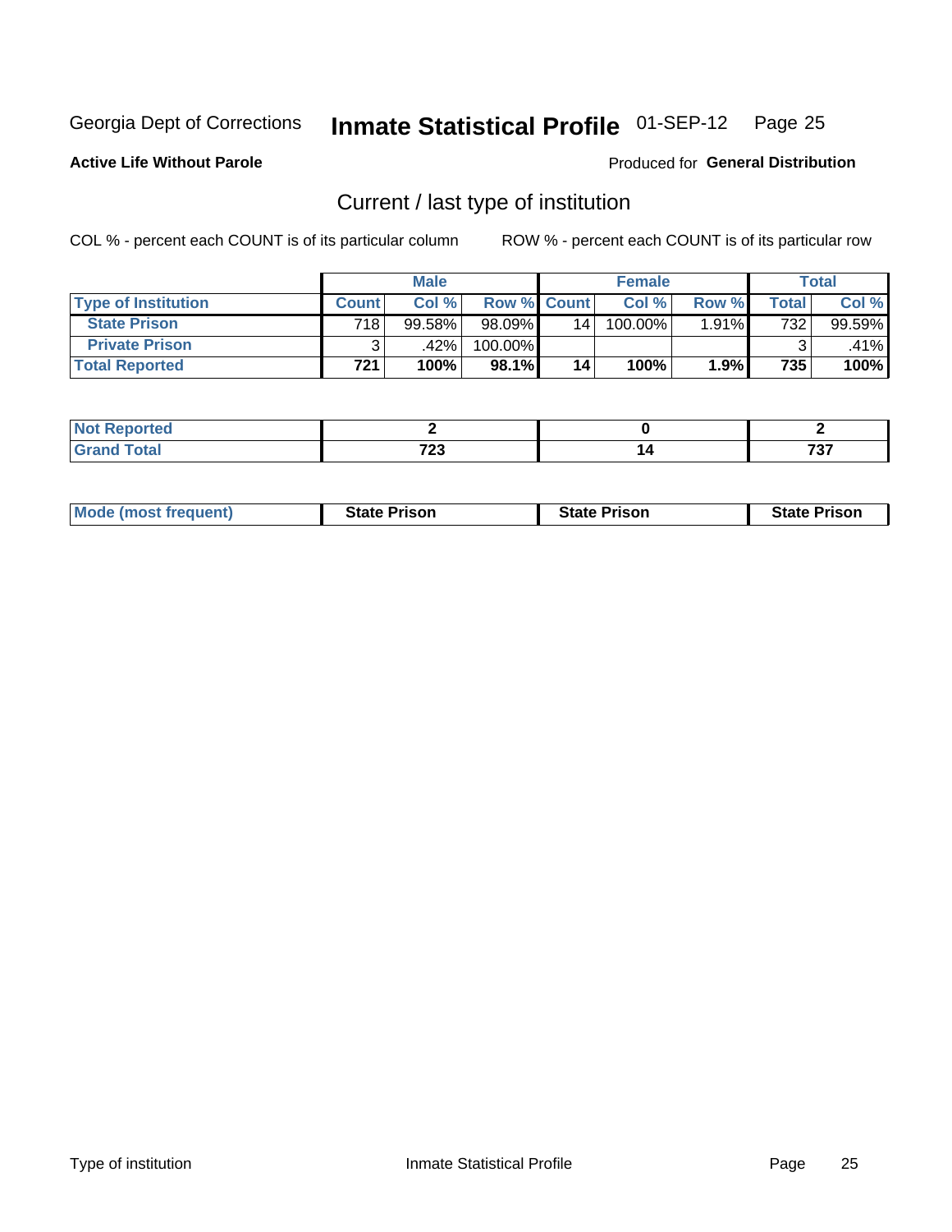Georgia Dept of Corrections **Inmate Statistical Profile** 01-SEP-12

**Active Life Without Parole**

Produced for **General Distribution**

## Current / last type of institution

COL % - percent each COUNT is of its particular column        ROW % - percent each COUNT is of its particular row

| | Male | | | Female | | | Total | |
|---|---|---|---|---|---|---|---|---|
| **Type of Institution** | **Count** | **Col %** | **Row %** | **Count** | **Col %** | **Row %** | **Total** | **Col %** |
| **State Prison** | 718 | 99.58% | 98.09% | 14 | 100.00% | 1.91% | 732 | 99.59% |
| **Private Prison** | 3 | .42% | 100.00% | | | | 3 | .41% |
| **Total Reported** | **721** | **100%** | **98.1%** | **14** | **100%** | **1.9%** | **735** | **100%** |

| | Male | Female | Total |
|---|---|---|---|
| **Not Reported** | **2** | **0** | **2** |
| **Grand Total** | **723** | **14** | **737** |

| | Male | Female | Total |
|---|---|---|---|
| **Mode (most frequent)** | **State Prison** | **State Prison** | **State Prison** |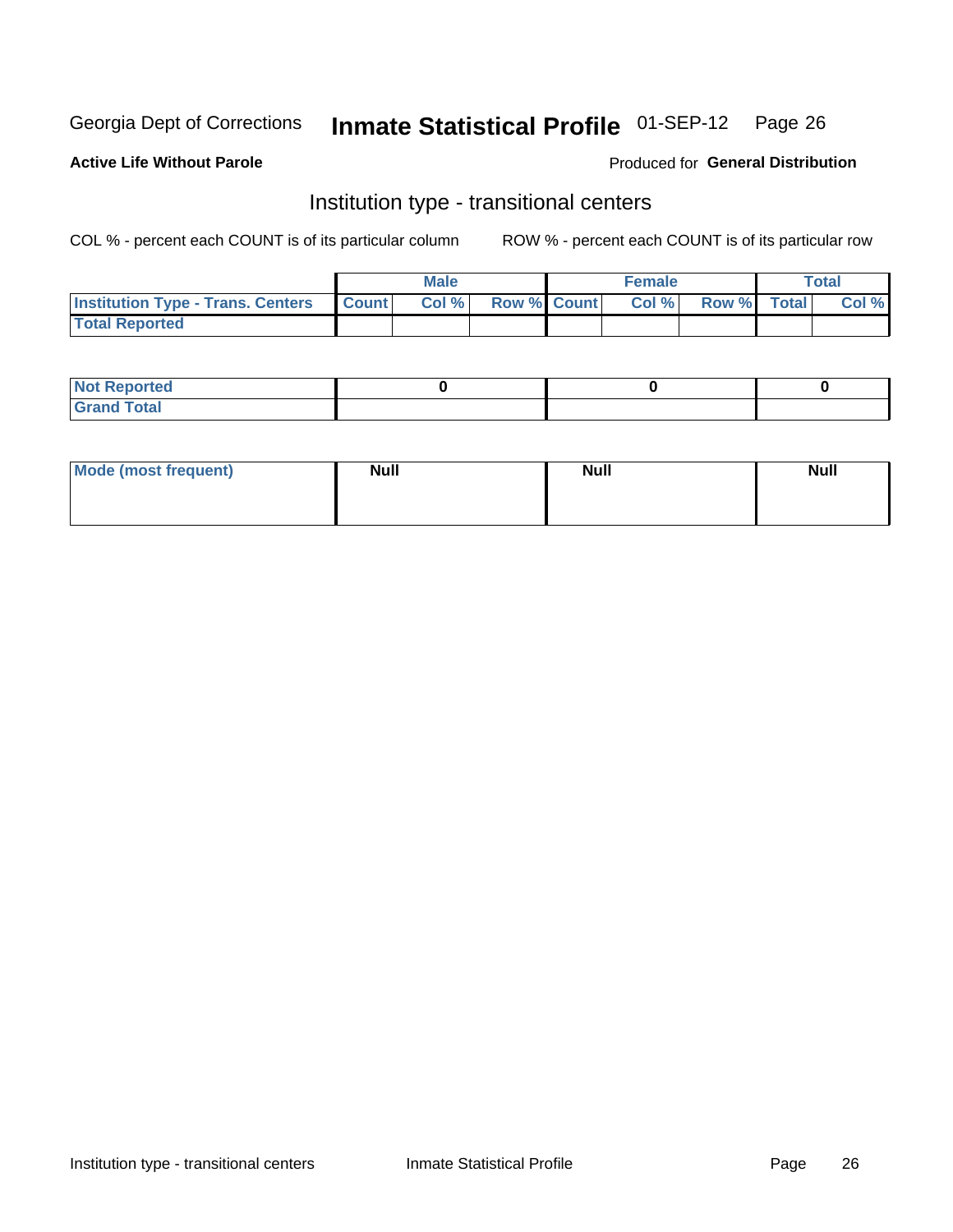Georgia Dept of Corrections **Inmate Statistical Profile** 01-SEP-12

**Active Life Without Parole**

Produced for **General Distribution**

## Institution type - transitional centers

COL % - percent each COUNT is of its particular column ROW % - percent each COUNT is of its particular row

| | Male | | | Female | | | Total | |
|---|---|---|---|---|---|---|---|---|
| **Institution Type - Trans. Centers** | **Count** | **Col %** | **Row %** | **Count** | **Col %** | **Row %** | **Total** | **Col %** |
| **Total Reported** | | | | | | | | |

| | Male | Female | Total |
|---|---|---|---|
| **Not Reported** | 0 | 0 | 0 |
| **Grand Total** | | | |

| | Male | Female | Total |
|---|---|---|---|
| **Mode (most frequent)** | Null | Null | Null |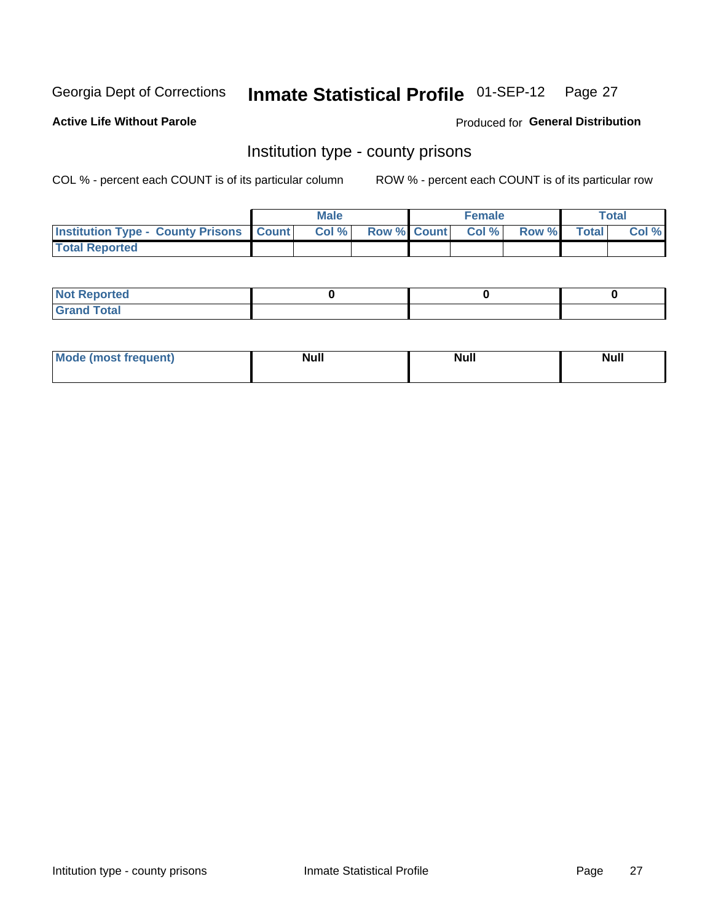Georgia Dept of Corrections **Inmate Statistical Profile** 01-SEP-12

**Active Life Without Parole**

Produced for **General Distribution**

## Institution type - county prisons

COL % - percent each COUNT is of its particular column

ROW % - percent each COUNT is of its particular row

| | Male | | | Female | | | Total | |
|---|---|---|---|---|---|---|---|---|
| **Institution Type - County Prisons** | **Count** | **Col %** | **Row %** | **Count** | **Col %** | **Row %** | **Total** | **Col %** |
| **Total Reported** | | | | | | | | |

| | Male | Female | Total |
|---|---|---|---|
| **Not Reported** | **0** | **0** | **0** |
| **Grand Total** | | | |

| | Male | Female | Total |
|---|---|---|---|
| **Mode (most frequent)** | **Null** | **Null** | **Null** |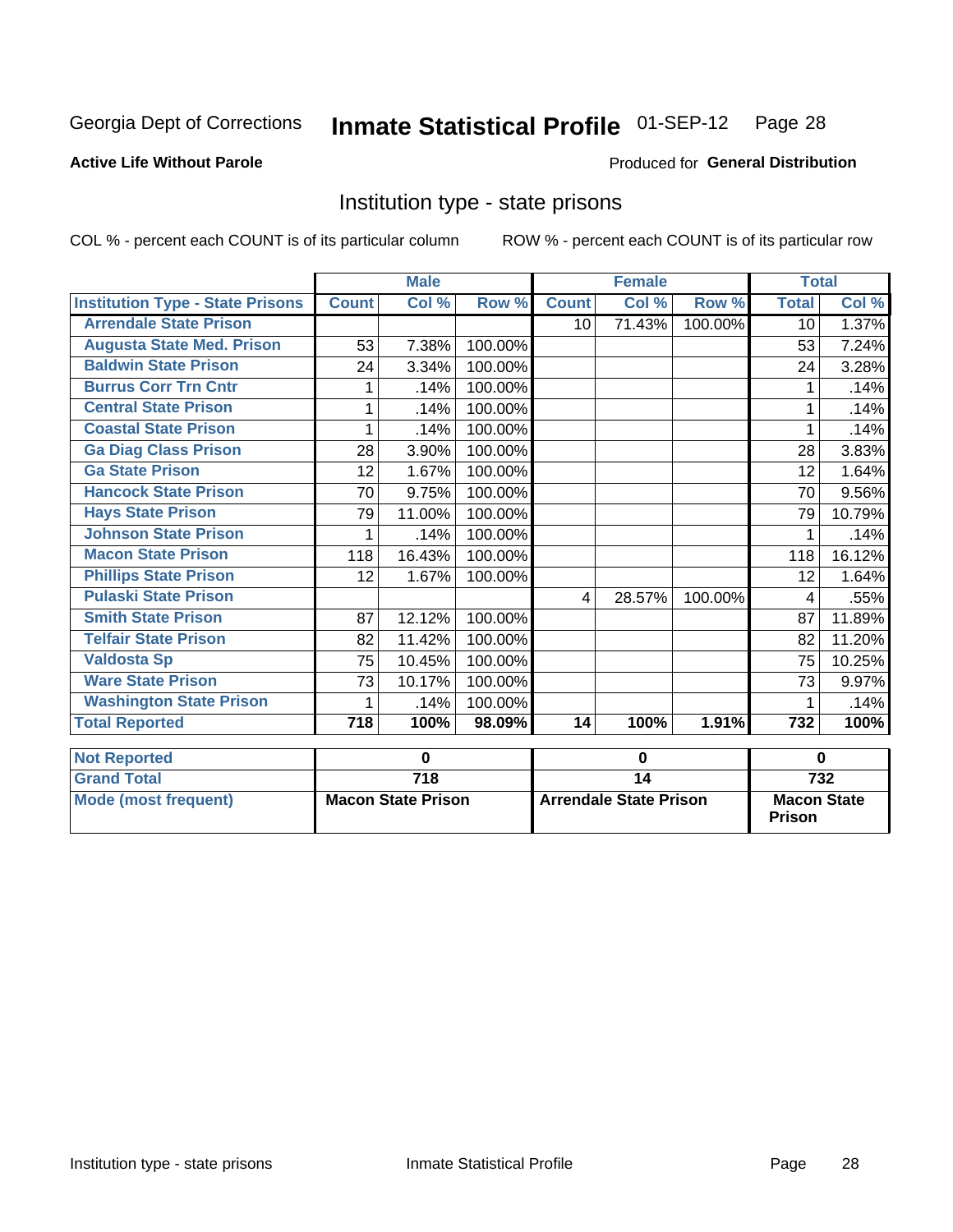Georgia Dept of Corrections **Inmate Statistical Profile** 01-SEP-12

**Active Life Without Parole**

Produced for **General Distribution**

## Institution type - state prisons

COL % - percent each COUNT is of its particular column     ROW % - percent each COUNT is of its particular row

| | Male | | | Female | | | Total | |
|---|---|---|---|---|---|---|---|---|
| **Institution Type - State Prisons** | **Count** | **Col %** | **Row %** | **Count** | **Col %** | **Row %** | **Total** | **Col %** |
| **Arrendale State Prison** | | | | 10 | 71.43% | 100.00% | 10 | 1.37% |
| **Augusta State Med. Prison** | 53 | 7.38% | 100.00% | | | | 53 | 7.24% |
| **Baldwin State Prison** | 24 | 3.34% | 100.00% | | | | 24 | 3.28% |
| **Burrus Corr Trn Cntr** | 1 | .14% | 100.00% | | | | 1 | .14% |
| **Central State Prison** | 1 | .14% | 100.00% | | | | 1 | .14% |
| **Coastal State Prison** | 1 | .14% | 100.00% | | | | 1 | .14% |
| **Ga Diag Class Prison** | 28 | 3.90% | 100.00% | | | | 28 | 3.83% |
| **Ga State Prison** | 12 | 1.67% | 100.00% | | | | 12 | 1.64% |
| **Hancock State Prison** | 70 | 9.75% | 100.00% | | | | 70 | 9.56% |
| **Hays State Prison** | 79 | 11.00% | 100.00% | | | | 79 | 10.79% |
| **Johnson State Prison** | 1 | .14% | 100.00% | | | | 1 | .14% |
| **Macon State Prison** | 118 | 16.43% | 100.00% | | | | 118 | 16.12% |
| **Phillips State Prison** | 12 | 1.67% | 100.00% | | | | 12 | 1.64% |
| **Pulaski State Prison** | | | | 4 | 28.57% | 100.00% | 4 | .55% |
| **Smith State Prison** | 87 | 12.12% | 100.00% | | | | 87 | 11.89% |
| **Telfair State Prison** | 82 | 11.42% | 100.00% | | | | 82 | 11.20% |
| **Valdosta Sp** | 75 | 10.45% | 100.00% | | | | 75 | 10.25% |
| **Ware State Prison** | 73 | 10.17% | 100.00% | | | | 73 | 9.97% |
| **Washington State Prison** | 1 | .14% | 100.00% | | | | 1 | .14% |
| **Total Reported** | **718** | **100%** | **98.09%** | **14** | **100%** | **1.91%** | **732** | **100%** |

| | Male | Female | Total |
|---|---|---|---|
| **Not Reported** | **0** | **0** | **0** |
| **Grand Total** | **718** | **14** | **732** |
| **Mode (most frequent)** | **Macon State Prison** | **Arrendale State Prison** | **Macon State Prison** |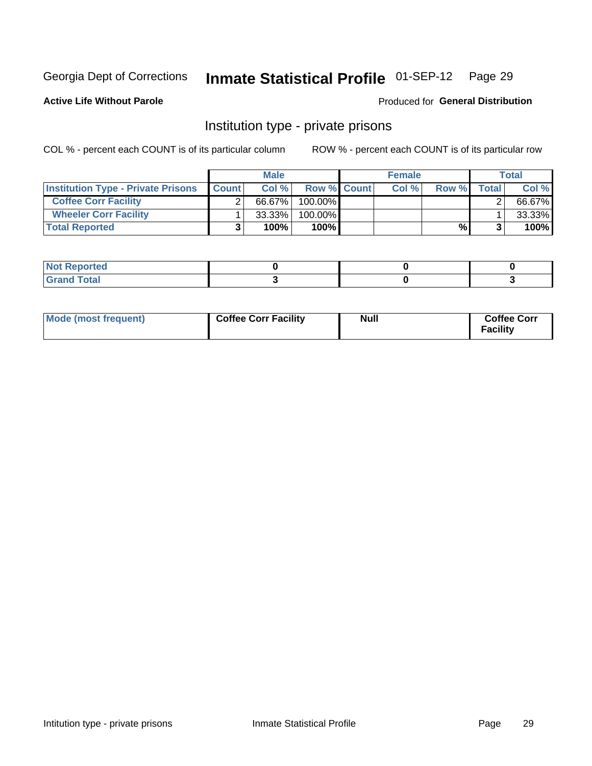Georgia Dept of Corrections **Inmate Statistical Profile** 01-SEP-12 Page 29

**Active Life Without Parole**

Produced for **General Distribution**

## Institution type - private prisons

COL % - percent each COUNT is of its particular column

ROW % - percent each COUNT is of its particular row

| | Male | | | Female | | | Total | |
|---|---|---|---|---|---|---|---|---|
| **Institution Type - Private Prisons** | **Count** | **Col %** | **Row %** | **Count** | **Col %** | **Row %** | **Total** | **Col %** |
| **Coffee Corr Facility** | 2 | 66.67% | 100.00% | | | | 2 | 66.67% |
| **Wheeler Corr Facility** | 1 | 33.33% | 100.00% | | | | 1 | 33.33% |
| **Total Reported** | **3** | **100%** | **100%** | | | **%** | **3** | **100%** |

| | Male | Female | Total |
|---|---|---|---|
| **Not Reported** | **0** | **0** | **0** |
| **Grand Total** | **3** | **0** | **3** |

| | Male | Female | Total |
|---|---|---|---|
| **Mode (most frequent)** | **Coffee Corr Facility** | **Null** | **Coffee Corr Facility** |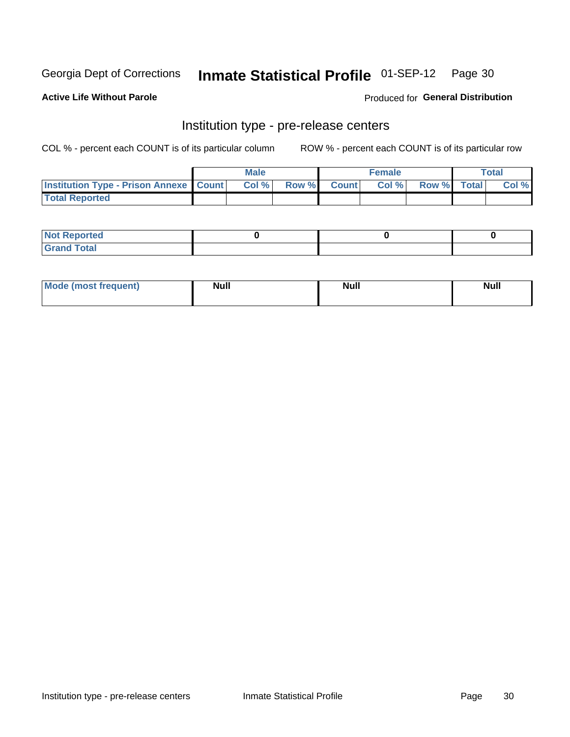Georgia Dept of Corrections **Inmate Statistical Profile** 01-SEP-12

**Active Life Without Parole**

Produced for **General Distribution**

## Institution type - pre-release centers

COL % - percent each COUNT is of its particular column

ROW % - percent each COUNT is of its particular row

| | Male | | | Female | | | Total | |
|---|---|---|---|---|---|---|---|---|
| **Institution Type - Prison Annexe** | **Count** | **Col %** | **Row %** | **Count** | **Col %** | **Row %** | **Total** | **Col %** |
| **Total Reported** | | | | | | | | |
| **Not Reported** | 0 | | | 0 | | | 0 | |
| **Grand Total** | | | | | | | | |

| | Male | Female | Total |
|---|---|---|---|
| **Mode (most frequent)** | **Null** | **Null** | **Null** |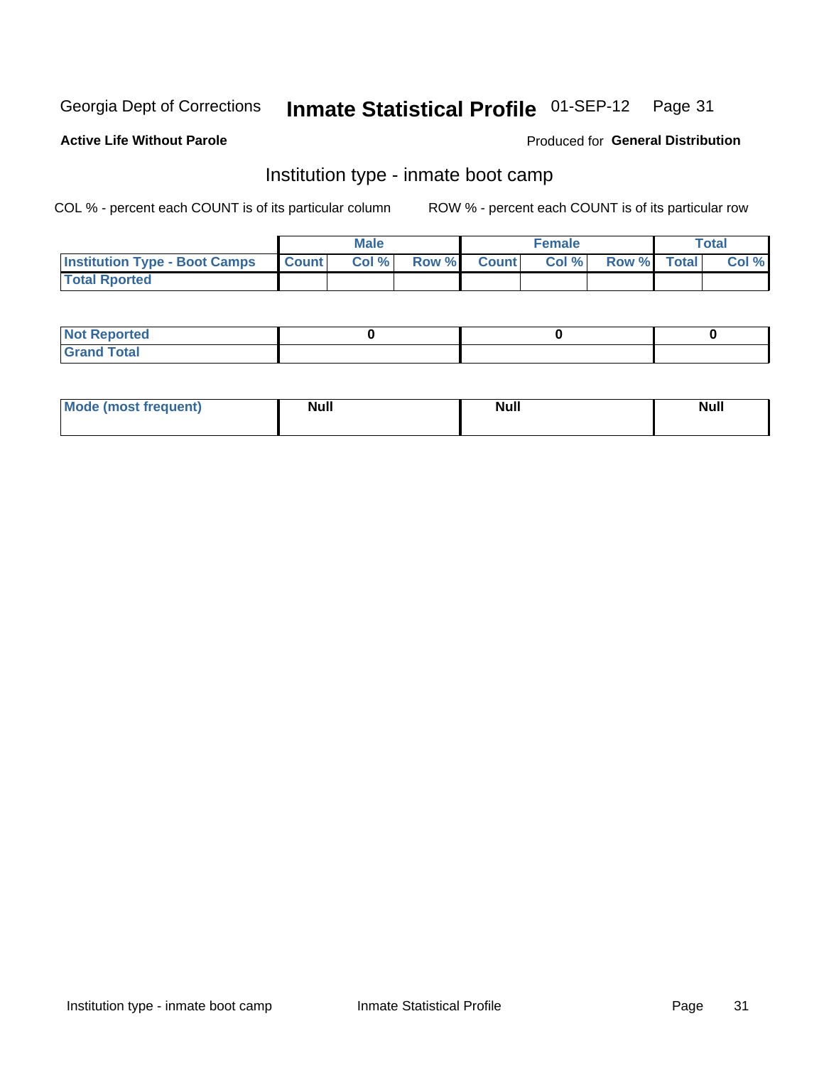Georgia Dept of Corrections **Inmate Statistical Profile** 01-SEP-12

**Active Life Without Parole**

Produced for **General Distribution**

## Institution type - inmate boot camp

COL % - percent each COUNT is of its particular column

ROW % - percent each COUNT is of its particular row

| | Male | | | Female | | | Total | |
|---|---|---|---|---|---|---|---|---|
| **Institution Type - Boot Camps** | **Count** | **Col %** | **Row %** | **Count** | **Col %** | **Row %** | **Total** | **Col %** |
| **Total Rported** | | | | | | | | |

| | Male | Female | Total |
|---|---|---|---|
| **Not Reported** | 0 | 0 | 0 |
| **Grand Total** | | | |

| | Male | Female | Total |
|---|---|---|---|
| **Mode (most frequent)** | Null | Null | Null |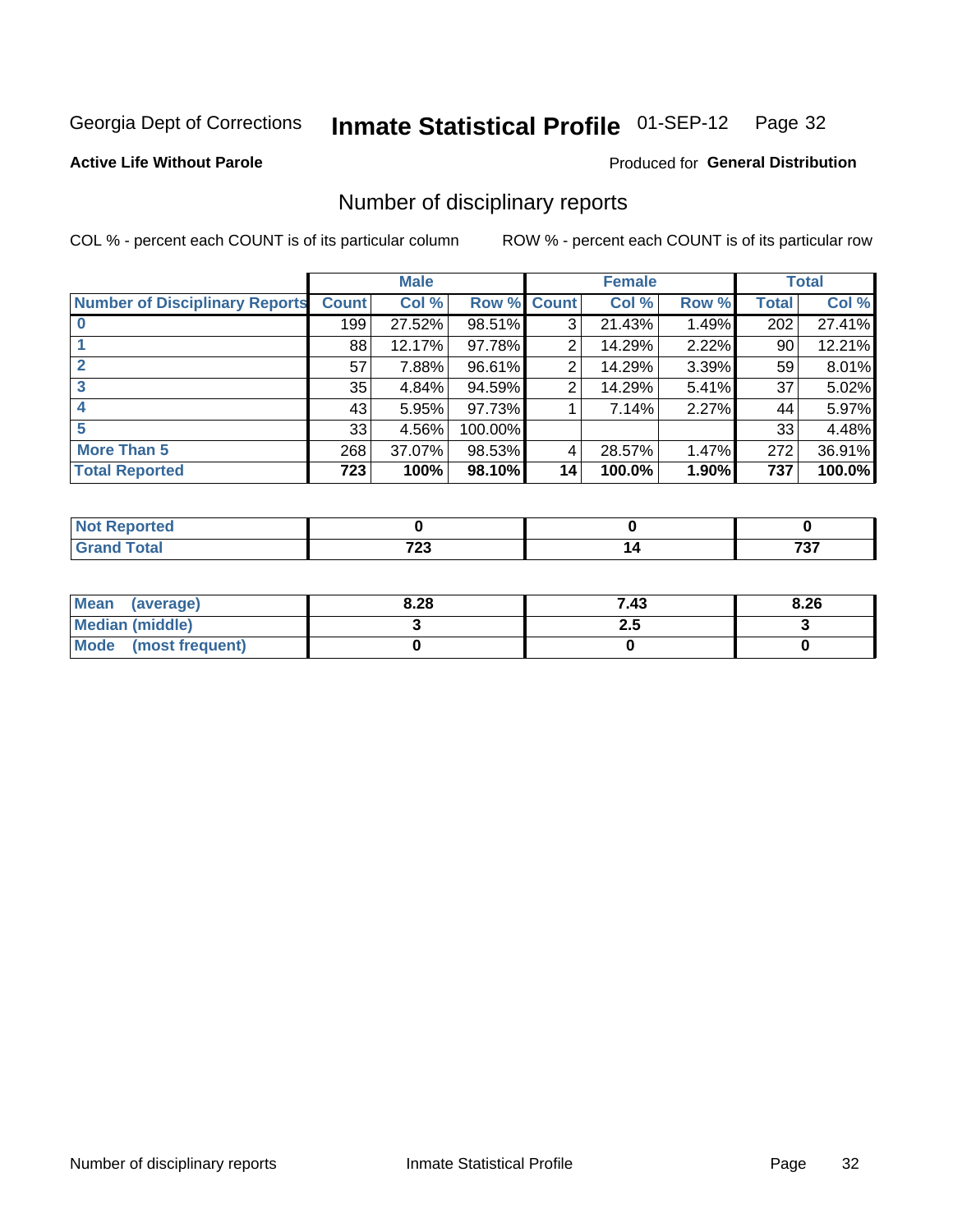Georgia Dept of Corrections **Inmate Statistical Profile** 01-SEP-12

**Active Life Without Parole**

Produced for **General Distribution**

## Number of disciplinary reports

COL % - percent each COUNT is of its particular column

ROW % - percent each COUNT is of its particular row

| | Male | | | Female | | | Total | |
|---|---|---|---|---|---|---|---|---|
| **Number of Disciplinary Reports** | **Count** | **Col %** | **Row %** | **Count** | **Col %** | **Row %** | **Total** | **Col %** |
| **0** | 199 | 27.52% | 98.51% | 3 | 21.43% | 1.49% | 202 | 27.41% |
| **1** | 88 | 12.17% | 97.78% | 2 | 14.29% | 2.22% | 90 | 12.21% |
| **2** | 57 | 7.88% | 96.61% | 2 | 14.29% | 3.39% | 59 | 8.01% |
| **3** | 35 | 4.84% | 94.59% | 2 | 14.29% | 5.41% | 37 | 5.02% |
| **4** | 43 | 5.95% | 97.73% | 1 | 7.14% | 2.27% | 44 | 5.97% |
| **5** | 33 | 4.56% | 100.00% | | | | 33 | 4.48% |
| **More Than 5** | 268 | 37.07% | 98.53% | 4 | 28.57% | 1.47% | 272 | 36.91% |
| **Total Reported** | **723** | **100%** | **98.10%** | **14** | **100.0%** | **1.90%** | **737** | **100.0%** |

| | Male | Female | Total |
|---|---|---|---|
| **Not Reported** | **0** | **0** | **0** |
| **Grand Total** | **723** | **14** | **737** |

| | Male | Female | Total |
|---|---|---|---|
| **Mean (average)** | **8.28** | **7.43** | **8.26** |
| **Median (middle)** | **3** | **2.5** | **3** |
| **Mode (most frequent)** | **0** | **0** | **0** |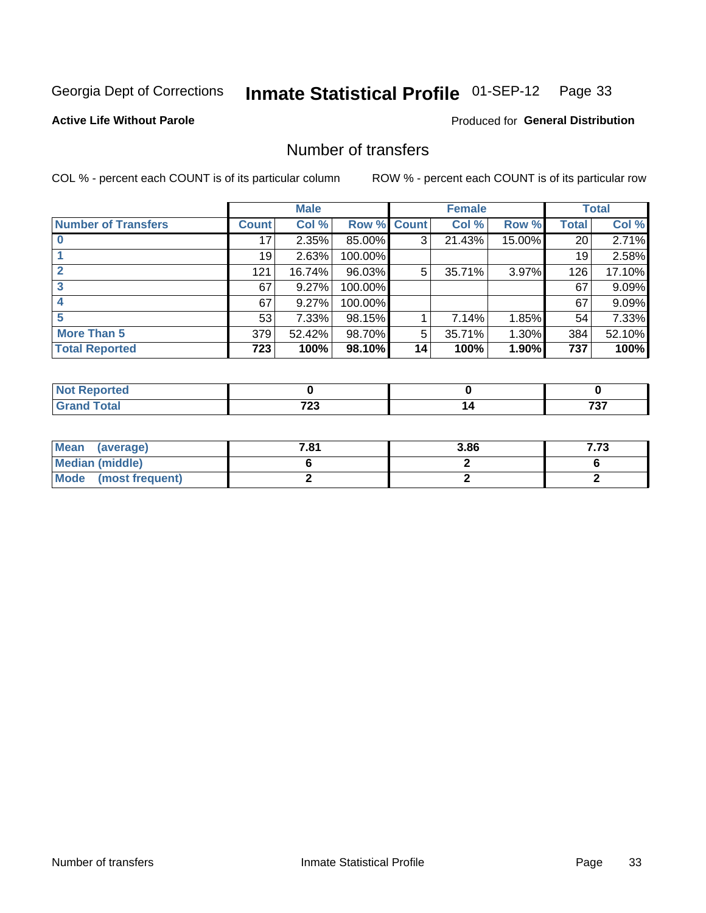Georgia Dept of Corrections **Inmate Statistical Profile** 01-SEP-12 Page 33

**Active Life Without Parole**

Produced for **General Distribution**

## Number of transfers

COL % - percent each COUNT is of its particular column ROW % - percent each COUNT is of its particular row

| | Male | | | Female | | | Total | |
|---|---|---|---|---|---|---|---|---|
| **Number of Transfers** | **Count** | **Col %** | **Row %** | **Count** | **Col %** | **Row %** | **Total** | **Col %** |
| **0** | 17 | 2.35% | 85.00% | 3 | 21.43% | 15.00% | 20 | 2.71% |
| **1** | 19 | 2.63% | 100.00% | | | | 19 | 2.58% |
| **2** | 121 | 16.74% | 96.03% | 5 | 35.71% | 3.97% | 126 | 17.10% |
| **3** | 67 | 9.27% | 100.00% | | | | 67 | 9.09% |
| **4** | 67 | 9.27% | 100.00% | | | | 67 | 9.09% |
| **5** | 53 | 7.33% | 98.15% | 1 | 7.14% | 1.85% | 54 | 7.33% |
| **More Than 5** | 379 | 52.42% | 98.70% | 5 | 35.71% | 1.30% | 384 | 52.10% |
| **Total Reported** | **723** | **100%** | **98.10%** | **14** | **100%** | **1.90%** | **737** | **100%** |

| | Male | Female | Total |
|---|---|---|---|
| **Not Reported** | **0** | **0** | **0** |
| **Grand Total** | **723** | **14** | **737** |

| | Male | Female | Total |
|---|---|---|---|
| **Mean (average)** | **7.81** | **3.86** | **7.73** |
| **Median (middle)** | **6** | **2** | **6** |
| **Mode (most frequent)** | **2** | **2** | **2** |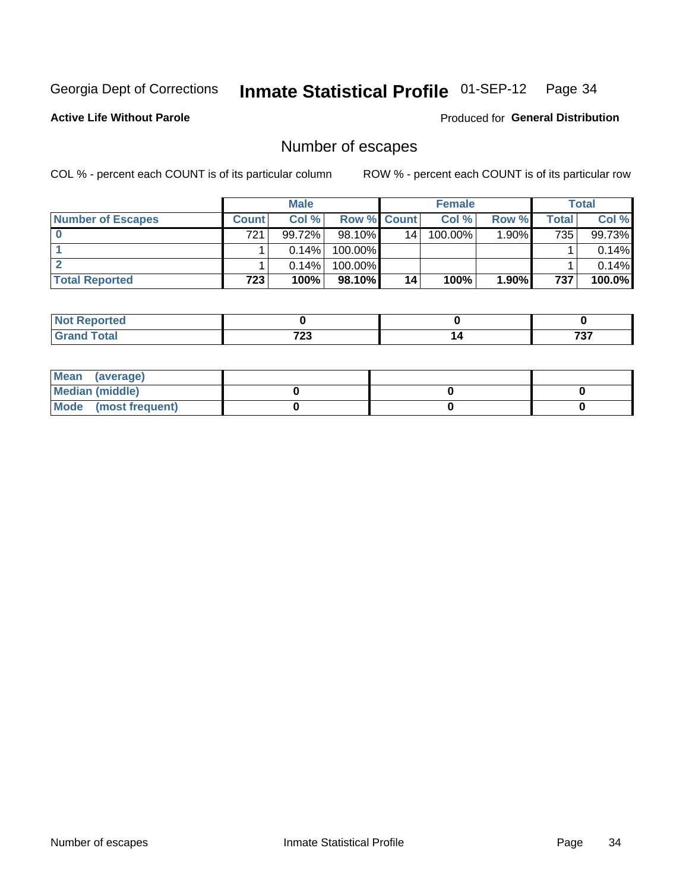Georgia Dept of Corrections **Inmate Statistical Profile** 01-SEP-12

**Active Life Without Parole**

Produced for **General Distribution**

## Number of escapes

COL % - percent each COUNT is of its particular column

ROW % - percent each COUNT is of its particular row

| | Male | | | Female | | | Total | |
|---|---|---|---|---|---|---|---|---|
| **Number of Escapes** | **Count** | **Col %** | **Row %** | **Count** | **Col %** | **Row %** | **Total** | **Col %** |
| **0** | 721 | 99.72% | 98.10% | 14 | 100.00% | 1.90% | 735 | 99.73% |
| **1** | 1 | 0.14% | 100.00% | | | | 1 | 0.14% |
| **2** | 1 | 0.14% | 100.00% | | | | 1 | 0.14% |
| **Total Reported** | **723** | **100%** | **98.10%** | **14** | **100%** | **1.90%** | **737** | **100.0%** |

| | Male | Female | Total |
|---|---|---|---|
| **Not Reported** | **0** | **0** | **0** |
| **Grand Total** | **723** | **14** | **737** |

| | Male | Female | Total |
|---|---|---|---|
| **Mean (average)** | | | |
| **Median (middle)** | **0** | **0** | **0** |
| **Mode (most frequent)** | **0** | **0** | **0** |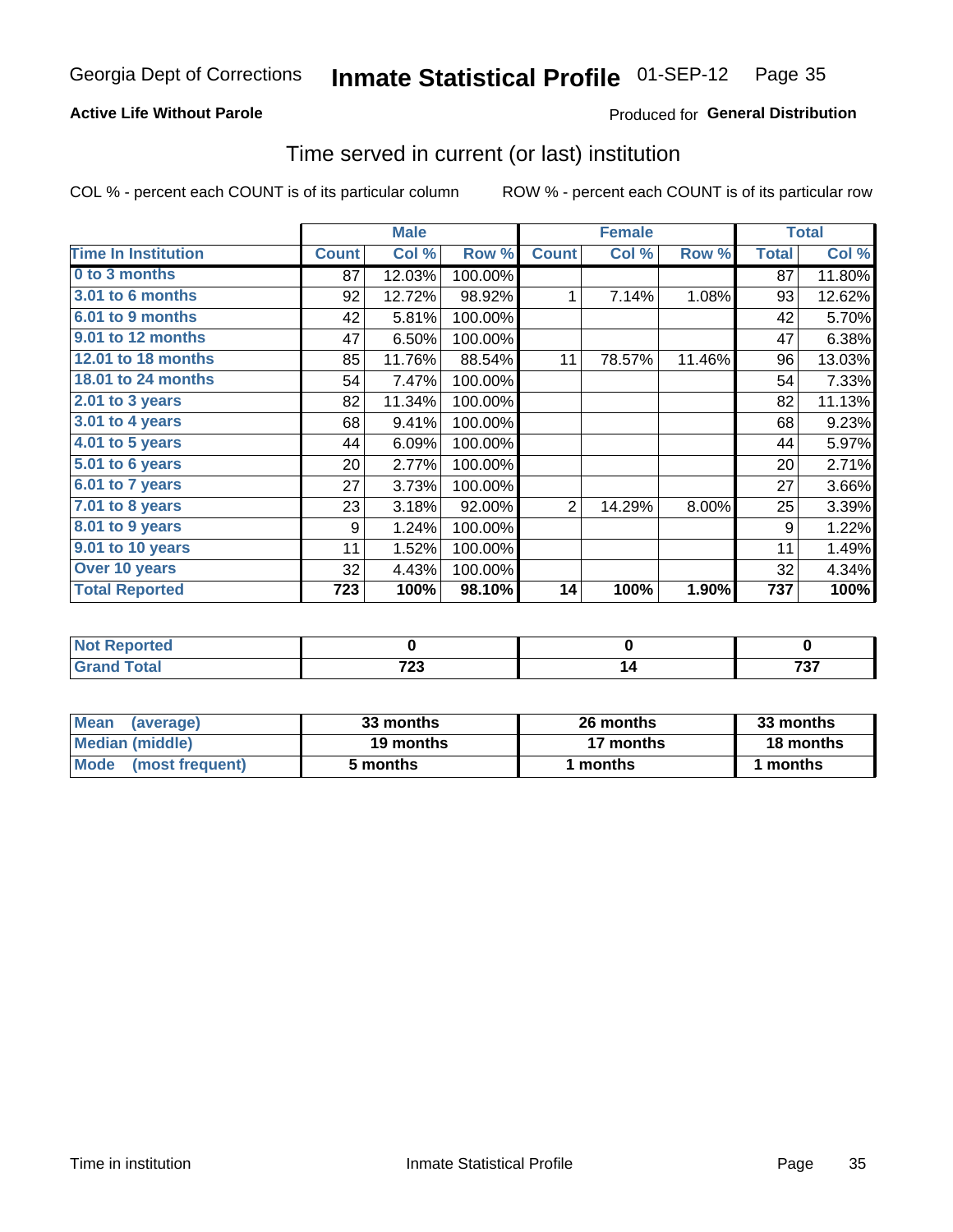Georgia Dept of Corrections **Inmate Statistical Profile** 01-SEP-12 Page 35

**Active Life Without Parole**

Produced for **General Distribution**

## Time served in current (or last) institution

COL % - percent each COUNT is of its particular column

ROW % - percent each COUNT is of its particular row

| | Male | | | Female | | | Total | |
|---|---|---|---|---|---|---|---|---|
| Time In Institution | Count | Col % | Row % | Count | Col % | Row % | Total | Col % |
| 0 to 3 months | 87 | 12.03% | 100.00% | | | | 87 | 11.80% |
| 3.01 to 6 months | 92 | 12.72% | 98.92% | 1 | 7.14% | 1.08% | 93 | 12.62% |
| 6.01 to 9 months | 42 | 5.81% | 100.00% | | | | 42 | 5.70% |
| 9.01 to 12 months | 47 | 6.50% | 100.00% | | | | 47 | 6.38% |
| 12.01 to 18 months | 85 | 11.76% | 88.54% | 11 | 78.57% | 11.46% | 96 | 13.03% |
| 18.01 to 24 months | 54 | 7.47% | 100.00% | | | | 54 | 7.33% |
| 2.01 to 3 years | 82 | 11.34% | 100.00% | | | | 82 | 11.13% |
| 3.01 to 4 years | 68 | 9.41% | 100.00% | | | | 68 | 9.23% |
| 4.01 to 5 years | 44 | 6.09% | 100.00% | | | | 44 | 5.97% |
| 5.01 to 6 years | 20 | 2.77% | 100.00% | | | | 20 | 2.71% |
| 6.01 to 7 years | 27 | 3.73% | 100.00% | | | | 27 | 3.66% |
| 7.01 to 8 years | 23 | 3.18% | 92.00% | 2 | 14.29% | 8.00% | 25 | 3.39% |
| 8.01 to 9 years | 9 | 1.24% | 100.00% | | | | 9 | 1.22% |
| 9.01 to 10 years | 11 | 1.52% | 100.00% | | | | 11 | 1.49% |
| Over 10 years | 32 | 4.43% | 100.00% | | | | 32 | 4.34% |
| **Total Reported** | **723** | **100%** | **98.10%** | **14** | **100%** | **1.90%** | **737** | **100%** |

| | Male | Female | Total |
|---|---|---|---|
| Not Reported | 0 | 0 | 0 |
| Grand Total | 723 | 14 | 737 |

| | Male | Female | Total |
|---|---|---|---|
| Mean (average) | 33 months | 26 months | 33 months |
| Median (middle) | 19 months | 17 months | 18 months |
| Mode (most frequent) | 5 months | 1 months | 1 months |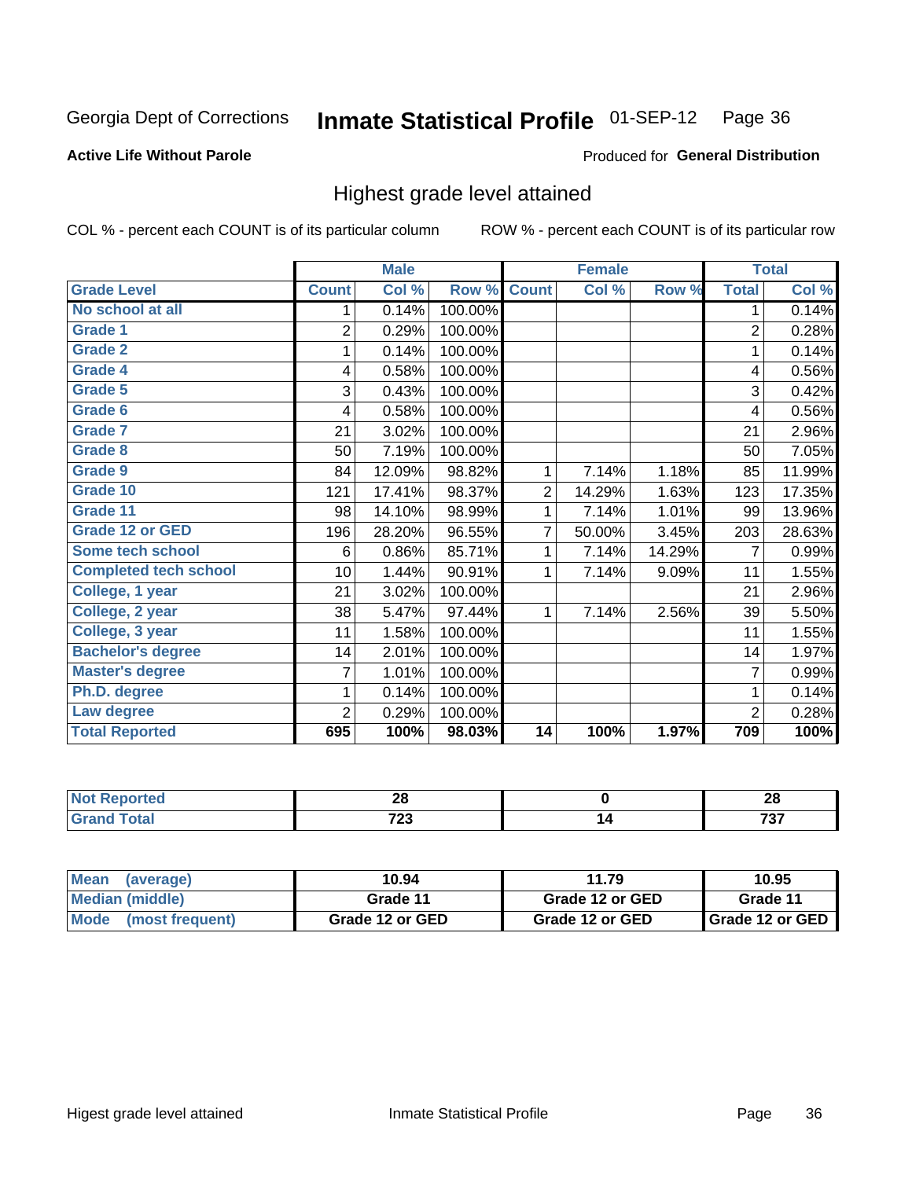Georgia Dept of Corrections **Inmate Statistical Profile** 01-SEP-12

**Active Life Without Parole**

Produced for **General Distribution**

## Highest grade level attained

COL % - percent each COUNT is of its particular column     ROW % - percent each COUNT is of its particular row

| | Male | | | Female | | | Total | |
|---|---|---|---|---|---|---|---|---|
| **Grade Level** | **Count** | **Col %** | **Row %** | **Count** | **Col %** | **Row %** | **Total** | **Col %** |
| No school at all | 1 | 0.14% | 100.00% | | | | 1 | 0.14% |
| Grade 1 | 2 | 0.29% | 100.00% | | | | 2 | 0.28% |
| Grade 2 | 1 | 0.14% | 100.00% | | | | 1 | 0.14% |
| Grade 4 | 4 | 0.58% | 100.00% | | | | 4 | 0.56% |
| Grade 5 | 3 | 0.43% | 100.00% | | | | 3 | 0.42% |
| Grade 6 | 4 | 0.58% | 100.00% | | | | 4 | 0.56% |
| Grade 7 | 21 | 3.02% | 100.00% | | | | 21 | 2.96% |
| Grade 8 | 50 | 7.19% | 100.00% | | | | 50 | 7.05% |
| Grade 9 | 84 | 12.09% | 98.82% | 1 | 7.14% | 1.18% | 85 | 11.99% |
| Grade 10 | 121 | 17.41% | 98.37% | 2 | 14.29% | 1.63% | 123 | 17.35% |
| Grade 11 | 98 | 14.10% | 98.99% | 1 | 7.14% | 1.01% | 99 | 13.96% |
| Grade 12 or GED | 196 | 28.20% | 96.55% | 7 | 50.00% | 3.45% | 203 | 28.63% |
| Some tech school | 6 | 0.86% | 85.71% | 1 | 7.14% | 14.29% | 7 | 0.99% |
| Completed tech school | 10 | 1.44% | 90.91% | 1 | 7.14% | 9.09% | 11 | 1.55% |
| College, 1 year | 21 | 3.02% | 100.00% | | | | 21 | 2.96% |
| College, 2 year | 38 | 5.47% | 97.44% | 1 | 7.14% | 2.56% | 39 | 5.50% |
| College, 3 year | 11 | 1.58% | 100.00% | | | | 11 | 1.55% |
| Bachelor's degree | 14 | 2.01% | 100.00% | | | | 14 | 1.97% |
| Master's degree | 7 | 1.01% | 100.00% | | | | 7 | 0.99% |
| Ph.D. degree | 1 | 0.14% | 100.00% | | | | 1 | 0.14% |
| Law degree | 2 | 0.29% | 100.00% | | | | 2 | 0.28% |
| **Total Reported** | **695** | **100%** | **98.03%** | **14** | **100%** | **1.97%** | **709** | **100%** |

| | Male | Female | Total |
|---|---|---|---|
| Not Reported | 28 | 0 | 28 |
| Grand Total | 723 | 14 | 737 |

| | Male | Female | Total |
|---|---|---|---|
| Mean (average) | 10.94 | 11.79 | 10.95 |
| Median (middle) | Grade 11 | Grade 12 or GED | Grade 11 |
| Mode (most frequent) | Grade 12 or GED | Grade 12 or GED | Grade 12 or GED |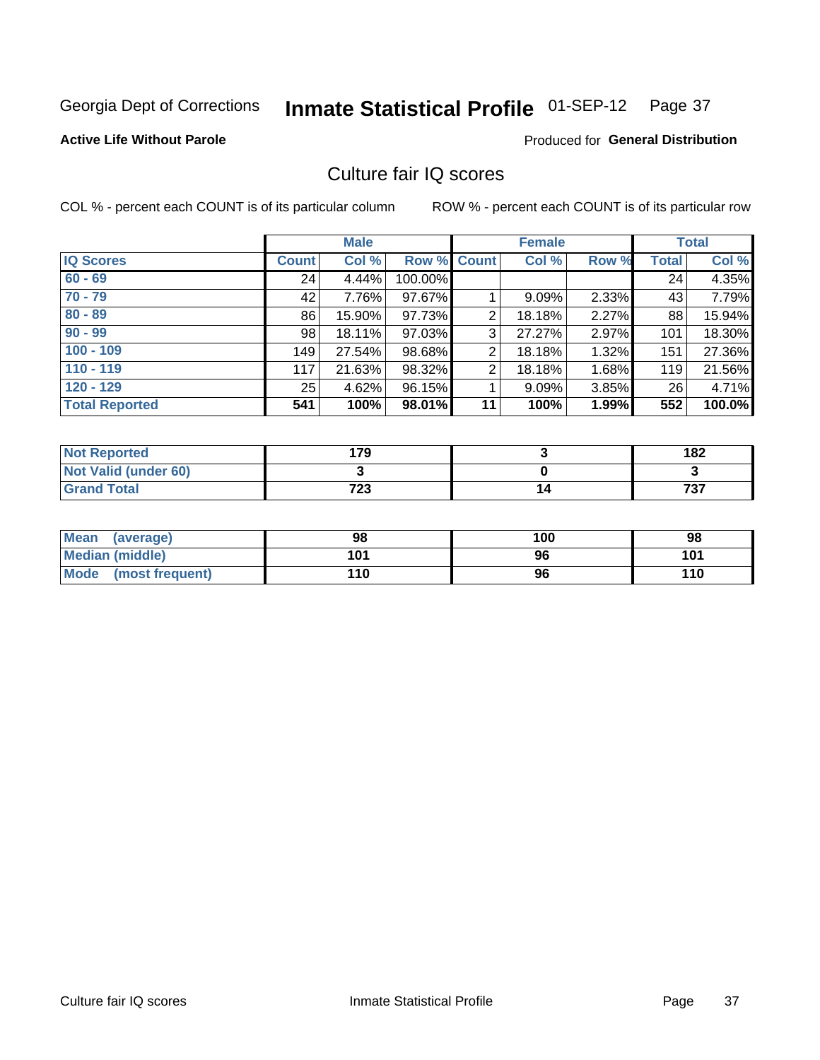Georgia Dept of Corrections **Inmate Statistical Profile** 01-SEP-12 Page 37

**Active Life Without Parole**

Produced for **General Distribution**

## Culture fair IQ scores

COL % - percent each COUNT is of its particular column ROW % - percent each COUNT is of its particular row

| | Male | | | Female | | | Total | |
|---|---|---|---|---|---|---|---|---|
| **IQ Scores** | **Count** | **Col %** | **Row %** | **Count** | **Col %** | **Row %** | **Total** | **Col %** |
| **60 - 69** | 24 | 4.44% | 100.00% | | | | 24 | 4.35% |
| **70 - 79** | 42 | 7.76% | 97.67% | 1 | 9.09% | 2.33% | 43 | 7.79% |
| **80 - 89** | 86 | 15.90% | 97.73% | 2 | 18.18% | 2.27% | 88 | 15.94% |
| **90 - 99** | 98 | 18.11% | 97.03% | 3 | 27.27% | 2.97% | 101 | 18.30% |
| **100 - 109** | 149 | 27.54% | 98.68% | 2 | 18.18% | 1.32% | 151 | 27.36% |
| **110 - 119** | 117 | 21.63% | 98.32% | 2 | 18.18% | 1.68% | 119 | 21.56% |
| **120 - 129** | 25 | 4.62% | 96.15% | 1 | 9.09% | 3.85% | 26 | 4.71% |
| **Total Reported** | **541** | **100%** | **98.01%** | **11** | **100%** | **1.99%** | **552** | **100.0%** |

| | Male | Female | Total |
|---|---|---|---|
| **Not Reported** | **179** | **3** | **182** |
| **Not Valid (under 60)** | **3** | **0** | **3** |
| **Grand Total** | **723** | **14** | **737** |

| | Male | Female | Total |
|---|---|---|---|
| **Mean (average)** | **98** | **100** | **98** |
| **Median (middle)** | **101** | **96** | **101** |
| **Mode (most frequent)** | **110** | **96** | **110** |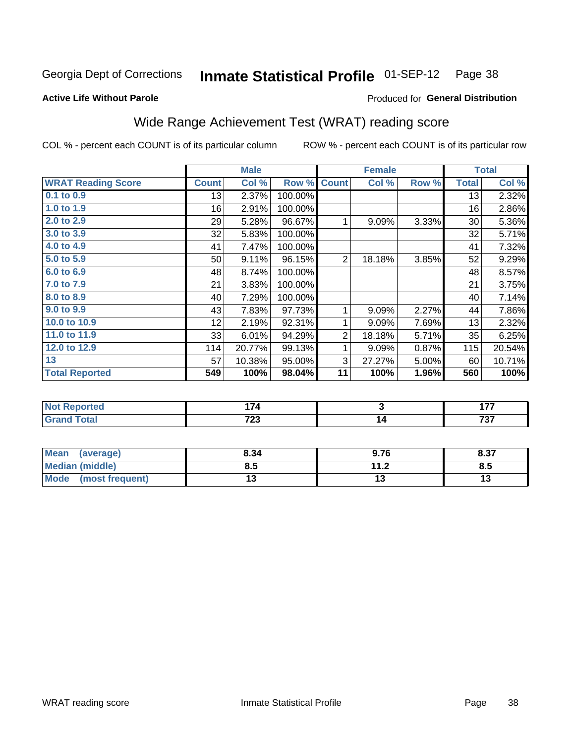Georgia Dept of Corrections **Inmate Statistical Profile** 01-SEP-12 Page 38

**Active Life Without Parole**

Produced for **General Distribution**

## Wide Range Achievement Test (WRAT) reading score

COL % - percent each COUNT is of its particular column     ROW % - percent each COUNT is of its particular row

| | Male | | | Female | | | Total | |
|---|---|---|---|---|---|---|---|---|
| **WRAT Reading Score** | **Count** | **Col %** | **Row %** | **Count** | **Col %** | **Row %** | **Total** | **Col %** |
| 0.1 to 0.9 | 13 | 2.37% | 100.00% | | | | 13 | 2.32% |
| 1.0 to 1.9 | 16 | 2.91% | 100.00% | | | | 16 | 2.86% |
| 2.0 to 2.9 | 29 | 5.28% | 96.67% | 1 | 9.09% | 3.33% | 30 | 5.36% |
| 3.0 to 3.9 | 32 | 5.83% | 100.00% | | | | 32 | 5.71% |
| 4.0 to 4.9 | 41 | 7.47% | 100.00% | | | | 41 | 7.32% |
| 5.0 to 5.9 | 50 | 9.11% | 96.15% | 2 | 18.18% | 3.85% | 52 | 9.29% |
| 6.0 to 6.9 | 48 | 8.74% | 100.00% | | | | 48 | 8.57% |
| 7.0 to 7.9 | 21 | 3.83% | 100.00% | | | | 21 | 3.75% |
| 8.0 to 8.9 | 40 | 7.29% | 100.00% | | | | 40 | 7.14% |
| 9.0 to 9.9 | 43 | 7.83% | 97.73% | 1 | 9.09% | 2.27% | 44 | 7.86% |
| 10.0 to 10.9 | 12 | 2.19% | 92.31% | 1 | 9.09% | 7.69% | 13 | 2.32% |
| 11.0 to 11.9 | 33 | 6.01% | 94.29% | 2 | 18.18% | 5.71% | 35 | 6.25% |
| 12.0 to 12.9 | 114 | 20.77% | 99.13% | 1 | 9.09% | 0.87% | 115 | 20.54% |
| 13 | 57 | 10.38% | 95.00% | 3 | 27.27% | 5.00% | 60 | 10.71% |
| **Total Reported** | **549** | **100%** | **98.04%** | **11** | **100%** | **1.96%** | **560** | **100%** |

| | Male | Female | Total |
|---|---|---|---|
| **Not Reported** | **174** | **3** | **177** |
| **Grand Total** | **723** | **14** | **737** |

| | Male | Female | Total |
|---|---|---|---|
| **Mean (average)** | **8.34** | **9.76** | **8.37** |
| **Median (middle)** | **8.5** | **11.2** | **8.5** |
| **Mode (most frequent)** | **13** | **13** | **13** |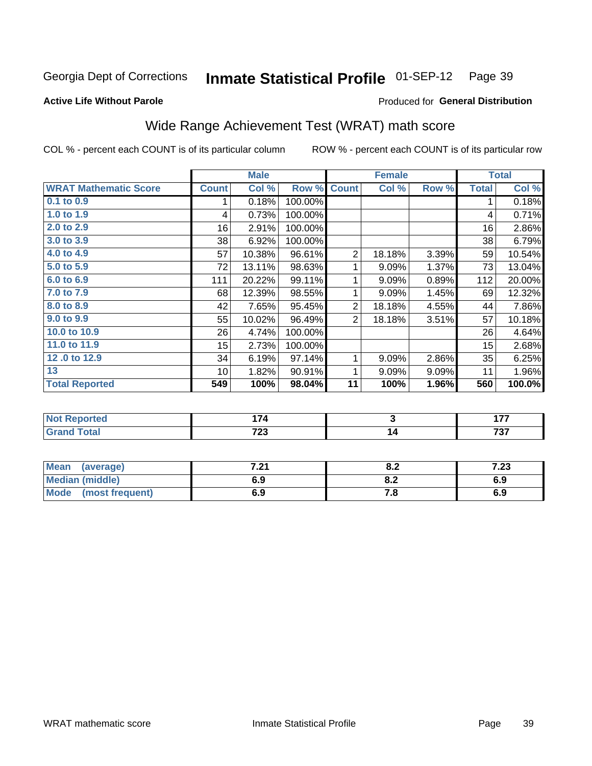Georgia Dept of Corrections **Inmate Statistical Profile** 01-SEP-12

**Active Life Without Parole**

Produced for **General Distribution**

## Wide Range Achievement Test (WRAT) math score

COL % - percent each COUNT is of its particular column

ROW % - percent each COUNT is of its particular row

| | Male | | | Female | | | Total | |
|---|---|---|---|---|---|---|---|---|
| **WRAT Mathematic Score** | **Count** | **Col %** | **Row %** | **Count** | **Col %** | **Row %** | **Total** | **Col %** |
| 0.1 to 0.9 | 1 | 0.18% | 100.00% | | | | 1 | 0.18% |
| 1.0 to 1.9 | 4 | 0.73% | 100.00% | | | | 4 | 0.71% |
| 2.0 to 2.9 | 16 | 2.91% | 100.00% | | | | 16 | 2.86% |
| 3.0 to 3.9 | 38 | 6.92% | 100.00% | | | | 38 | 6.79% |
| 4.0 to 4.9 | 57 | 10.38% | 96.61% | 2 | 18.18% | 3.39% | 59 | 10.54% |
| 5.0 to 5.9 | 72 | 13.11% | 98.63% | 1 | 9.09% | 1.37% | 73 | 13.04% |
| 6.0 to 6.9 | 111 | 20.22% | 99.11% | 1 | 9.09% | 0.89% | 112 | 20.00% |
| 7.0 to 7.9 | 68 | 12.39% | 98.55% | 1 | 9.09% | 1.45% | 69 | 12.32% |
| 8.0 to 8.9 | 42 | 7.65% | 95.45% | 2 | 18.18% | 4.55% | 44 | 7.86% |
| 9.0 to 9.9 | 55 | 10.02% | 96.49% | 2 | 18.18% | 3.51% | 57 | 10.18% |
| 10.0 to 10.9 | 26 | 4.74% | 100.00% | | | | 26 | 4.64% |
| 11.0 to 11.9 | 15 | 2.73% | 100.00% | | | | 15 | 2.68% |
| 12 .0 to 12.9 | 34 | 6.19% | 97.14% | 1 | 9.09% | 2.86% | 35 | 6.25% |
| 13 | 10 | 1.82% | 90.91% | 1 | 9.09% | 9.09% | 11 | 1.96% |
| **Total Reported** | **549** | **100%** | **98.04%** | **11** | **100%** | **1.96%** | **560** | **100.0%** |

| | Male | Female | Total |
|---|---|---|---|
| Not Reported | 174 | 3 | 177 |
| Grand Total | 723 | 14 | 737 |

| | Male | Female | Total |
|---|---|---|---|
| Mean (average) | 7.21 | 8.2 | 7.23 |
| Median (middle) | 6.9 | 8.2 | 6.9 |
| Mode (most frequent) | 6.9 | 7.8 | 6.9 |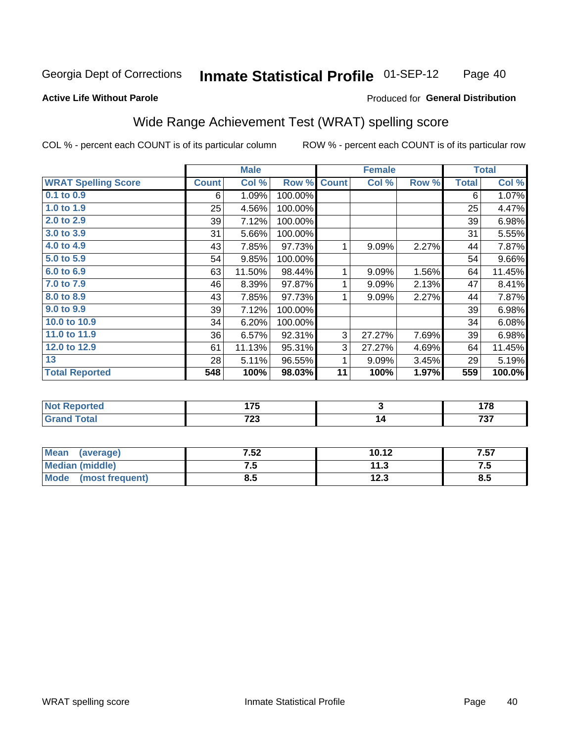Georgia Dept of Corrections **Inmate Statistical Profile** 01-SEP-12

**Active Life Without Parole**

Produced for **General Distribution**

## Wide Range Achievement Test (WRAT) spelling score

COL % - percent each COUNT is of its particular column ROW % - percent each COUNT is of its particular row

| | Male | | | Female | | | Total | |
|---|---|---|---|---|---|---|---|---|
| **WRAT Spelling Score** | **Count** | **Col %** | **Row %** | **Count** | **Col %** | **Row %** | **Total** | **Col %** |
| **0.1 to 0.9** | 6 | 1.09% | 100.00% | | | | 6 | 1.07% |
| **1.0 to 1.9** | 25 | 4.56% | 100.00% | | | | 25 | 4.47% |
| **2.0 to 2.9** | 39 | 7.12% | 100.00% | | | | 39 | 6.98% |
| **3.0 to 3.9** | 31 | 5.66% | 100.00% | | | | 31 | 5.55% |
| **4.0 to 4.9** | 43 | 7.85% | 97.73% | 1 | 9.09% | 2.27% | 44 | 7.87% |
| **5.0 to 5.9** | 54 | 9.85% | 100.00% | | | | 54 | 9.66% |
| **6.0 to 6.9** | 63 | 11.50% | 98.44% | 1 | 9.09% | 1.56% | 64 | 11.45% |
| **7.0 to 7.9** | 46 | 8.39% | 97.87% | 1 | 9.09% | 2.13% | 47 | 8.41% |
| **8.0 to 8.9** | 43 | 7.85% | 97.73% | 1 | 9.09% | 2.27% | 44 | 7.87% |
| **9.0 to 9.9** | 39 | 7.12% | 100.00% | | | | 39 | 6.98% |
| **10.0 to 10.9** | 34 | 6.20% | 100.00% | | | | 34 | 6.08% |
| **11.0 to 11.9** | 36 | 6.57% | 92.31% | 3 | 27.27% | 7.69% | 39 | 6.98% |
| **12.0 to 12.9** | 61 | 11.13% | 95.31% | 3 | 27.27% | 4.69% | 64 | 11.45% |
| **13** | 28 | 5.11% | 96.55% | 1 | 9.09% | 3.45% | 29 | 5.19% |
| **Total Reported** | **548** | **100%** | **98.03%** | **11** | **100%** | **1.97%** | **559** | **100.0%** |

| | Male | Female | Total |
|---|---|---|---|
| **Not Reported** | **175** | **3** | **178** |
| **Grand Total** | **723** | **14** | **737** |

| | Male | Female | Total |
|---|---|---|---|
| **Mean (average)** | **7.52** | **10.12** | **7.57** |
| **Median (middle)** | **7.5** | **11.3** | **7.5** |
| **Mode (most frequent)** | **8.5** | **12.3** | **8.5** |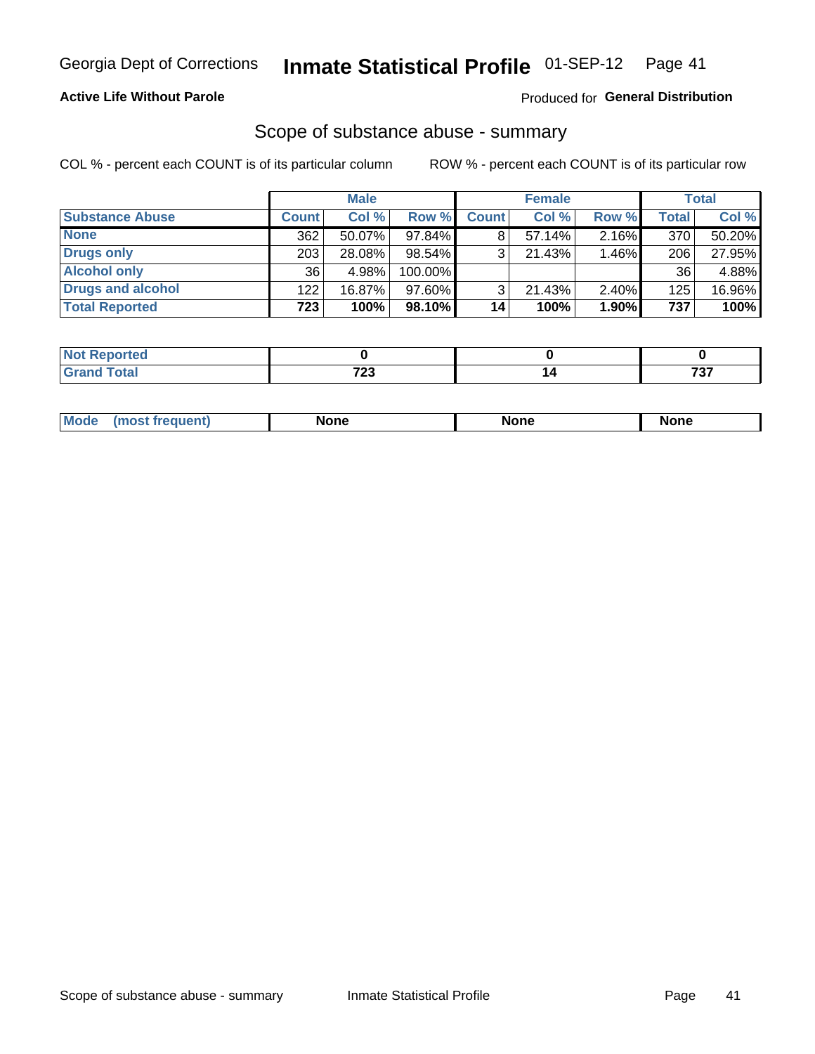Georgia Dept of Corrections **Inmate Statistical Profile** 01-SEP-12

**Active Life Without Parole**

Produced for **General Distribution**

## Scope of substance abuse - summary

COL % - percent each COUNT is of its particular column

ROW % - percent each COUNT is of its particular row

| | Male | | | Female | | | Total | |
|---|---|---|---|---|---|---|---|---|
| **Substance Abuse** | **Count** | **Col %** | **Row %** | **Count** | **Col %** | **Row %** | **Total** | **Col %** |
| **None** | 362 | 50.07% | 97.84% | 8 | 57.14% | 2.16% | 370 | 50.20% |
| **Drugs only** | 203 | 28.08% | 98.54% | 3 | 21.43% | 1.46% | 206 | 27.95% |
| **Alcohol only** | 36 | 4.98% | 100.00% | | | | 36 | 4.88% |
| **Drugs and alcohol** | 122 | 16.87% | 97.60% | 3 | 21.43% | 2.40% | 125 | 16.96% |
| **Total Reported** | **723** | **100%** | **98.10%** | **14** | **100%** | **1.90%** | **737** | **100%** |

| | Male | Female | Total |
|---|---|---|---|
| **Not Reported** | **0** | **0** | **0** |
| **Grand Total** | **723** | **14** | **737** |

| | Male | Female | Total |
|---|---|---|---|
| **Mode (most frequent)** | **None** | **None** | **None** |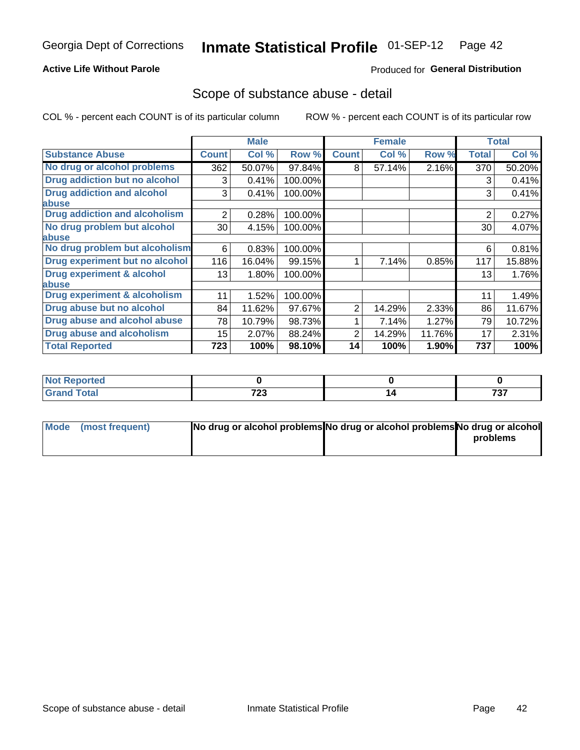Georgia Dept of Corrections **Inmate Statistical Profile** 01-SEP-12

**Active Life Without Parole**

Produced for **General Distribution**

## Scope of substance abuse - detail

COL % - percent each COUNT is of its particular column     ROW % - percent each COUNT is of its particular row

| | Male | | | Female | | | Total | |
|---|---|---|---|---|---|---|---|---|
| **Substance Abuse** | **Count** | **Col %** | **Row %** | **Count** | **Col %** | **Row %** | **Total** | **Col %** |
| **No drug or alcohol problems** | 362 | 50.07% | 97.84% | 8 | 57.14% | 2.16% | 370 | 50.20% |
| **Drug addiction but no alcohol** | 3 | 0.41% | 100.00% | | | | 3 | 0.41% |
| **Drug addiction and alcohol abuse** | 3 | 0.41% | 100.00% | | | | 3 | 0.41% |
| **Drug addiction and alcoholism** | 2 | 0.28% | 100.00% | | | | 2 | 0.27% |
| **No drug problem but alcohol abuse** | 30 | 4.15% | 100.00% | | | | 30 | 4.07% |
| **No drug problem but alcoholism** | 6 | 0.83% | 100.00% | | | | 6 | 0.81% |
| **Drug experiment but no alcohol** | 116 | 16.04% | 99.15% | 1 | 7.14% | 0.85% | 117 | 15.88% |
| **Drug experiment & alcohol abuse** | 13 | 1.80% | 100.00% | | | | 13 | 1.76% |
| **Drug experiment & alcoholism** | 11 | 1.52% | 100.00% | | | | 11 | 1.49% |
| **Drug abuse but no alcohol** | 84 | 11.62% | 97.67% | 2 | 14.29% | 2.33% | 86 | 11.67% |
| **Drug abuse and alcohol abuse** | 78 | 10.79% | 98.73% | 1 | 7.14% | 1.27% | 79 | 10.72% |
| **Drug abuse and alcoholism** | 15 | 2.07% | 88.24% | 2 | 14.29% | 11.76% | 17 | 2.31% |
| **Total Reported** | **723** | **100%** | **98.10%** | **14** | **100%** | **1.90%** | **737** | **100%** |

| | Male | Female | Total |
|---|---|---|---|
| **Not Reported** | **0** | **0** | **0** |
| **Grand Total** | **723** | **14** | **737** |

| | Male | Female | Total |
|---|---|---|---|
| **Mode (most frequent)** | **No drug or alcohol problems** | **No drug or alcohol problems** | **No drug or alcohol problems** |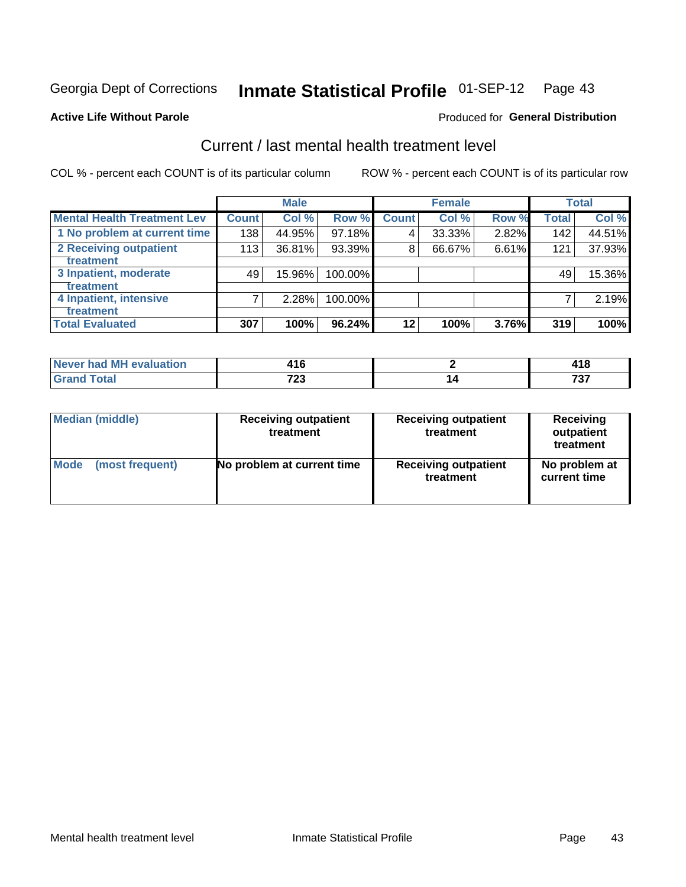Georgia Dept of Corrections **Inmate Statistical Profile** 01-SEP-12

**Active Life Without Parole**

Produced for **General Distribution**

## Current / last mental health treatment level

COL % - percent each COUNT is of its particular column ROW % - percent each COUNT is of its particular row

| | Male | | | Female | | | Total | |
|---|---|---|---|---|---|---|---|---|
| **Mental Health Treatment Lev** | **Count** | **Col %** | **Row %** | **Count** | **Col %** | **Row %** | **Total** | **Col %** |
| 1 No problem at current time | 138 | 44.95% | 97.18% | 4 | 33.33% | 2.82% | 142 | 44.51% |
| 2 Receiving outpatient treatment | 113 | 36.81% | 93.39% | 8 | 66.67% | 6.61% | 121 | 37.93% |
| 3 Inpatient, moderate treatment | 49 | 15.96% | 100.00% | | | | 49 | 15.36% |
| 4 Inpatient, intensive treatment | 7 | 2.28% | 100.00% | | | | 7 | 2.19% |
| **Total Evaluated** | **307** | **100%** | **96.24%** | **12** | **100%** | **3.76%** | **319** | **100%** |

| | Male | Female | Total |
|---|---|---|---|
| **Never had MH evaluation** | **416** | **2** | **418** |
| **Grand Total** | **723** | **14** | **737** |

| | Male | Female | Total |
|---|---|---|---|
| **Median (middle)** | **Receiving outpatient treatment** | **Receiving outpatient treatment** | **Receiving outpatient treatment** |
| **Mode (most frequent)** | **No problem at current time** | **Receiving outpatient treatment** | **No problem at current time** |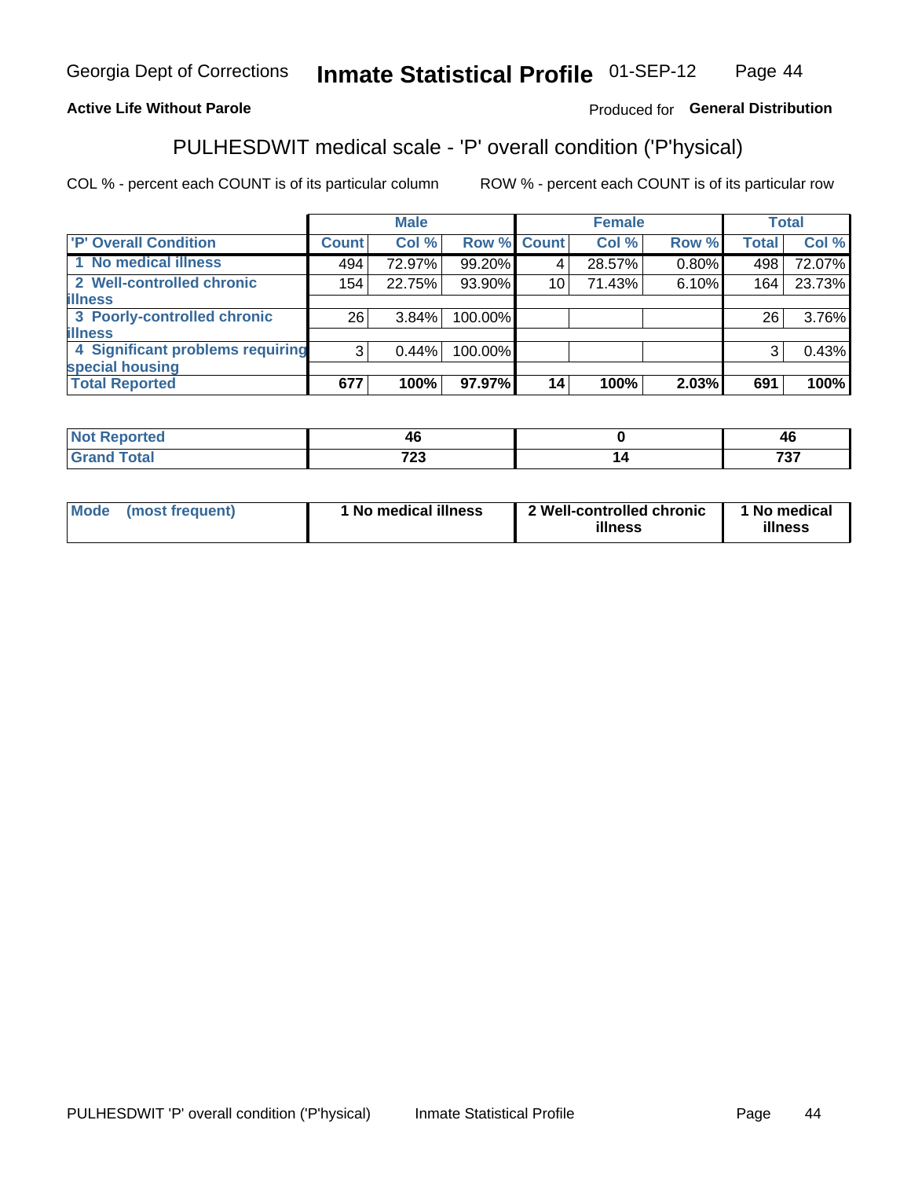Georgia Dept of Corrections **Inmate Statistical Profile** 01-SEP-12

**Active Life Without Parole**

Produced for **General Distribution**

## PULHESDWIT medical scale - 'P' overall condition ('P'hysical)

COL % - percent each COUNT is of its particular column

ROW % - percent each COUNT is of its particular row

| | Male | | | Female | | | Total | |
|---|---|---|---|---|---|---|---|---|
| 'P' Overall Condition | Count | Col % | Row % | Count | Col % | Row % | Total | Col % |
| 1 No medical illness | 494 | 72.97% | 99.20% | 4 | 28.57% | 0.80% | 498 | 72.07% |
| 2 Well-controlled chronic illness | 154 | 22.75% | 93.90% | 10 | 71.43% | 6.10% | 164 | 23.73% |
| 3 Poorly-controlled chronic illness | 26 | 3.84% | 100.00% | | | | 26 | 3.76% |
| 4 Significant problems requiring special housing | 3 | 0.44% | 100.00% | | | | 3 | 0.43% |
| **Total Reported** | **677** | **100%** | **97.97%** | **14** | **100%** | **2.03%** | **691** | **100%** |

| | Male | Female | Total |
|---|---|---|---|
| Not Reported | 46 | 0 | 46 |
| Grand Total | 723 | 14 | 737 |

| | Male | Female | Total |
|---|---|---|---|
| Mode (most frequent) | 1 No medical illness | 2 Well-controlled chronic illness | 1 No medical illness |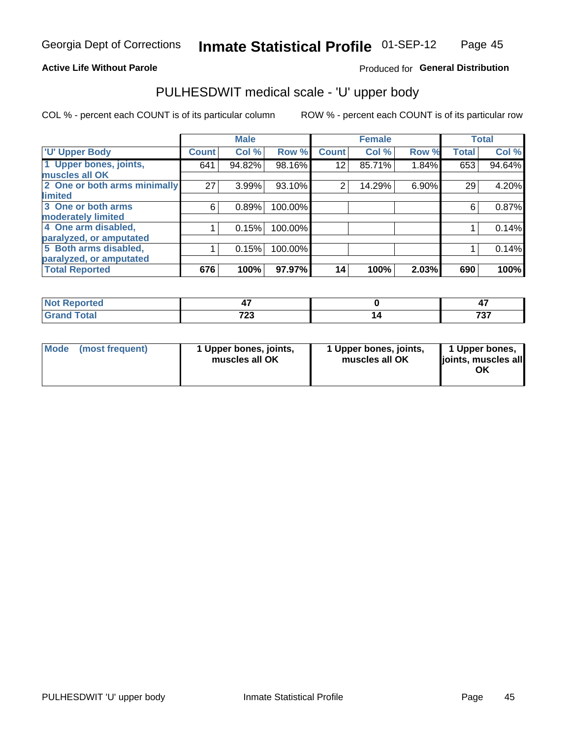Georgia Dept of Corrections **Inmate Statistical Profile** 01-SEP-12

**Active Life Without Parole** Produced for **General Distribution**

## PULHESDWIT medical scale - 'U' upper body

COL % - percent each COUNT is of its particular column ROW % - percent each COUNT is of its particular row

| | Male | | | Female | | | Total | |
|---|---|---|---|---|---|---|---|---|
| 'U' Upper Body | Count | Col % | Row % | Count | Col % | Row % | Total | Col % |
| 1 Upper bones, joints, muscles all OK | 641 | 94.82% | 98.16% | 12 | 85.71% | 1.84% | 653 | 94.64% |
| 2 One or both arms minimally limited | 27 | 3.99% | 93.10% | 2 | 14.29% | 6.90% | 29 | 4.20% |
| 3 One or both arms moderately limited | 6 | 0.89% | 100.00% | | | | 6 | 0.87% |
| 4 One arm disabled, paralyzed, or amputated | 1 | 0.15% | 100.00% | | | | 1 | 0.14% |
| 5 Both arms disabled, paralyzed, or amputated | 1 | 0.15% | 100.00% | | | | 1 | 0.14% |
| **Total Reported** | **676** | **100%** | **97.97%** | **14** | **100%** | **2.03%** | **690** | **100%** |

| | Male | Female | Total |
|---|---|---|---|
| Not Reported | 47 | 0 | 47 |
| Grand Total | 723 | 14 | 737 |

| | Male | Female | Total |
|---|---|---|---|
| Mode (most frequent) | 1 Upper bones, joints, muscles all OK | 1 Upper bones, joints, muscles all OK | 1 Upper bones, joints, muscles all OK |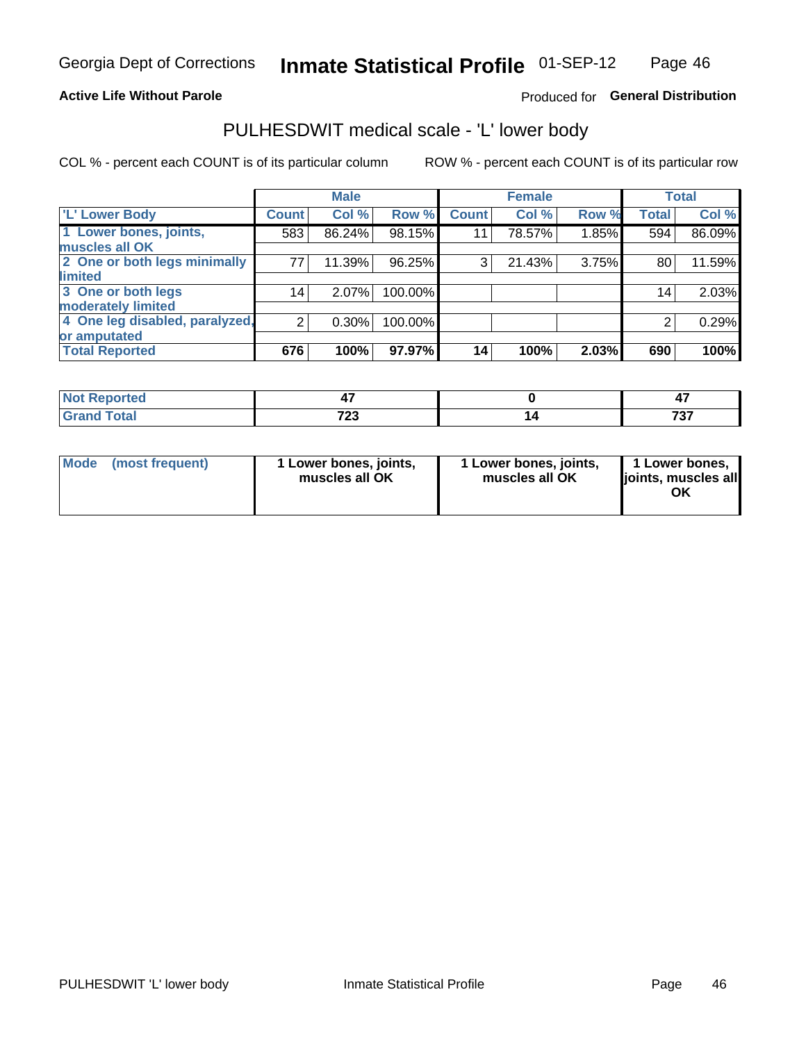Georgia Dept of Corrections **Inmate Statistical Profile** 01-SEP-12 Page 46

**Active Life Without Parole**

Produced for **General Distribution**

## PULHESDWIT medical scale - 'L' lower body

COL % - percent each COUNT is of its particular column

ROW % - percent each COUNT is of its particular row

| | Male | | | Female | | | Total | |
|---|---|---|---|---|---|---|---|---|
| 'L' Lower Body | Count | Col % | Row % | Count | Col % | Row % | Total | Col % |
| 1 Lower bones, joints, muscles all OK | 583 | 86.24% | 98.15% | 11 | 78.57% | 1.85% | 594 | 86.09% |
| 2 One or both legs minimally limited | 77 | 11.39% | 96.25% | 3 | 21.43% | 3.75% | 80 | 11.59% |
| 3 One or both legs moderately limited | 14 | 2.07% | 100.00% | | | | 14 | 2.03% |
| 4 One leg disabled, paralyzed, or amputated | 2 | 0.30% | 100.00% | | | | 2 | 0.29% |
| **Total Reported** | **676** | **100%** | **97.97%** | **14** | **100%** | **2.03%** | **690** | **100%** |

| | Male | Female | Total |
|---|---|---|---|
| Not Reported | 47 | 0 | 47 |
| Grand Total | 723 | 14 | 737 |

| | Male | Female | Total |
|---|---|---|---|
| Mode (most frequent) | 1 Lower bones, joints, muscles all OK | 1 Lower bones, joints, muscles all OK | 1 Lower bones, joints, muscles all OK |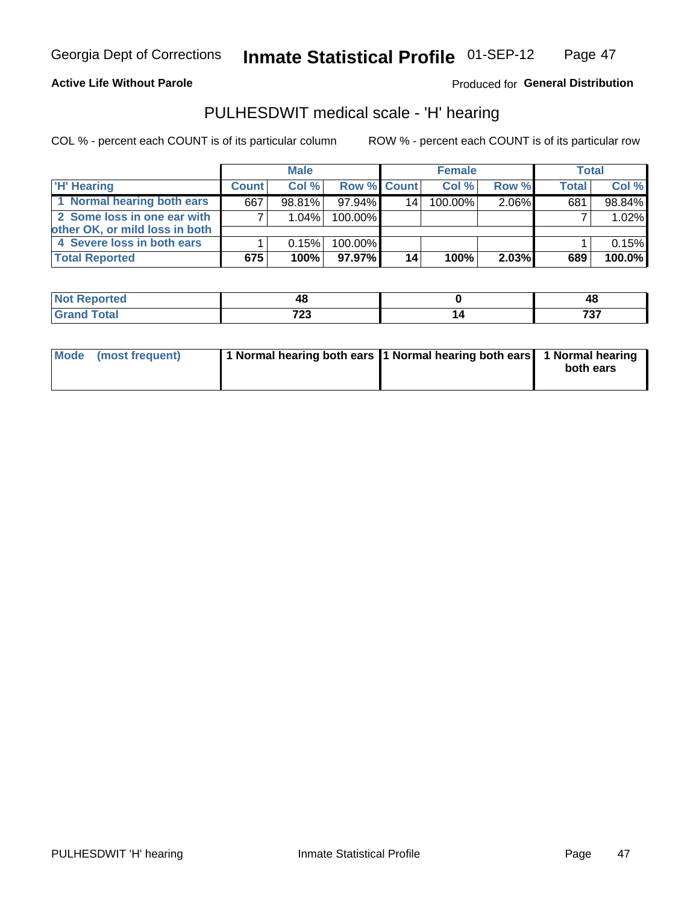**Active Life Without Parole**

Produced for **General Distribution**

## PULHESDWIT medical scale - 'H' hearing

COL % - percent each COUNT is of its particular column

ROW % - percent each COUNT is of its particular row

| | Male | | | Female | | | Total | |
|---|---|---|---|---|---|---|---|---|
| 'H' Hearing | Count | Col % | Row % | Count | Col % | Row % | Total | Col % |
| 1 Normal hearing both ears | 667 | 98.81% | 97.94% | 14 | 100.00% | 2.06% | 681 | 98.84% |
| 2 Some loss in one ear with other OK, or mild loss in both | 7 | 1.04% | 100.00% | | | | 7 | 1.02% |
| 4 Severe loss in both ears | 1 | 0.15% | 100.00% | | | | 1 | 0.15% |
| **Total Reported** | **675** | **100%** | **97.97%** | **14** | **100%** | **2.03%** | **689** | **100.0%** |

| | Male | Female | Total |
|---|---|---|---|
| Not Reported | 48 | 0 | 48 |
| Grand Total | 723 | 14 | 737 |

| | Male | Female | Total |
|---|---|---|---|
| Mode (most frequent) | 1 Normal hearing both ears | 1 Normal hearing both ears | 1 Normal hearing both ears |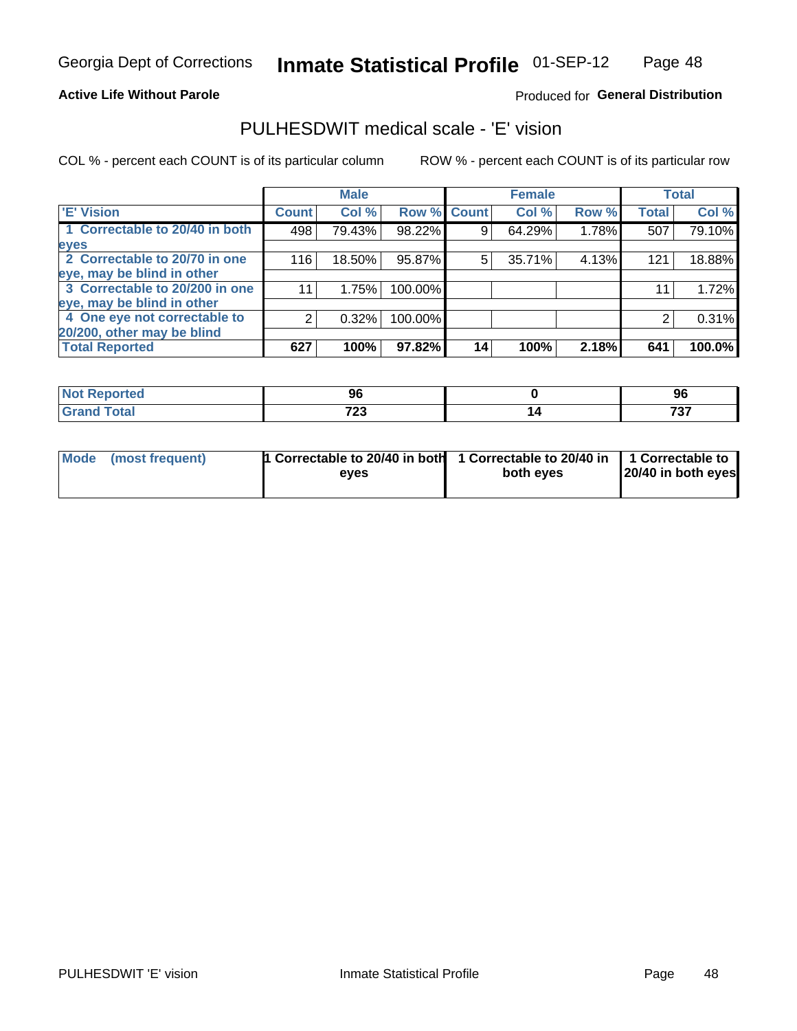Georgia Dept of Corrections **Inmate Statistical Profile** 01-SEP-12

**Active Life Without Parole**

Produced for **General Distribution**

## PULHESDWIT medical scale - 'E' vision

COL % - percent each COUNT is of its particular column    ROW % - percent each COUNT is of its particular row

| | Male | | | Female | | | Total | |
|---|---|---|---|---|---|---|---|---|
| 'E' Vision | Count | Col % | Row % | Count | Col % | Row % | Total | Col % |
| 1 Correctable to 20/40 in both eyes | 498 | 79.43% | 98.22% | 9 | 64.29% | 1.78% | 507 | 79.10% |
| 2 Correctable to 20/70 in one eye, may be blind in other | 116 | 18.50% | 95.87% | 5 | 35.71% | 4.13% | 121 | 18.88% |
| 3 Correctable to 20/200 in one eye, may be blind in other | 11 | 1.75% | 100.00% | | | | 11 | 1.72% |
| 4 One eye not correctable to 20/200, other may be blind | 2 | 0.32% | 100.00% | | | | 2 | 0.31% |
| **Total Reported** | **627** | **100%** | **97.82%** | **14** | **100%** | **2.18%** | **641** | **100.0%** |

| | Male | Female | Total |
|---|---|---|---|
| Not Reported | 96 | 0 | 96 |
| Grand Total | 723 | 14 | 737 |

| | Male | Female | Total |
|---|---|---|---|
| Mode (most frequent) | 1 Correctable to 20/40 in both eyes | 1 Correctable to 20/40 in both eyes | 1 Correctable to 20/40 in both eyes |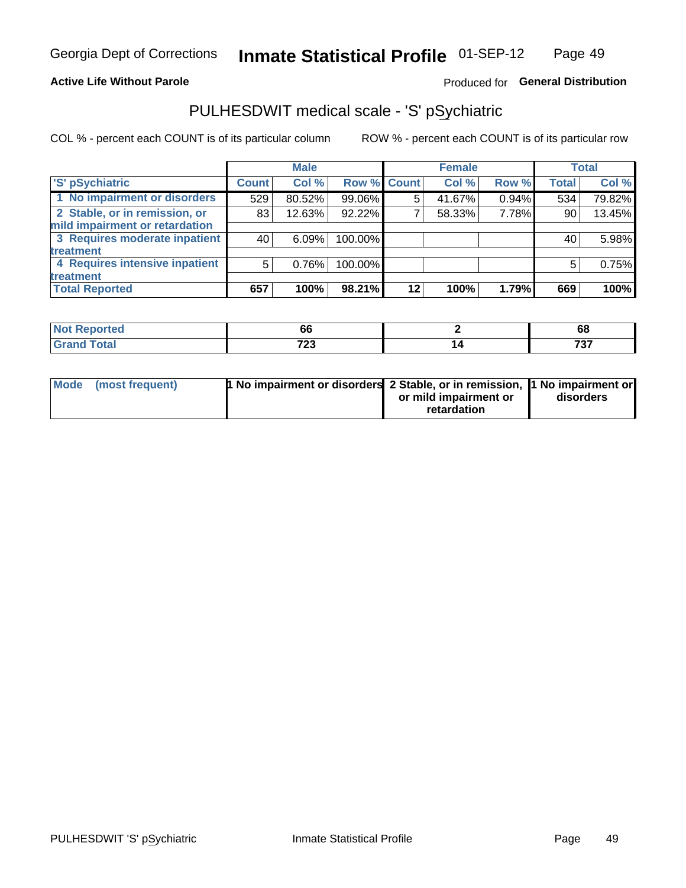Georgia Dept of Corrections **Inmate Statistical Profile** 01-SEP-12

**Active Life Without Parole**

Produced for **General Distribution**

## PULHESDWIT medical scale - 'S' pSychiatric

COL % - percent each COUNT is of its particular column

ROW % - percent each COUNT is of its particular row

| | Male | | | Female | | | Total | |
|---|---|---|---|---|---|---|---|---|
| 'S' pSychiatric | Count | Col % | Row % | Count | Col % | Row % | Total | Col % |
| 1 No impairment or disorders | 529 | 80.52% | 99.06% | 5 | 41.67% | 0.94% | 534 | 79.82% |
| 2 Stable, or in remission, or mild impairment or retardation | 83 | 12.63% | 92.22% | 7 | 58.33% | 7.78% | 90 | 13.45% |
| 3 Requires moderate inpatient treatment | 40 | 6.09% | 100.00% | | | | 40 | 5.98% |
| 4 Requires intensive inpatient treatment | 5 | 0.76% | 100.00% | | | | 5 | 0.75% |
| **Total Reported** | **657** | **100%** | **98.21%** | **12** | **100%** | **1.79%** | **669** | **100%** |

| | Male | Female | Total |
|---|---|---|---|
| Not Reported | 66 | 2 | 68 |
| Grand Total | 723 | 14 | 737 |

| | Male | Female | Total |
|---|---|---|---|
| Mode (most frequent) | 1 No impairment or disorders | 2 Stable, or in remission, or mild impairment or retardation | 1 No impairment or disorders |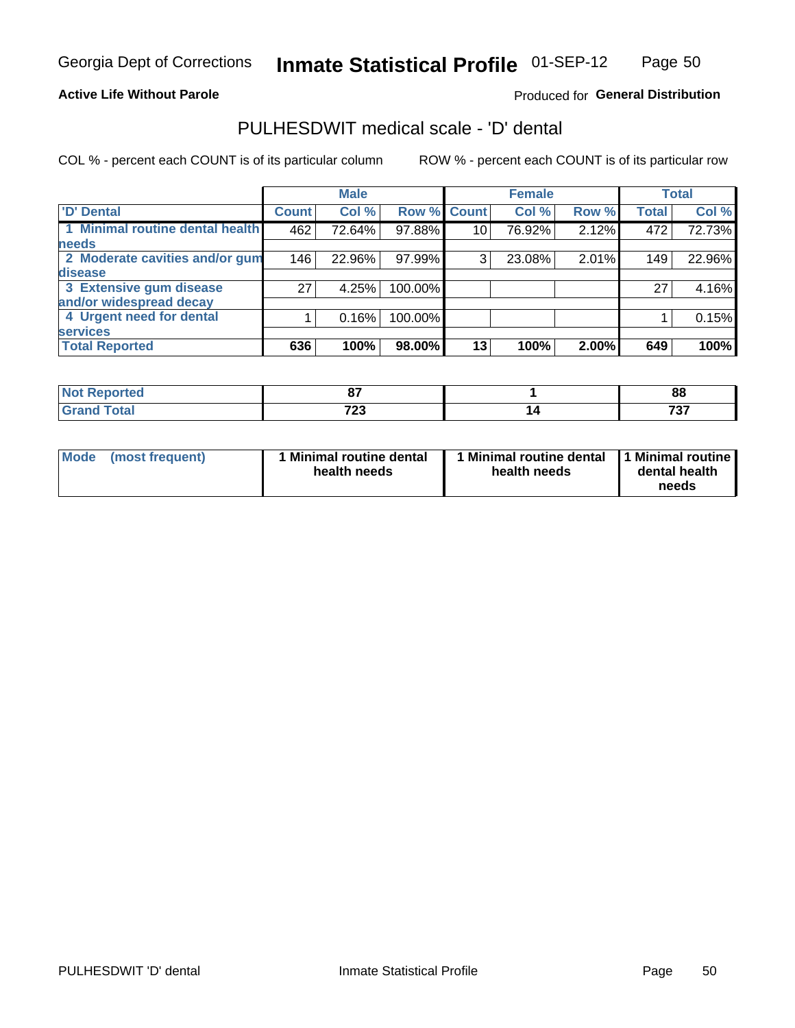Georgia Dept of Corrections **Inmate Statistical Profile** 01-SEP-12

**Active Life Without Parole**

Produced for **General Distribution**

# PULHESDWIT medical scale - 'D' dental

COL % - percent each COUNT is of its particular column    ROW % - percent each COUNT is of its particular row

| | Male | | | Female | | | Total | |
|---|---|---|---|---|---|---|---|---|
| **'D' Dental** | **Count** | **Col %** | **Row %** | **Count** | **Col %** | **Row %** | **Total** | **Col %** |
| **1 Minimal routine dental health needs** | 462 | 72.64% | 97.88% | 10 | 76.92% | 2.12% | 472 | 72.73% |
| **2 Moderate cavities and/or gum disease** | 146 | 22.96% | 97.99% | 3 | 23.08% | 2.01% | 149 | 22.96% |
| **3 Extensive gum disease and/or widespread decay** | 27 | 4.25% | 100.00% | | | | 27 | 4.16% |
| **4 Urgent need for dental services** | 1 | 0.16% | 100.00% | | | | 1 | 0.15% |
| **Total Reported** | **636** | **100%** | **98.00%** | **13** | **100%** | **2.00%** | **649** | **100%** |

| | Male | Female | Total |
|---|---|---|---|
| **Not Reported** | **87** | **1** | **88** |
| **Grand Total** | **723** | **14** | **737** |

| | Male | Female | Total |
|---|---|---|---|
| **Mode (most frequent)** | **1 Minimal routine dental health needs** | **1 Minimal routine dental health needs** | **1 Minimal routine dental health needs** |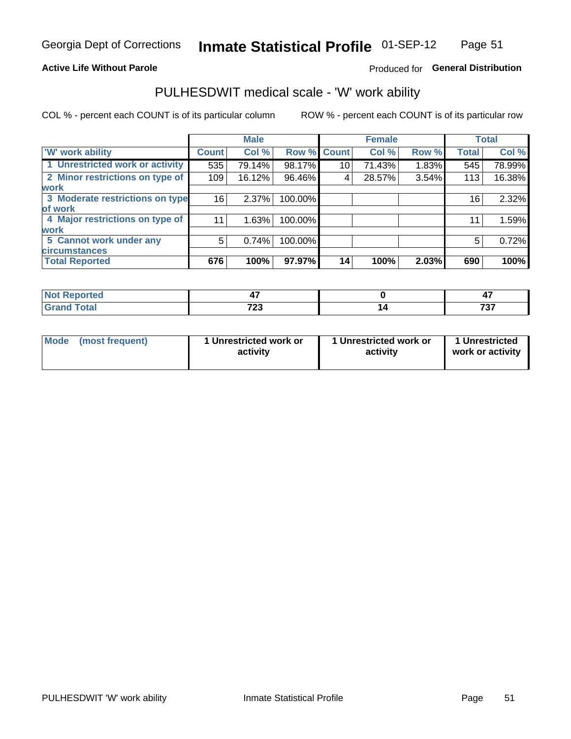Georgia Dept of Corrections **Inmate Statistical Profile** 01-SEP-12

**Active Life Without Parole**

Produced for **General Distribution**

## PULHESDWIT medical scale - 'W' work ability

COL % - percent each COUNT is of its particular column

ROW % - percent each COUNT is of its particular row

| | Male | | | Female | | | Total | |
|---|---|---|---|---|---|---|---|---|
| 'W' work ability | Count | Col % | Row % | Count | Col % | Row % | Total | Col % |
| 1 Unrestricted work or activity | 535 | 79.14% | 98.17% | 10 | 71.43% | 1.83% | 545 | 78.99% |
| 2 Minor restrictions on type of work | 109 | 16.12% | 96.46% | 4 | 28.57% | 3.54% | 113 | 16.38% |
| 3 Moderate restrictions on type of work | 16 | 2.37% | 100.00% | | | | 16 | 2.32% |
| 4 Major restrictions on type of work | 11 | 1.63% | 100.00% | | | | 11 | 1.59% |
| 5 Cannot work under any circumstances | 5 | 0.74% | 100.00% | | | | 5 | 0.72% |
| **Total Reported** | **676** | **100%** | **97.97%** | **14** | **100%** | **2.03%** | **690** | **100%** |

| | Male | Female | Total |
|---|---|---|---|
| Not Reported | 47 | 0 | 47 |
| Grand Total | 723 | 14 | 737 |

| | Male | Female | Total |
|---|---|---|---|
| Mode (most frequent) | 1 Unrestricted work or activity | 1 Unrestricted work or activity | 1 Unrestricted work or activity |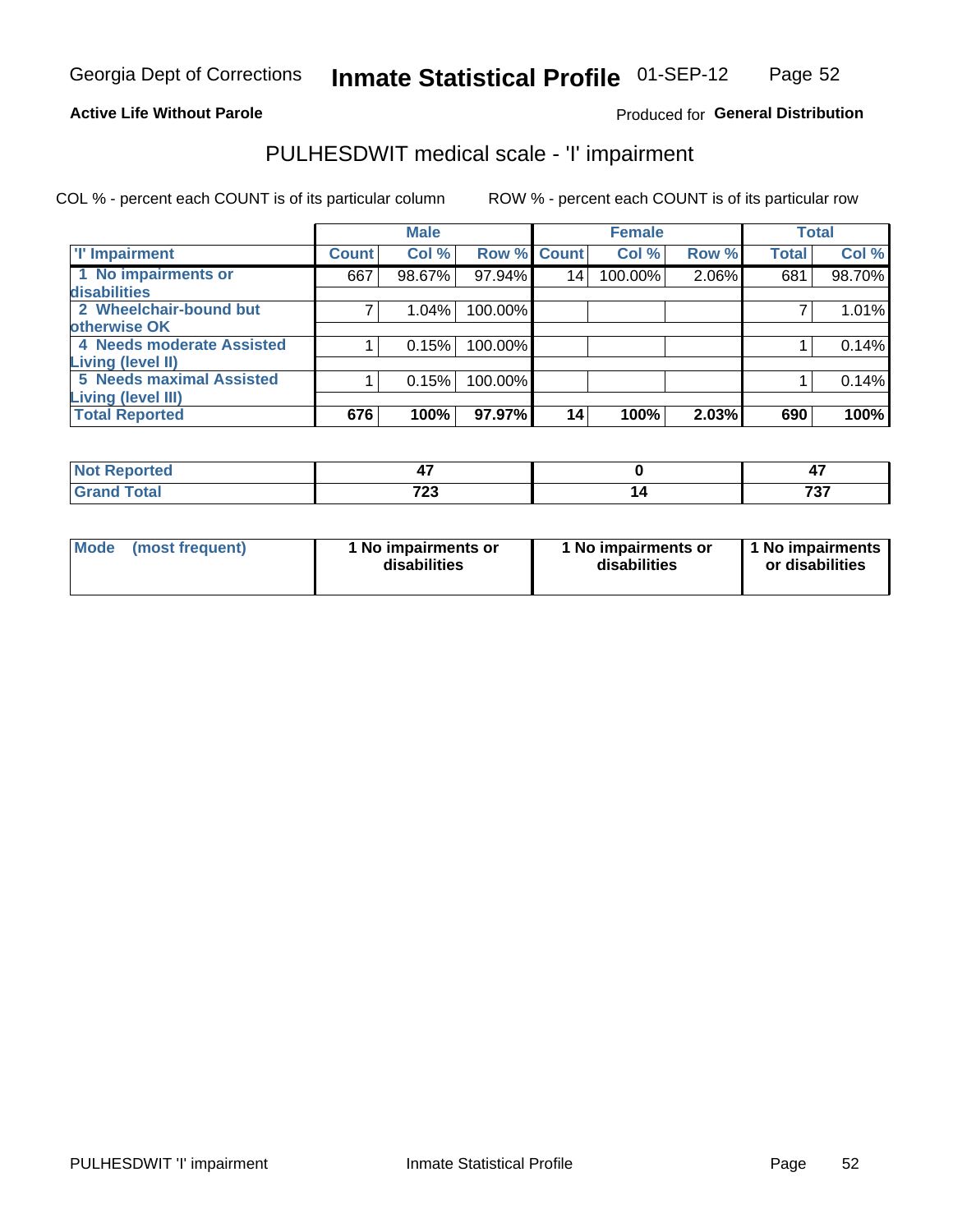Georgia Dept of Corrections **Inmate Statistical Profile** 01-SEP-12

**Active Life Without Parole**

Produced for **General Distribution**

## PULHESDWIT medical scale - 'I' impairment

COL % - percent each COUNT is of its particular column ROW % - percent each COUNT is of its particular row

| | Male | | | Female | | | Total | |
|---|---|---|---|---|---|---|---|---|
| **'I' Impairment** | **Count** | **Col %** | **Row %** | **Count** | **Col %** | **Row %** | **Total** | **Col %** |
| **1 No impairments or disabilities** | 667 | 98.67% | 97.94% | 14 | 100.00% | 2.06% | 681 | 98.70% |
| **2 Wheelchair-bound but otherwise OK** | 7 | 1.04% | 100.00% | | | | 7 | 1.01% |
| **4 Needs moderate Assisted Living (level II)** | 1 | 0.15% | 100.00% | | | | 1 | 0.14% |
| **5 Needs maximal Assisted Living (level III)** | 1 | 0.15% | 100.00% | | | | 1 | 0.14% |
| **Total Reported** | **676** | **100%** | **97.97%** | **14** | **100%** | **2.03%** | **690** | **100%** |

| | Male | Female | Total |
|---|---|---|---|
| **Not Reported** | **47** | **0** | **47** |
| **Grand Total** | **723** | **14** | **737** |

| | Male | Female | Total |
|---|---|---|---|
| **Mode (most frequent)** | **1 No impairments or disabilities** | **1 No impairments or disabilities** | **1 No impairments or disabilities** |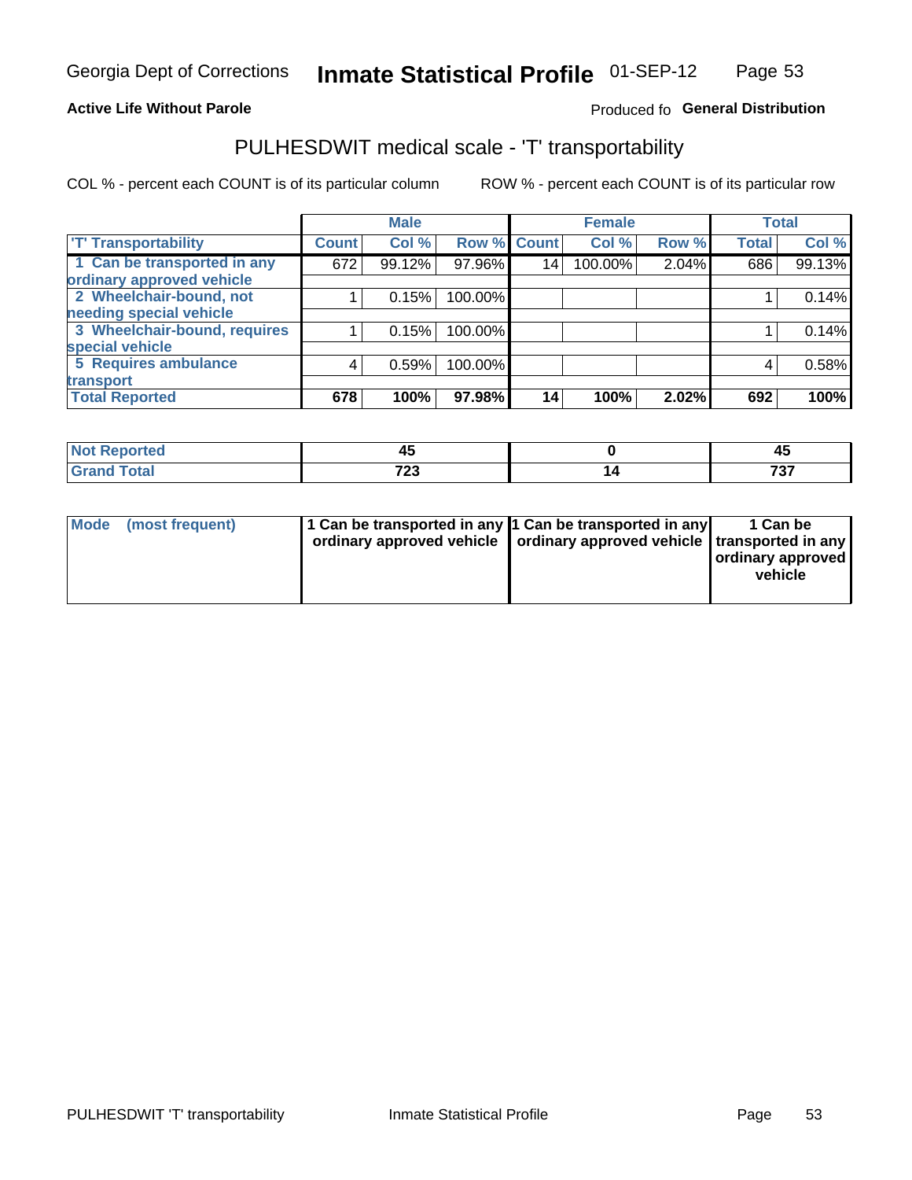Georgia Dept of Corrections **Inmate Statistical Profile** 01-SEP-12

**Active Life Without Parole**

Produced fo **General Distribution**

## PULHESDWIT medical scale - 'T' transportability

COL % - percent each COUNT is of its particular column

ROW % - percent each COUNT is of its particular row

| | Male | | | Female | | | Total | |
|---|---|---|---|---|---|---|---|---|
| 'T' Transportability | Count | Col % | Row % | Count | Col % | Row % | Total | Col % |
| 1 Can be transported in any ordinary approved vehicle | 672 | 99.12% | 97.96% | 14 | 100.00% | 2.04% | 686 | 99.13% |
| 2 Wheelchair-bound, not needing special vehicle | 1 | 0.15% | 100.00% | | | | 1 | 0.14% |
| 3 Wheelchair-bound, requires special vehicle | 1 | 0.15% | 100.00% | | | | 1 | 0.14% |
| 5 Requires ambulance transport | 4 | 0.59% | 100.00% | | | | 4 | 0.58% |
| **Total Reported** | **678** | **100%** | **97.98%** | **14** | **100%** | **2.02%** | **692** | **100%** |

| | Male | Female | Total |
|---|---|---|---|
| **Not Reported** | **45** | **0** | **45** |
| **Grand Total** | **723** | **14** | **737** |

| | Male | Female | Total |
|---|---|---|---|
| **Mode (most frequent)** | **1 Can be transported in any ordinary approved vehicle** | **1 Can be transported in any ordinary approved vehicle** | **1 Can be transported in any ordinary approved vehicle** |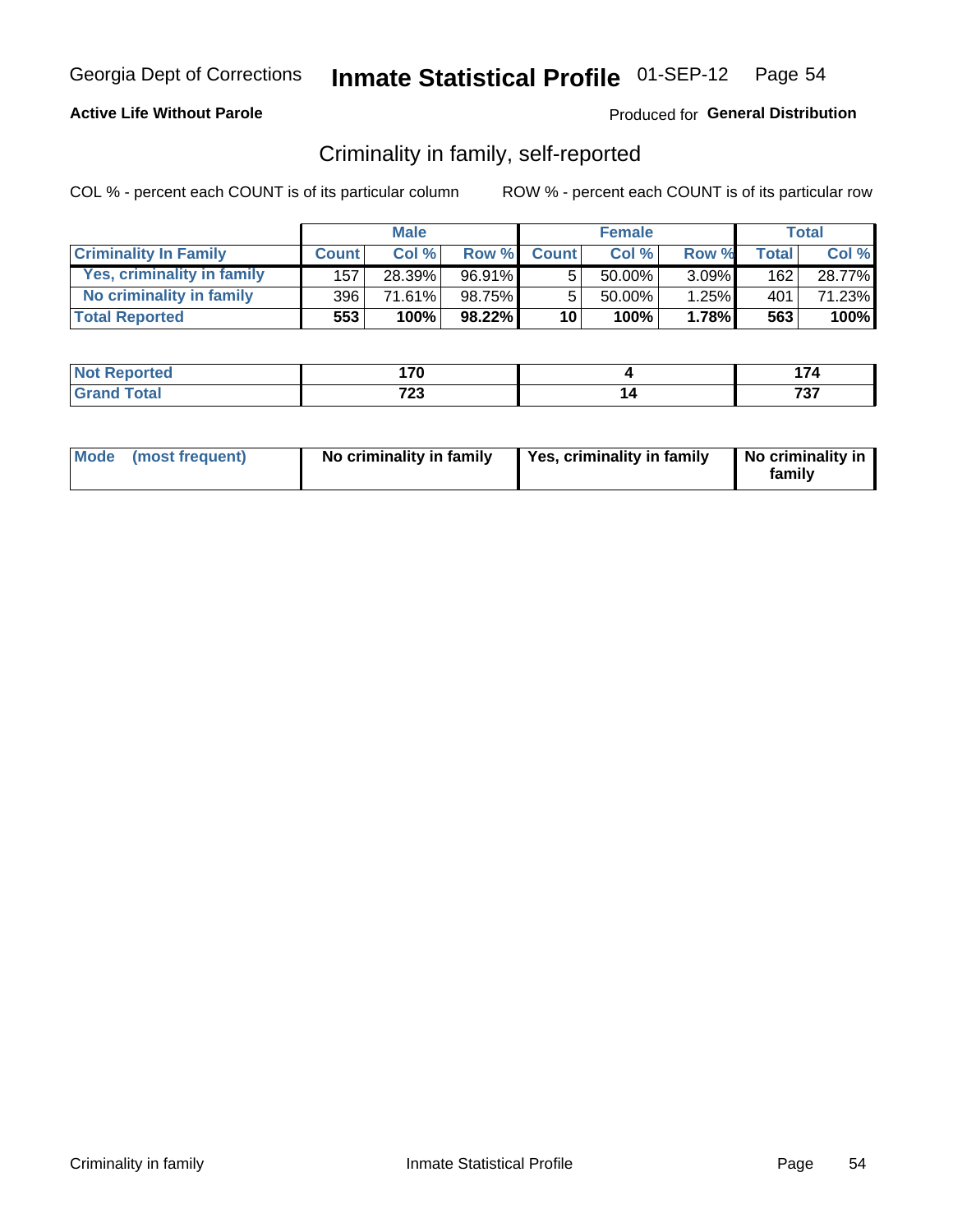Georgia Dept of Corrections **Inmate Statistical Profile** 01-SEP-12

**Active Life Without Parole**

Produced for **General Distribution**

## Criminality in family, self-reported

COL % - percent each COUNT is of its particular column

ROW % - percent each COUNT is of its particular row

| | Male | | | Female | | | Total | |
|---|---|---|---|---|---|---|---|---|
| **Criminality In Family** | **Count** | **Col %** | **Row %** | **Count** | **Col %** | **Row %** | **Total** | **Col %** |
| Yes, criminality in family | 157 | 28.39% | 96.91% | 5 | 50.00% | 3.09% | 162 | 28.77% |
| No criminality in family | 396 | 71.61% | 98.75% | 5 | 50.00% | 1.25% | 401 | 71.23% |
| **Total Reported** | **553** | **100%** | **98.22%** | **10** | **100%** | **1.78%** | **563** | **100%** |

| | Male | Female | Total |
|---|---|---|---|
| **Not Reported** | **170** | **4** | **174** |
| **Grand Total** | **723** | **14** | **737** |

| | Male | Female | Total |
|---|---|---|---|
| **Mode (most frequent)** | **No criminality in family** | **Yes, criminality in family** | **No criminality in family** |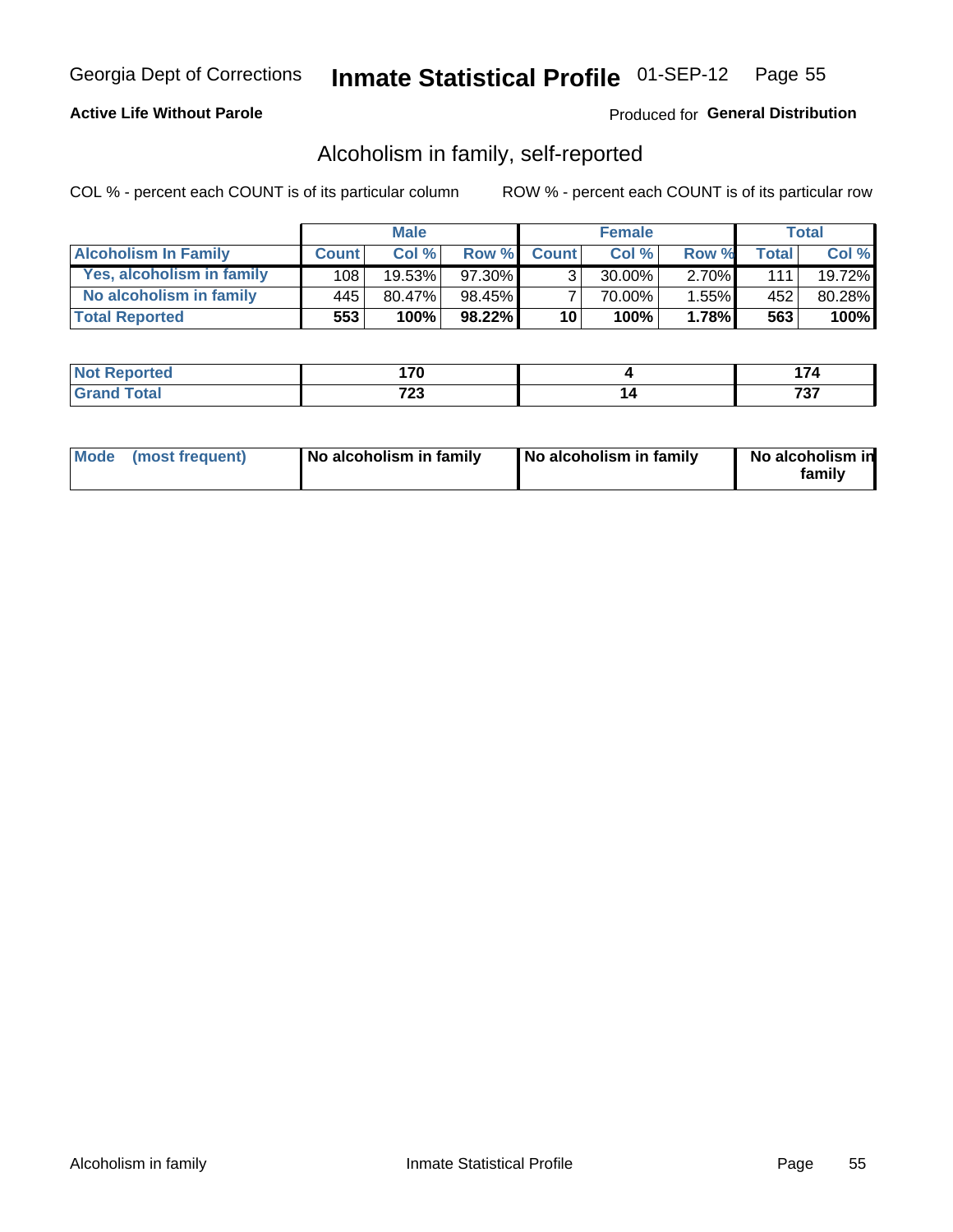Georgia Dept of Corrections **Inmate Statistical Profile** 01-SEP-12

**Active Life Without Parole**

Produced for **General Distribution**

## Alcoholism in family, self-reported

COL % - percent each COUNT is of its particular column

ROW % - percent each COUNT is of its particular row

| | Male | | | Female | | | Total | |
|---|---|---|---|---|---|---|---|---|
| **Alcoholism In Family** | **Count** | **Col %** | **Row %** | **Count** | **Col %** | **Row %** | **Total** | **Col %** |
| **Yes, alcoholism in family** | 108 | 19.53% | 97.30% | 3 | 30.00% | 2.70% | 111 | 19.72% |
| **No alcoholism in family** | 445 | 80.47% | 98.45% | 7 | 70.00% | 1.55% | 452 | 80.28% |
| **Total Reported** | **553** | **100%** | **98.22%** | **10** | **100%** | **1.78%** | **563** | **100%** |

| | Male | Female | Total |
|---|---|---|---|
| **Not Reported** | **170** | **4** | **174** |
| **Grand Total** | **723** | **14** | **737** |

| | Male | Female | Total |
|---|---|---|---|
| **Mode (most frequent)** | **No alcoholism in family** | **No alcoholism in family** | **No alcoholism in family** |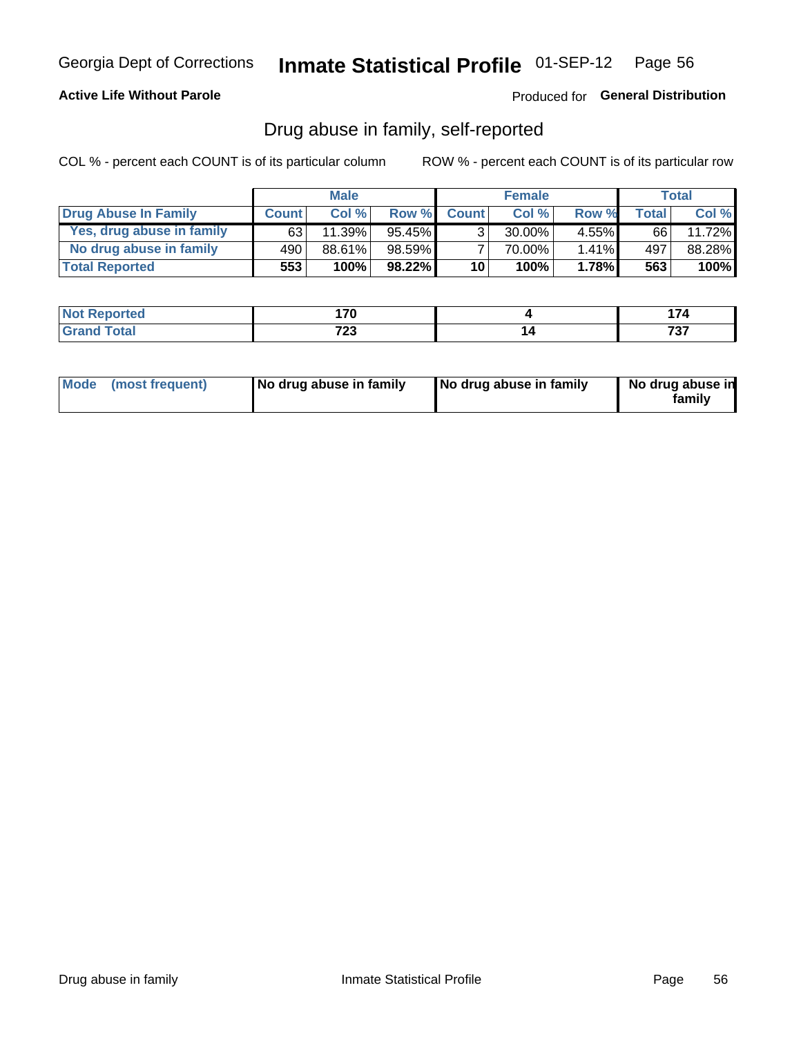Georgia Dept of Corrections **Inmate Statistical Profile** 01-SEP-12

**Active Life Without Parole**

Produced for **General Distribution**

## Drug abuse in family, self-reported

COL % - percent each COUNT is of its particular column ROW % - percent each COUNT is of its particular row

| | Male | | | Female | | | Total | |
|---|---|---|---|---|---|---|---|---|
| **Drug Abuse In Family** | **Count** | **Col %** | **Row %** | **Count** | **Col %** | **Row %** | **Total** | **Col %** |
| Yes, drug abuse in family | 63 | 11.39% | 95.45% | 3 | 30.00% | 4.55% | 66 | 11.72% |
| No drug abuse in family | 490 | 88.61% | 98.59% | 7 | 70.00% | 1.41% | 497 | 88.28% |
| **Total Reported** | **553** | **100%** | **98.22%** | **10** | **100%** | **1.78%** | **563** | **100%** |

| | Male | Female | Total |
|---|---|---|---|
| **Not Reported** | **170** | **4** | **174** |
| **Grand Total** | **723** | **14** | **737** |

| | Male | Female | Total |
|---|---|---|---|
| **Mode (most frequent)** | **No drug abuse in family** | **No drug abuse in family** | **No drug abuse in family** |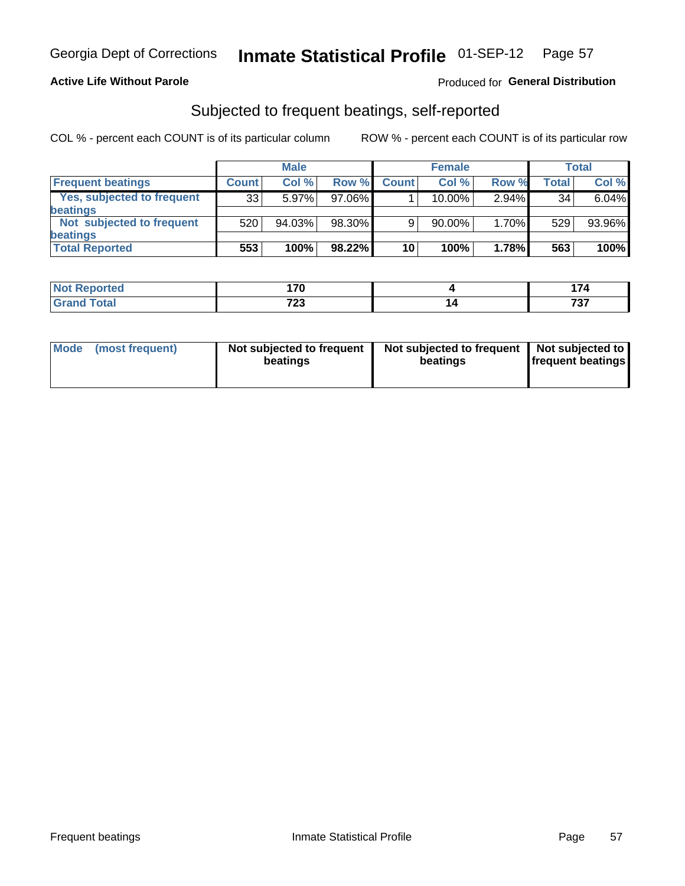Georgia Dept of Corrections **Inmate Statistical Profile** 01-SEP-12

**Active Life Without Parole**

Produced for **General Distribution**

## Subjected to frequent beatings, self-reported

COL % - percent each COUNT is of its particular column ROW % - percent each COUNT is of its particular row

| | Male | | | Female | | | Total | |
|---|---|---|---|---|---|---|---|---|
| **Frequent beatings** | **Count** | **Col %** | **Row %** | **Count** | **Col %** | **Row %** | **Total** | **Col %** |
| **Yes, subjected to frequent beatings** | 33 | 5.97% | 97.06% | 1 | 10.00% | 2.94% | 34 | 6.04% |
| **Not subjected to frequent beatings** | 520 | 94.03% | 98.30% | 9 | 90.00% | 1.70% | 529 | 93.96% |
| **Total Reported** | **553** | **100%** | **98.22%** | **10** | **100%** | **1.78%** | **563** | **100%** |

| | Male | Female | Total |
|---|---|---|---|
| **Not Reported** | **170** | **4** | **174** |
| **Grand Total** | **723** | **14** | **737** |

| | Male | Female | Total |
|---|---|---|---|
| **Mode (most frequent)** | **Not subjected to frequent beatings** | **Not subjected to frequent beatings** | **Not subjected to frequent beatings** |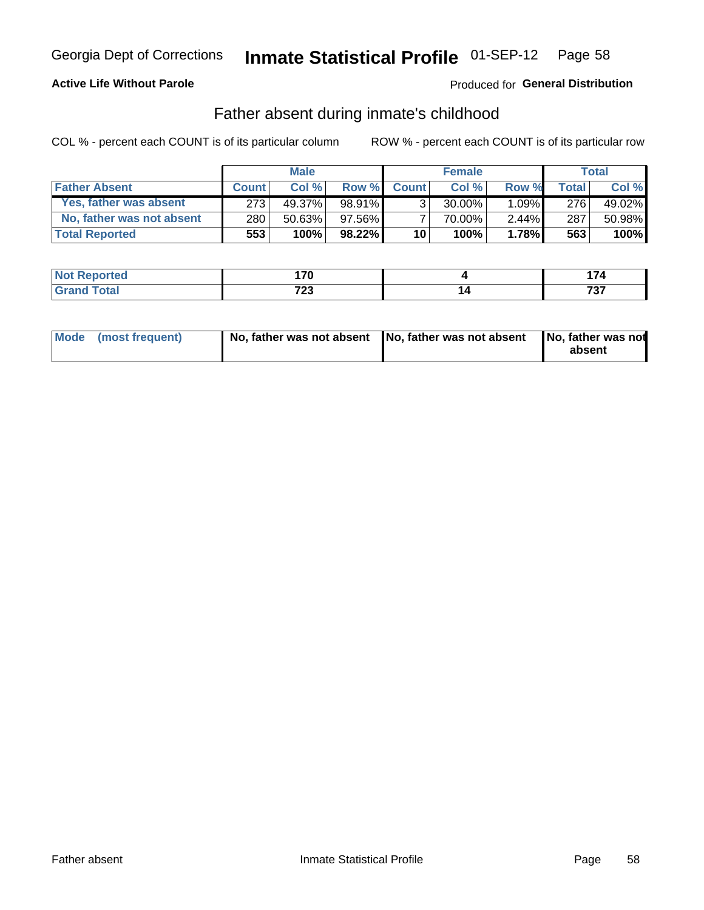Georgia Dept of Corrections **Inmate Statistical Profile** 01-SEP-12

**Active Life Without Parole**

Produced for **General Distribution**

## Father absent during inmate's childhood

COL % - percent each COUNT is of its particular column ROW % - percent each COUNT is of its particular row

| | Male | | | Female | | | Total | |
|---|---|---|---|---|---|---|---|---|
| **Father Absent** | **Count** | **Col %** | **Row %** | **Count** | **Col %** | **Row %** | **Total** | **Col %** |
| **Yes, father was absent** | 273 | 49.37% | 98.91% | 3 | 30.00% | 1.09% | 276 | 49.02% |
| **No, father was not absent** | 280 | 50.63% | 97.56% | 7 | 70.00% | 2.44% | 287 | 50.98% |
| **Total Reported** | **553** | **100%** | **98.22%** | **10** | **100%** | **1.78%** | **563** | **100%** |

| | Male | Female | Total |
|---|---|---|---|
| **Not Reported** | **170** | **4** | **174** |
| **Grand Total** | **723** | **14** | **737** |

| | Male | Female | Total |
|---|---|---|---|
| **Mode (most frequent)** | **No, father was not absent** | **No, father was not absent** | **No, father was not absent** |

Father absent Inmate Statistical Profile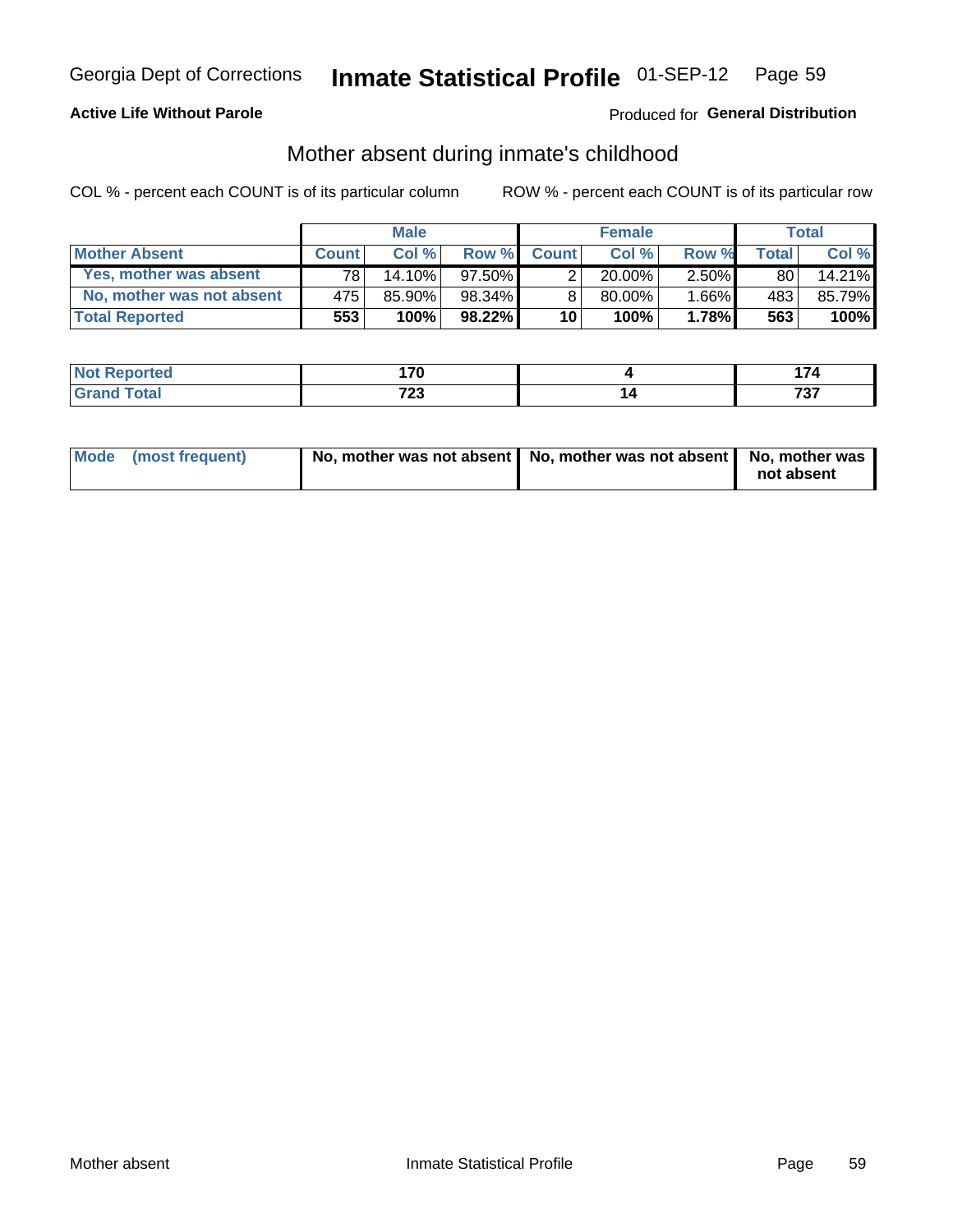**Active Life Without Parole**

Produced for **General Distribution**

## Mother absent during inmate's childhood

COL % - percent each COUNT is of its particular column

ROW % - percent each COUNT is of its particular row

| | Male | | | Female | | | Total | |
|---|---|---|---|---|---|---|---|---|
| **Mother Absent** | **Count** | **Col %** | **Row %** | **Count** | **Col %** | **Row %** | **Total** | **Col %** |
| Yes, mother was absent | 78 | 14.10% | 97.50% | 2 | 20.00% | 2.50% | 80 | 14.21% |
| No, mother was not absent | 475 | 85.90% | 98.34% | 8 | 80.00% | 1.66% | 483 | 85.79% |
| **Total Reported** | **553** | **100%** | **98.22%** | **10** | **100%** | **1.78%** | **563** | **100%** |

| | Male | Female | Total |
|---|---|---|---|
| **Not Reported** | **170** | **4** | **174** |
| **Grand Total** | **723** | **14** | **737** |

| | Male | Female | Total |
|---|---|---|---|
| **Mode (most frequent)** | **No, mother was not absent** | **No, mother was not absent** | **No, mother was not absent** |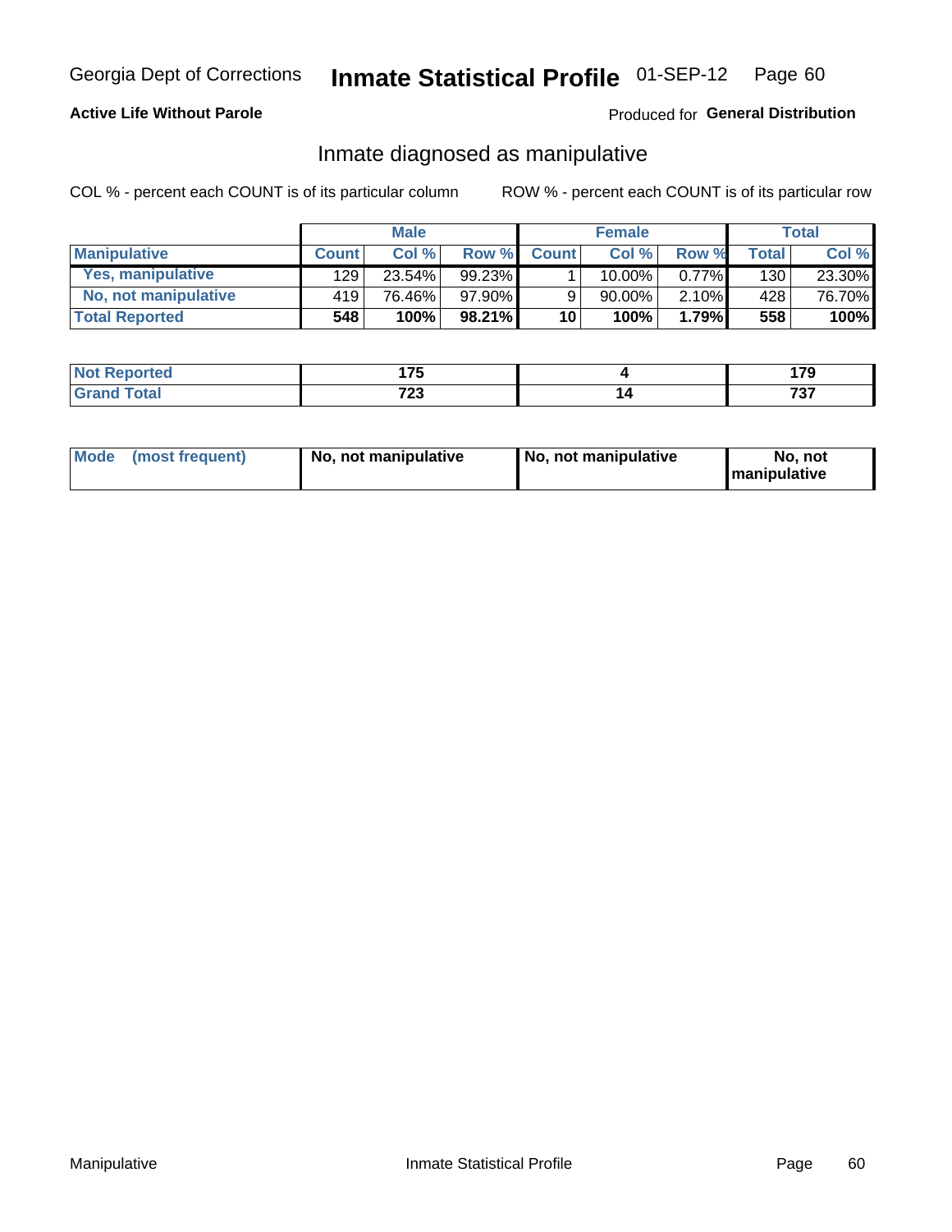Georgia Dept of Corrections **Inmate Statistical Profile** 01-SEP-12

**Active Life Without Parole**

Produced for **General Distribution**

## Inmate diagnosed as manipulative

COL % - percent each COUNT is of its particular column

ROW % - percent each COUNT is of its particular row

| | Male | | | Female | | | Total | |
|---|---|---|---|---|---|---|---|---|
| **Manipulative** | **Count** | **Col %** | **Row %** | **Count** | **Col %** | **Row %** | **Total** | **Col %** |
| **Yes, manipulative** | 129 | 23.54% | 99.23% | 1 | 10.00% | 0.77% | 130 | 23.30% |
| **No, not manipulative** | 419 | 76.46% | 97.90% | 9 | 90.00% | 2.10% | 428 | 76.70% |
| **Total Reported** | **548** | **100%** | **98.21%** | **10** | **100%** | **1.79%** | **558** | **100%** |

| | Male | Female | Total |
|---|---|---|---|
| **Not Reported** | **175** | **4** | **179** |
| **Grand Total** | **723** | **14** | **737** |

| | Male | Female | Total |
|---|---|---|---|
| **Mode (most frequent)** | **No, not manipulative** | **No, not manipulative** | **No, not manipulative** |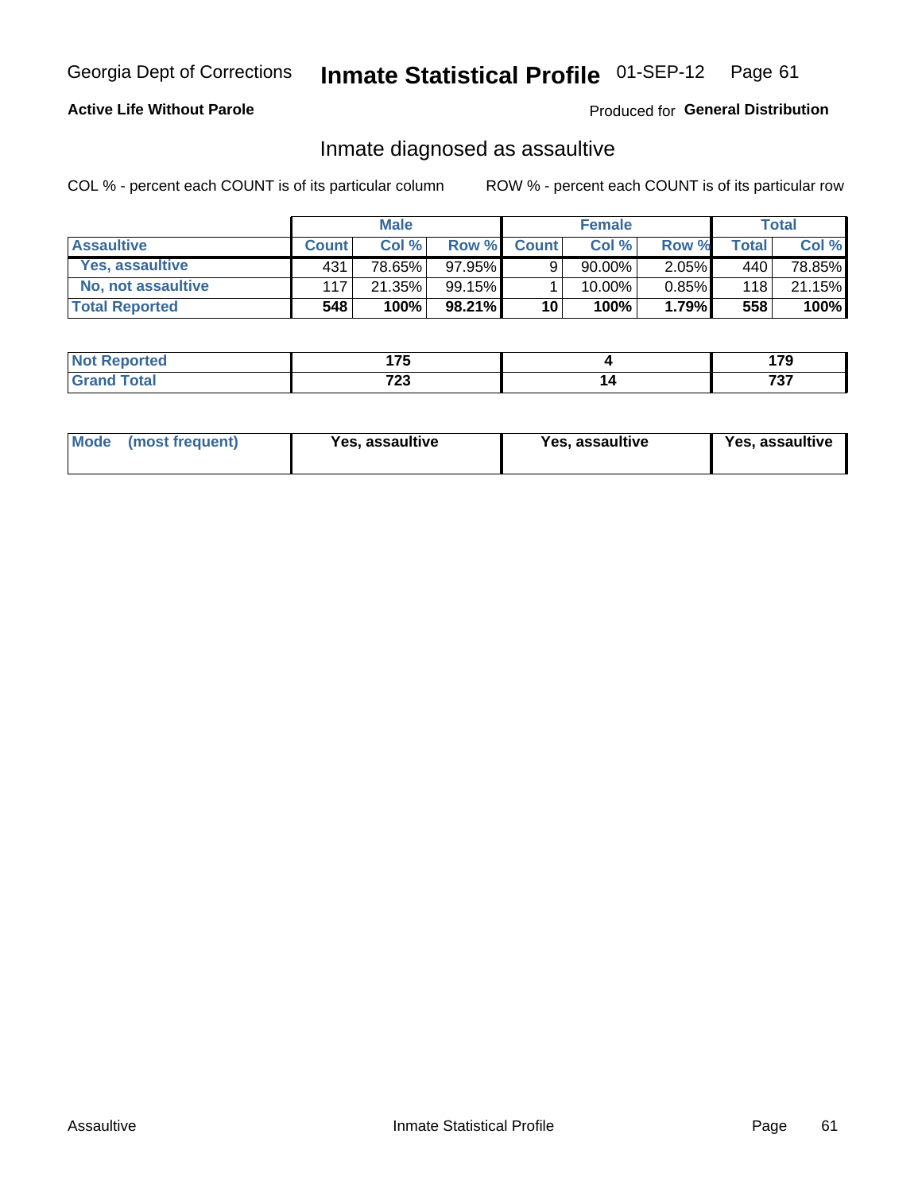Georgia Dept of Corrections **Inmate Statistical Profile** 01-SEP-12

**Active Life Without Parole**

Produced for **General Distribution**

## Inmate diagnosed as assaultive

COL % - percent each COUNT is of its particular column

ROW % - percent each COUNT is of its particular row

| | Male | | | Female | | | Total | |
|---|---|---|---|---|---|---|---|---|
| **Assaultive** | **Count** | **Col %** | **Row %** | **Count** | **Col %** | **Row %** | **Total** | **Col %** |
| **Yes, assaultive** | 431 | 78.65% | 97.95% | 9 | 90.00% | 2.05% | 440 | 78.85% |
| **No, not assaultive** | 117 | 21.35% | 99.15% | 1 | 10.00% | 0.85% | 118 | 21.15% |
| **Total Reported** | **548** | **100%** | **98.21%** | **10** | **100%** | **1.79%** | **558** | **100%** |

| | Male | Female | Total |
|---|---|---|---|
| **Not Reported** | **175** | **4** | **179** |
| **Grand Total** | **723** | **14** | **737** |

| | Male | Female | Total |
|---|---|---|---|
| **Mode (most frequent)** | **Yes, assaultive** | **Yes, assaultive** | **Yes, assaultive** |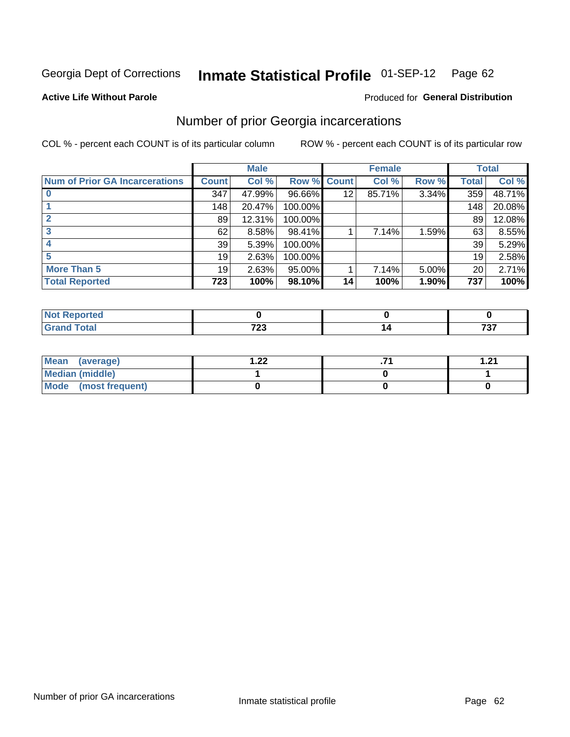Georgia Dept of Corrections **Inmate Statistical Profile** 01-SEP-12

**Active Life Without Parole**

Produced for **General Distribution**

## Number of prior Georgia incarcerations

COL % - percent each COUNT is of its particular column

ROW % - percent each COUNT is of its particular row

| | Male | | | Female | | | Total | |
|---|---|---|---|---|---|---|---|---|
| **Num of Prior GA Incarcerations** | **Count** | **Col %** | **Row %** | **Count** | **Col %** | **Row %** | **Total** | **Col %** |
| **0** | 347 | 47.99% | 96.66% | 12 | 85.71% | 3.34% | 359 | 48.71% |
| **1** | 148 | 20.47% | 100.00% | | | | 148 | 20.08% |
| **2** | 89 | 12.31% | 100.00% | | | | 89 | 12.08% |
| **3** | 62 | 8.58% | 98.41% | 1 | 7.14% | 1.59% | 63 | 8.55% |
| **4** | 39 | 5.39% | 100.00% | | | | 39 | 5.29% |
| **5** | 19 | 2.63% | 100.00% | | | | 19 | 2.58% |
| **More Than 5** | 19 | 2.63% | 95.00% | 1 | 7.14% | 5.00% | 20 | 2.71% |
| **Total Reported** | **723** | **100%** | **98.10%** | **14** | **100%** | **1.90%** | **737** | **100%** |

| | Male | Female | Total |
|---|---|---|---|
| **Not Reported** | **0** | **0** | **0** |
| **Grand Total** | **723** | **14** | **737** |

| | Male | Female | Total |
|---|---|---|---|
| **Mean (average)** | **1.22** | **.71** | **1.21** |
| **Median (middle)** | **1** | **0** | **1** |
| **Mode (most frequent)** | **0** | **0** | **0** |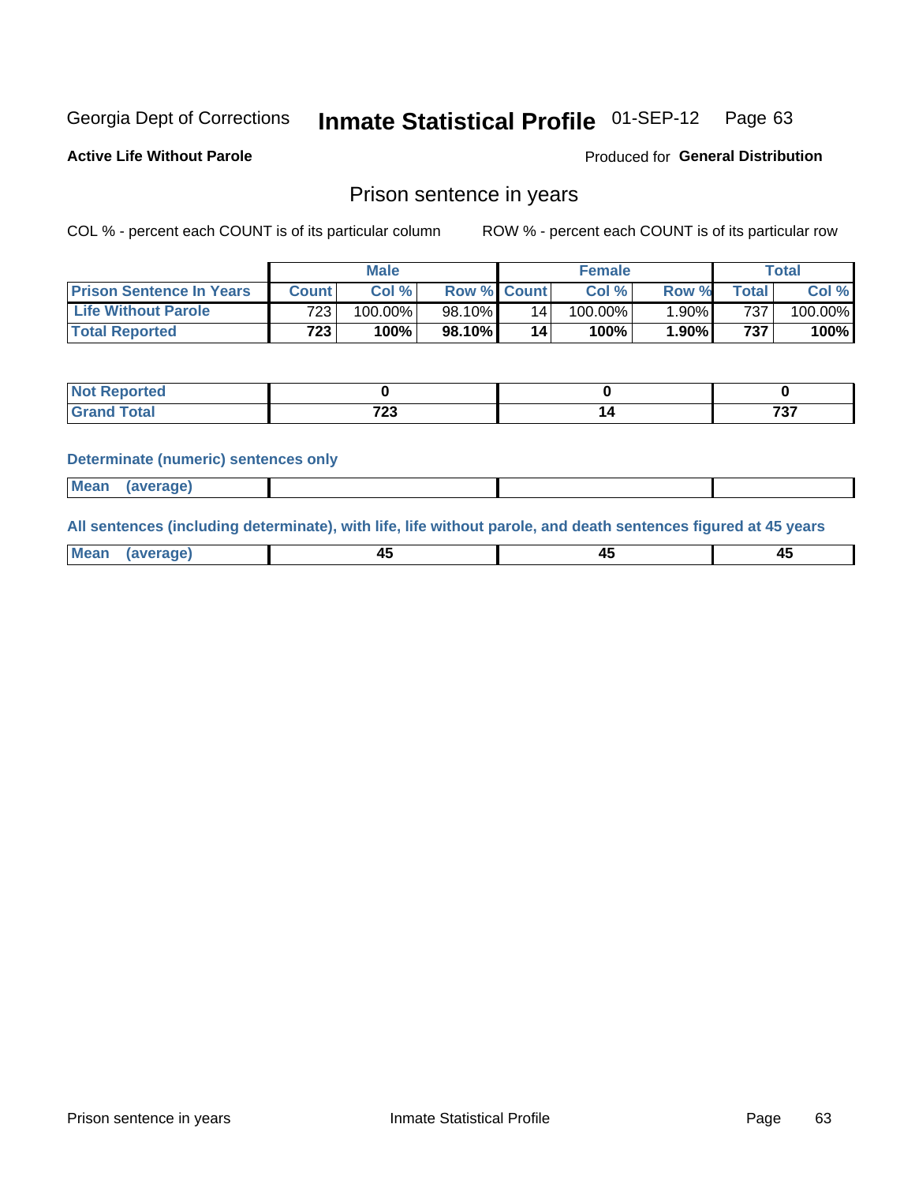Georgia Dept of Corrections **Inmate Statistical Profile** 01-SEP-12

**Active Life Without Parole**

Produced for **General Distribution**

## Prison sentence in years

COL % - percent each COUNT is of its particular column

ROW % - percent each COUNT is of its particular row

| | Male | | | Female | | | Total | |
|---|---|---|---|---|---|---|---|---|
| **Prison Sentence In Years** | **Count** | **Col %** | **Row %** | **Count** | **Col %** | **Row %** | **Total** | **Col %** |
| **Life Without Parole** | 723 | 100.00% | 98.10% | 14 | 100.00% | 1.90% | 737 | 100.00% |
| **Total Reported** | **723** | **100%** | **98.10%** | **14** | **100%** | **1.90%** | **737** | **100%** |

| | Male | Female | Total |
|---|---|---|---|
| **Not Reported** | **0** | **0** | **0** |
| **Grand Total** | **723** | **14** | **737** |

**Determinate (numeric) sentences only**

| | Male | Female | Total |
|---|---|---|---|
| **Mean (average)** | | | |

**All sentences (including determinate), with life, life without parole, and death sentences figured at 45 years**

| | Male | Female | Total |
|---|---|---|---|
| **Mean (average)** | **45** | **45** | **45** |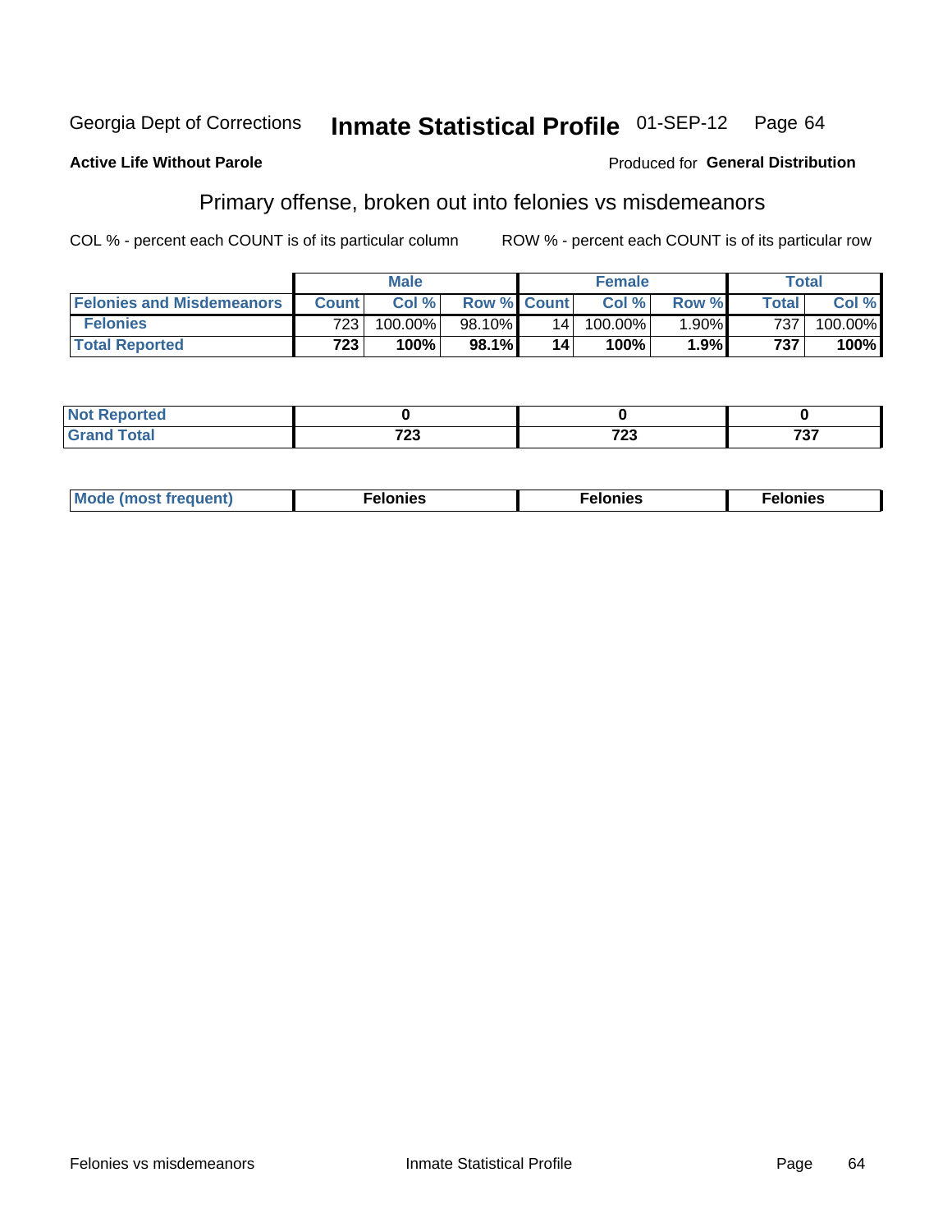Georgia Dept of Corrections **Inmate Statistical Profile** 01-SEP-12

**Active Life Without Parole**

Produced for **General Distribution**

## Primary offense, broken out into felonies vs misdemeanors

COL % - percent each COUNT is of its particular column

ROW % - percent each COUNT is of its particular row

| | Male | | | Female | | | Total | |
|---|---|---|---|---|---|---|---|---|
| **Felonies and Misdemeanors** | **Count** | **Col %** | **Row %** | **Count** | **Col %** | **Row %** | **Total** | **Col %** |
| **Felonies** | 723 | 100.00% | 98.10% | 14 | 100.00% | 1.90% | 737 | 100.00% |
| **Total Reported** | **723** | **100%** | **98.1%** | **14** | **100%** | **1.9%** | **737** | **100%** |

| | Male | Female | Total |
|---|---|---|---|
| **Not Reported** | **0** | **0** | **0** |
| **Grand Total** | **723** | **723** | **737** |

| | Male | Female | Total |
|---|---|---|---|
| **Mode (most frequent)** | **Felonies** | **Felonies** | **Felonies** |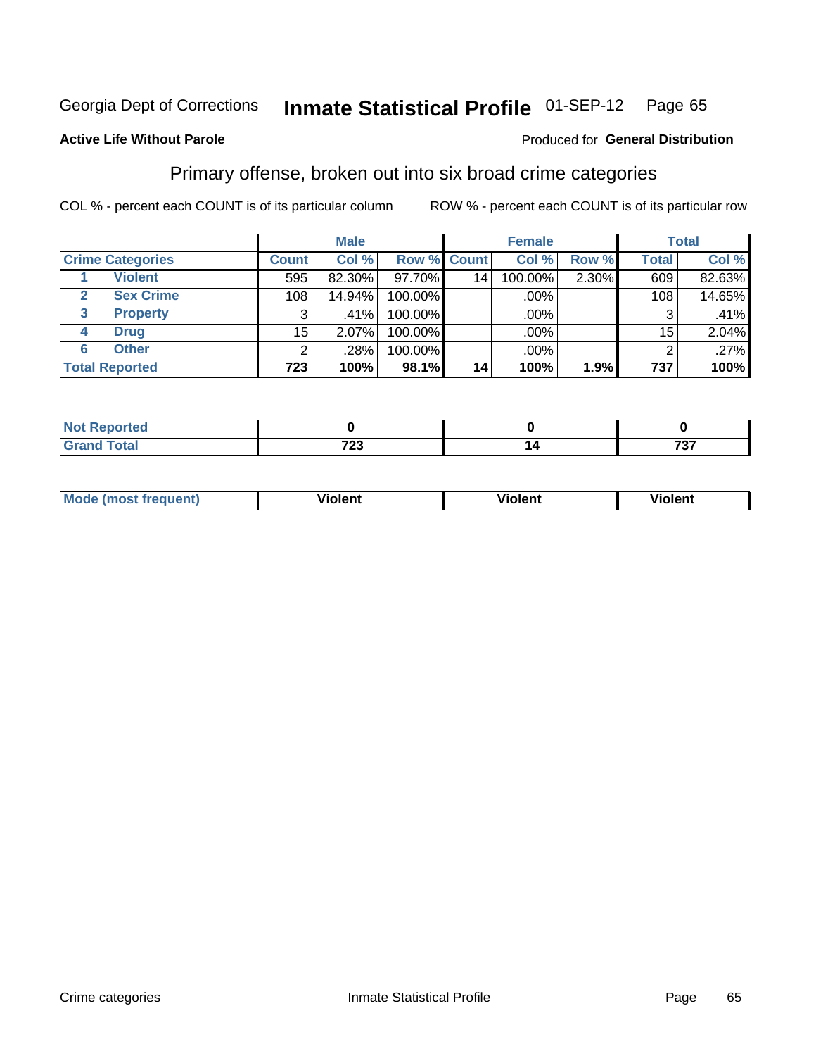Georgia Dept of Corrections **Inmate Statistical Profile** 01-SEP-12

**Active Life Without Parole**

Produced for **General Distribution**

## Primary offense, broken out into six broad crime categories

COL % - percent each COUNT is of its particular column ROW % - percent each COUNT is of its particular row

| | | Male | | | Female | | | Total | |
|---|---|---|---|---|---|---|---|---|---|
| **Crime Categories** | | **Count** | **Col %** | **Row %** | **Count** | **Col %** | **Row %** | **Total** | **Col %** |
| 1 | Violent | 595 | 82.30% | 97.70% | 14 | 100.00% | 2.30% | 609 | 82.63% |
| 2 | Sex Crime | 108 | 14.94% | 100.00% | | .00% | | 108 | 14.65% |
| 3 | Property | 3 | .41% | 100.00% | | .00% | | 3 | .41% |
| 4 | Drug | 15 | 2.07% | 100.00% | | .00% | | 15 | 2.04% |
| 6 | Other | 2 | .28% | 100.00% | | .00% | | 2 | .27% |
| **Total Reported** | | **723** | **100%** | **98.1%** | **14** | **100%** | **1.9%** | **737** | **100%** |

| | Male | Female | Total |
|---|---|---|---|
| Not Reported | 0 | 0 | 0 |
| Grand Total | 723 | 14 | 737 |

| | Male | Female | Total |
|---|---|---|---|
| Mode (most frequent) | Violent | Violent | Violent |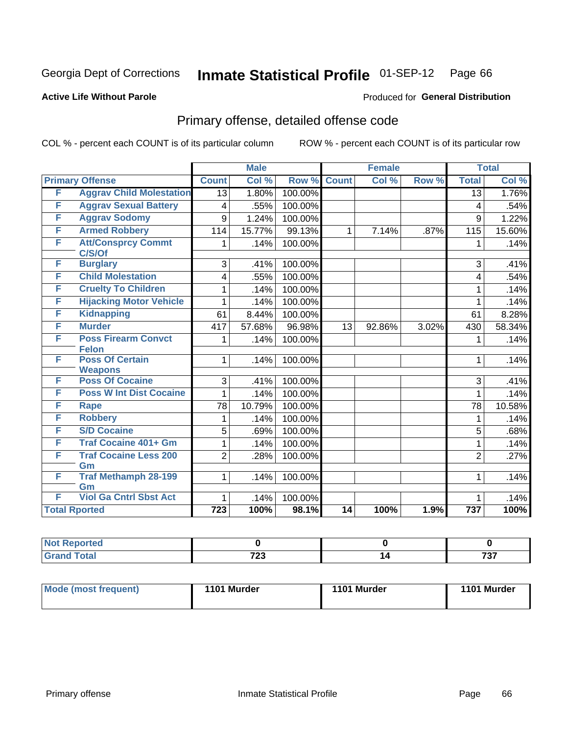Georgia Dept of Corrections **Inmate Statistical Profile** 01-SEP-12

**Active Life Without Parole**

Produced for **General Distribution**

## Primary offense, detailed offense code

COL % - percent each COUNT is of its particular column ROW % - percent each COUNT is of its particular row

| Primary Offense | | Male | | | Female | | | Total | |
|---|---|---|---|---|---|---|---|---|---|
| | | Count | Col % | Row % | Count | Col % | Row % | Total | Col % |
| F | Aggrav Child Molestation | 13 | 1.80% | 100.00% | | | | 13 | 1.76% |
| F | Aggrav Sexual Battery | 4 | .55% | 100.00% | | | | 4 | .54% |
| F | Aggrav Sodomy | 9 | 1.24% | 100.00% | | | | 9 | 1.22% |
| F | Armed Robbery | 114 | 15.77% | 99.13% | 1 | 7.14% | .87% | 115 | 15.60% |
| F | Att/Consprcy Commt C/S/Of | 1 | .14% | 100.00% | | | | 1 | .14% |
| F | Burglary | 3 | .41% | 100.00% | | | | 3 | .41% |
| F | Child Molestation | 4 | .55% | 100.00% | | | | 4 | .54% |
| F | Cruelty To Children | 1 | .14% | 100.00% | | | | 1 | .14% |
| F | Hijacking Motor Vehicle | 1 | .14% | 100.00% | | | | 1 | .14% |
| F | Kidnapping | 61 | 8.44% | 100.00% | | | | 61 | 8.28% |
| F | Murder | 417 | 57.68% | 96.98% | 13 | 92.86% | 3.02% | 430 | 58.34% |
| F | Poss Firearm Convct Felon | 1 | .14% | 100.00% | | | | 1 | .14% |
| F | Poss Of Certain Weapons | 1 | .14% | 100.00% | | | | 1 | .14% |
| F | Poss Of Cocaine | 3 | .41% | 100.00% | | | | 3 | .41% |
| F | Poss W Int Dist Cocaine | 1 | .14% | 100.00% | | | | 1 | .14% |
| F | Rape | 78 | 10.79% | 100.00% | | | | 78 | 10.58% |
| F | Robbery | 1 | .14% | 100.00% | | | | 1 | .14% |
| F | S/D Cocaine | 5 | .69% | 100.00% | | | | 5 | .68% |
| F | Traf Cocaine 401+ Gm | 1 | .14% | 100.00% | | | | 1 | .14% |
| F | Traf Cocaine Less 200 Gm | 2 | .28% | 100.00% | | | | 2 | .27% |
| F | Traf Methamph 28-199 Gm | 1 | .14% | 100.00% | | | | 1 | .14% |
| F | Viol Ga Cntrl Sbst Act | 1 | .14% | 100.00% | | | | 1 | .14% |
| Total Rported | | 723 | 100% | 98.1% | 14 | 100% | 1.9% | 737 | 100% |

| | Male | Female | Total |
|---|---|---|---|
| Not Reported | 0 | 0 | 0 |
| Grand Total | 723 | 14 | 737 |

| | Male | Female | Total |
|---|---|---|---|
| Mode (most frequent) | 1101 Murder | 1101 Murder | 1101 Murder |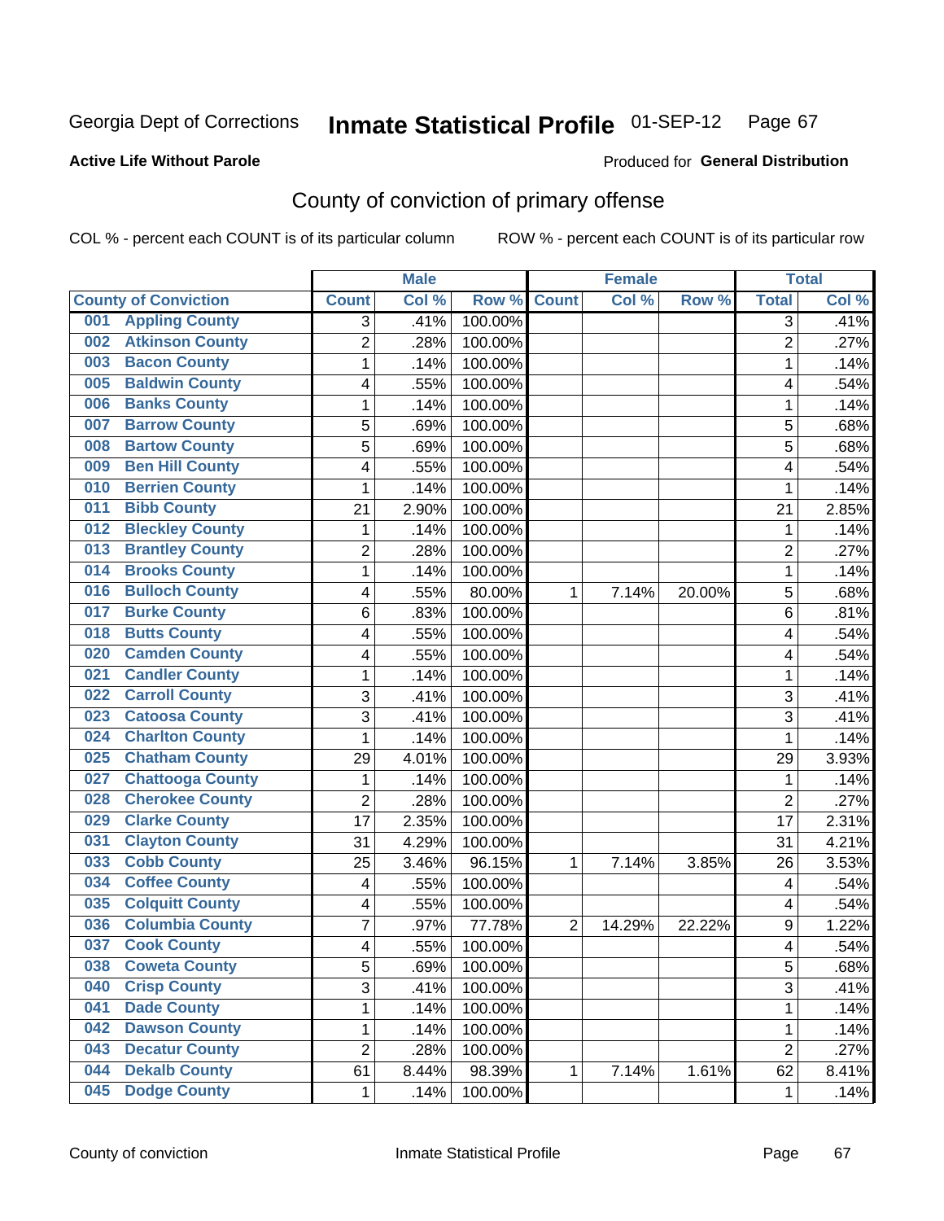Georgia Dept of Corrections **Inmate Statistical Profile** 01-SEP-12

**Active Life Without Parole**

Produced for **General Distribution**

## County of conviction of primary offense

COL % - percent each COUNT is of its particular column    ROW % - percent each COUNT is of its particular row

| County of Conviction | Male | | | Female | | | Total | |
|---|---|---|---|---|---|---|---|---|
| | Count | Col % | Row % | Count | Col % | Row % | Total | Col % |
| 001 Appling County | 3 | .41% | 100.00% | | | | 3 | .41% |
| 002 Atkinson County | 2 | .28% | 100.00% | | | | 2 | .27% |
| 003 Bacon County | 1 | .14% | 100.00% | | | | 1 | .14% |
| 005 Baldwin County | 4 | .55% | 100.00% | | | | 4 | .54% |
| 006 Banks County | 1 | .14% | 100.00% | | | | 1 | .14% |
| 007 Barrow County | 5 | .69% | 100.00% | | | | 5 | .68% |
| 008 Bartow County | 5 | .69% | 100.00% | | | | 5 | .68% |
| 009 Ben Hill County | 4 | .55% | 100.00% | | | | 4 | .54% |
| 010 Berrien County | 1 | .14% | 100.00% | | | | 1 | .14% |
| 011 Bibb County | 21 | 2.90% | 100.00% | | | | 21 | 2.85% |
| 012 Bleckley County | 1 | .14% | 100.00% | | | | 1 | .14% |
| 013 Brantley County | 2 | .28% | 100.00% | | | | 2 | .27% |
| 014 Brooks County | 1 | .14% | 100.00% | | | | 1 | .14% |
| 016 Bulloch County | 4 | .55% | 80.00% | 1 | 7.14% | 20.00% | 5 | .68% |
| 017 Burke County | 6 | .83% | 100.00% | | | | 6 | .81% |
| 018 Butts County | 4 | .55% | 100.00% | | | | 4 | .54% |
| 020 Camden County | 4 | .55% | 100.00% | | | | 4 | .54% |
| 021 Candler County | 1 | .14% | 100.00% | | | | 1 | .14% |
| 022 Carroll County | 3 | .41% | 100.00% | | | | 3 | .41% |
| 023 Catoosa County | 3 | .41% | 100.00% | | | | 3 | .41% |
| 024 Charlton County | 1 | .14% | 100.00% | | | | 1 | .14% |
| 025 Chatham County | 29 | 4.01% | 100.00% | | | | 29 | 3.93% |
| 027 Chattooga County | 1 | .14% | 100.00% | | | | 1 | .14% |
| 028 Cherokee County | 2 | .28% | 100.00% | | | | 2 | .27% |
| 029 Clarke County | 17 | 2.35% | 100.00% | | | | 17 | 2.31% |
| 031 Clayton County | 31 | 4.29% | 100.00% | | | | 31 | 4.21% |
| 033 Cobb County | 25 | 3.46% | 96.15% | 1 | 7.14% | 3.85% | 26 | 3.53% |
| 034 Coffee County | 4 | .55% | 100.00% | | | | 4 | .54% |
| 035 Colquitt County | 4 | .55% | 100.00% | | | | 4 | .54% |
| 036 Columbia County | 7 | .97% | 77.78% | 2 | 14.29% | 22.22% | 9 | 1.22% |
| 037 Cook County | 4 | .55% | 100.00% | | | | 4 | .54% |
| 038 Coweta County | 5 | .69% | 100.00% | | | | 5 | .68% |
| 040 Crisp County | 3 | .41% | 100.00% | | | | 3 | .41% |
| 041 Dade County | 1 | .14% | 100.00% | | | | 1 | .14% |
| 042 Dawson County | 1 | .14% | 100.00% | | | | 1 | .14% |
| 043 Decatur County | 2 | .28% | 100.00% | | | | 2 | .27% |
| 044 Dekalb County | 61 | 8.44% | 98.39% | 1 | 7.14% | 1.61% | 62 | 8.41% |
| 045 Dodge County | 1 | .14% | 100.00% | | | | 1 | .14% |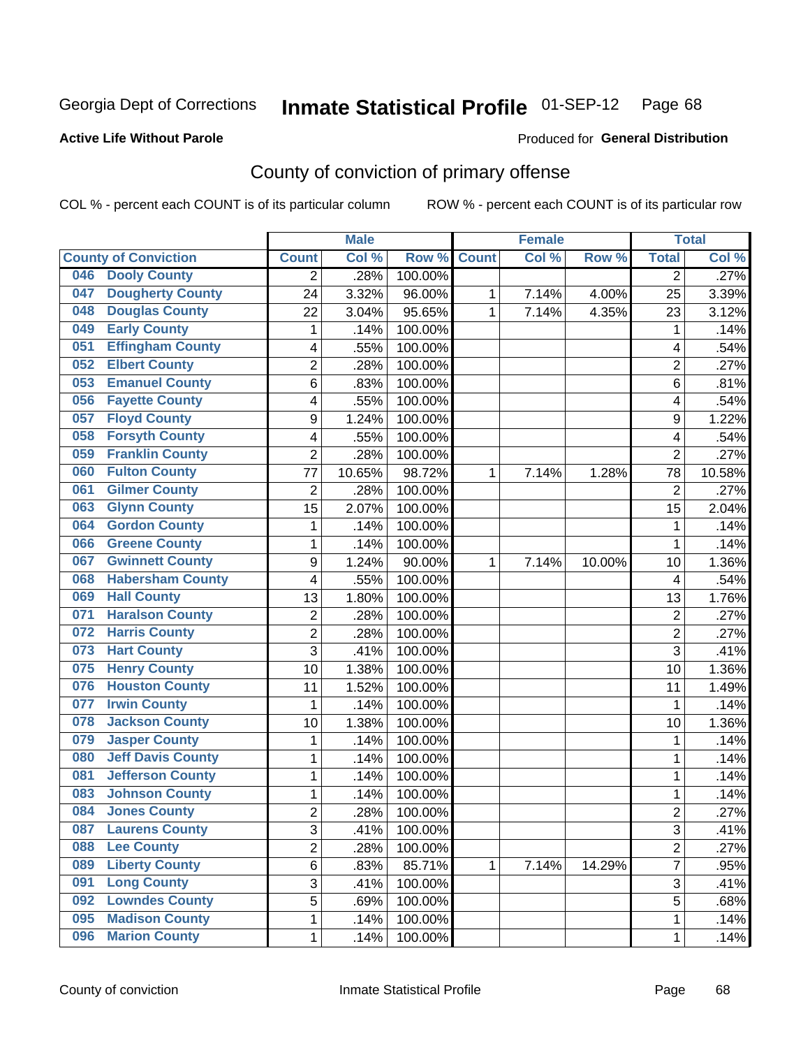Georgia Dept of Corrections **Inmate Statistical Profile** 01-SEP-12 Page 68

**Active Life Without Parole**

Produced for **General Distribution**

## County of conviction of primary offense

COL % - percent each COUNT is of its particular column ROW % - percent each COUNT is of its particular row

| County of Conviction | Male | | | Female | | | Total | |
|---|---|---|---|---|---|---|---|---|
| | Count | Col % | Row % | Count | Col % | Row % | Total | Col % |
| 046 Dooly County | 2 | .28% | 100.00% | | | | 2 | .27% |
| 047 Dougherty County | 24 | 3.32% | 96.00% | 1 | 7.14% | 4.00% | 25 | 3.39% |
| 048 Douglas County | 22 | 3.04% | 95.65% | 1 | 7.14% | 4.35% | 23 | 3.12% |
| 049 Early County | 1 | .14% | 100.00% | | | | 1 | .14% |
| 051 Effingham County | 4 | .55% | 100.00% | | | | 4 | .54% |
| 052 Elbert County | 2 | .28% | 100.00% | | | | 2 | .27% |
| 053 Emanuel County | 6 | .83% | 100.00% | | | | 6 | .81% |
| 056 Fayette County | 4 | .55% | 100.00% | | | | 4 | .54% |
| 057 Floyd County | 9 | 1.24% | 100.00% | | | | 9 | 1.22% |
| 058 Forsyth County | 4 | .55% | 100.00% | | | | 4 | .54% |
| 059 Franklin County | 2 | .28% | 100.00% | | | | 2 | .27% |
| 060 Fulton County | 77 | 10.65% | 98.72% | 1 | 7.14% | 1.28% | 78 | 10.58% |
| 061 Gilmer County | 2 | .28% | 100.00% | | | | 2 | .27% |
| 063 Glynn County | 15 | 2.07% | 100.00% | | | | 15 | 2.04% |
| 064 Gordon County | 1 | .14% | 100.00% | | | | 1 | .14% |
| 066 Greene County | 1 | .14% | 100.00% | | | | 1 | .14% |
| 067 Gwinnett County | 9 | 1.24% | 90.00% | 1 | 7.14% | 10.00% | 10 | 1.36% |
| 068 Habersham County | 4 | .55% | 100.00% | | | | 4 | .54% |
| 069 Hall County | 13 | 1.80% | 100.00% | | | | 13 | 1.76% |
| 071 Haralson County | 2 | .28% | 100.00% | | | | 2 | .27% |
| 072 Harris County | 2 | .28% | 100.00% | | | | 2 | .27% |
| 073 Hart County | 3 | .41% | 100.00% | | | | 3 | .41% |
| 075 Henry County | 10 | 1.38% | 100.00% | | | | 10 | 1.36% |
| 076 Houston County | 11 | 1.52% | 100.00% | | | | 11 | 1.49% |
| 077 Irwin County | 1 | .14% | 100.00% | | | | 1 | .14% |
| 078 Jackson County | 10 | 1.38% | 100.00% | | | | 10 | 1.36% |
| 079 Jasper County | 1 | .14% | 100.00% | | | | 1 | .14% |
| 080 Jeff Davis County | 1 | .14% | 100.00% | | | | 1 | .14% |
| 081 Jefferson County | 1 | .14% | 100.00% | | | | 1 | .14% |
| 083 Johnson County | 1 | .14% | 100.00% | | | | 1 | .14% |
| 084 Jones County | 2 | .28% | 100.00% | | | | 2 | .27% |
| 087 Laurens County | 3 | .41% | 100.00% | | | | 3 | .41% |
| 088 Lee County | 2 | .28% | 100.00% | | | | 2 | .27% |
| 089 Liberty County | 6 | .83% | 85.71% | 1 | 7.14% | 14.29% | 7 | .95% |
| 091 Long County | 3 | .41% | 100.00% | | | | 3 | .41% |
| 092 Lowndes County | 5 | .69% | 100.00% | | | | 5 | .68% |
| 095 Madison County | 1 | .14% | 100.00% | | | | 1 | .14% |
| 096 Marion County | 1 | .14% | 100.00% | | | | 1 | .14% |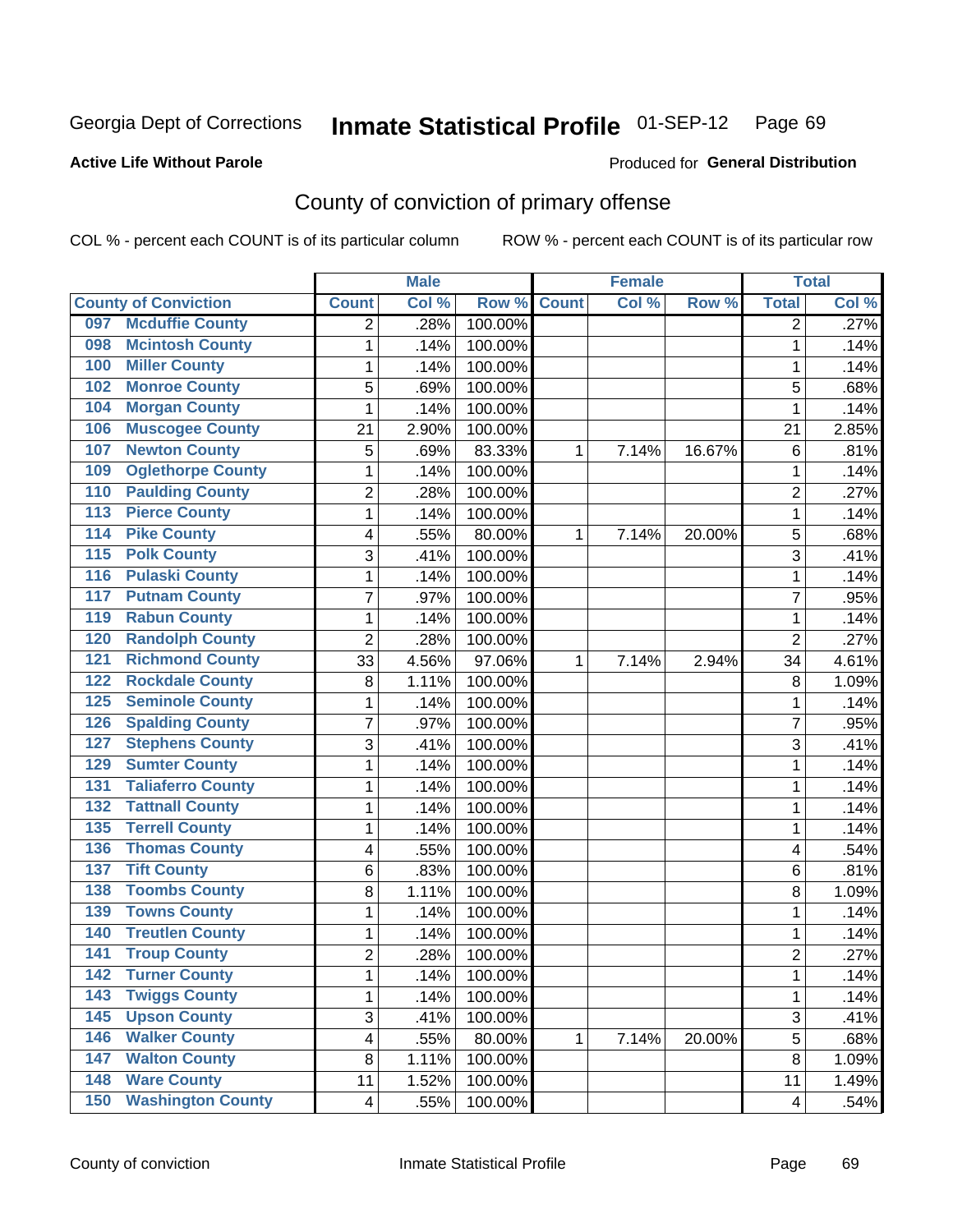Georgia Dept of Corrections **Inmate Statistical Profile** 01-SEP-12

**Active Life Without Parole**

Produced for **General Distribution**

# County of conviction of primary offense

COL % - percent each COUNT is of its particular column ROW % - percent each COUNT is of its particular row

| County of Conviction | Male | | | Female | | | Total | |
|---|---|---|---|---|---|---|---|---|
| | Count | Col % | Row % | Count | Col % | Row % | Total | Col % |
| 097 Mcduffie County | 2 | .28% | 100.00% | | | | 2 | .27% |
| 098 Mcintosh County | 1 | .14% | 100.00% | | | | 1 | .14% |
| 100 Miller County | 1 | .14% | 100.00% | | | | 1 | .14% |
| 102 Monroe County | 5 | .69% | 100.00% | | | | 5 | .68% |
| 104 Morgan County | 1 | .14% | 100.00% | | | | 1 | .14% |
| 106 Muscogee County | 21 | 2.90% | 100.00% | | | | 21 | 2.85% |
| 107 Newton County | 5 | .69% | 83.33% | 1 | 7.14% | 16.67% | 6 | .81% |
| 109 Oglethorpe County | 1 | .14% | 100.00% | | | | 1 | .14% |
| 110 Paulding County | 2 | .28% | 100.00% | | | | 2 | .27% |
| 113 Pierce County | 1 | .14% | 100.00% | | | | 1 | .14% |
| 114 Pike County | 4 | .55% | 80.00% | 1 | 7.14% | 20.00% | 5 | .68% |
| 115 Polk County | 3 | .41% | 100.00% | | | | 3 | .41% |
| 116 Pulaski County | 1 | .14% | 100.00% | | | | 1 | .14% |
| 117 Putnam County | 7 | .97% | 100.00% | | | | 7 | .95% |
| 119 Rabun County | 1 | .14% | 100.00% | | | | 1 | .14% |
| 120 Randolph County | 2 | .28% | 100.00% | | | | 2 | .27% |
| 121 Richmond County | 33 | 4.56% | 97.06% | 1 | 7.14% | 2.94% | 34 | 4.61% |
| 122 Rockdale County | 8 | 1.11% | 100.00% | | | | 8 | 1.09% |
| 125 Seminole County | 1 | .14% | 100.00% | | | | 1 | .14% |
| 126 Spalding County | 7 | .97% | 100.00% | | | | 7 | .95% |
| 127 Stephens County | 3 | .41% | 100.00% | | | | 3 | .41% |
| 129 Sumter County | 1 | .14% | 100.00% | | | | 1 | .14% |
| 131 Taliaferro County | 1 | .14% | 100.00% | | | | 1 | .14% |
| 132 Tattnall County | 1 | .14% | 100.00% | | | | 1 | .14% |
| 135 Terrell County | 1 | .14% | 100.00% | | | | 1 | .14% |
| 136 Thomas County | 4 | .55% | 100.00% | | | | 4 | .54% |
| 137 Tift County | 6 | .83% | 100.00% | | | | 6 | .81% |
| 138 Toombs County | 8 | 1.11% | 100.00% | | | | 8 | 1.09% |
| 139 Towns County | 1 | .14% | 100.00% | | | | 1 | .14% |
| 140 Treutlen County | 1 | .14% | 100.00% | | | | 1 | .14% |
| 141 Troup County | 2 | .28% | 100.00% | | | | 2 | .27% |
| 142 Turner County | 1 | .14% | 100.00% | | | | 1 | .14% |
| 143 Twiggs County | 1 | .14% | 100.00% | | | | 1 | .14% |
| 145 Upson County | 3 | .41% | 100.00% | | | | 3 | .41% |
| 146 Walker County | 4 | .55% | 80.00% | 1 | 7.14% | 20.00% | 5 | .68% |
| 147 Walton County | 8 | 1.11% | 100.00% | | | | 8 | 1.09% |
| 148 Ware County | 11 | 1.52% | 100.00% | | | | 11 | 1.49% |
| 150 Washington County | 4 | .55% | 100.00% | | | | 4 | .54% |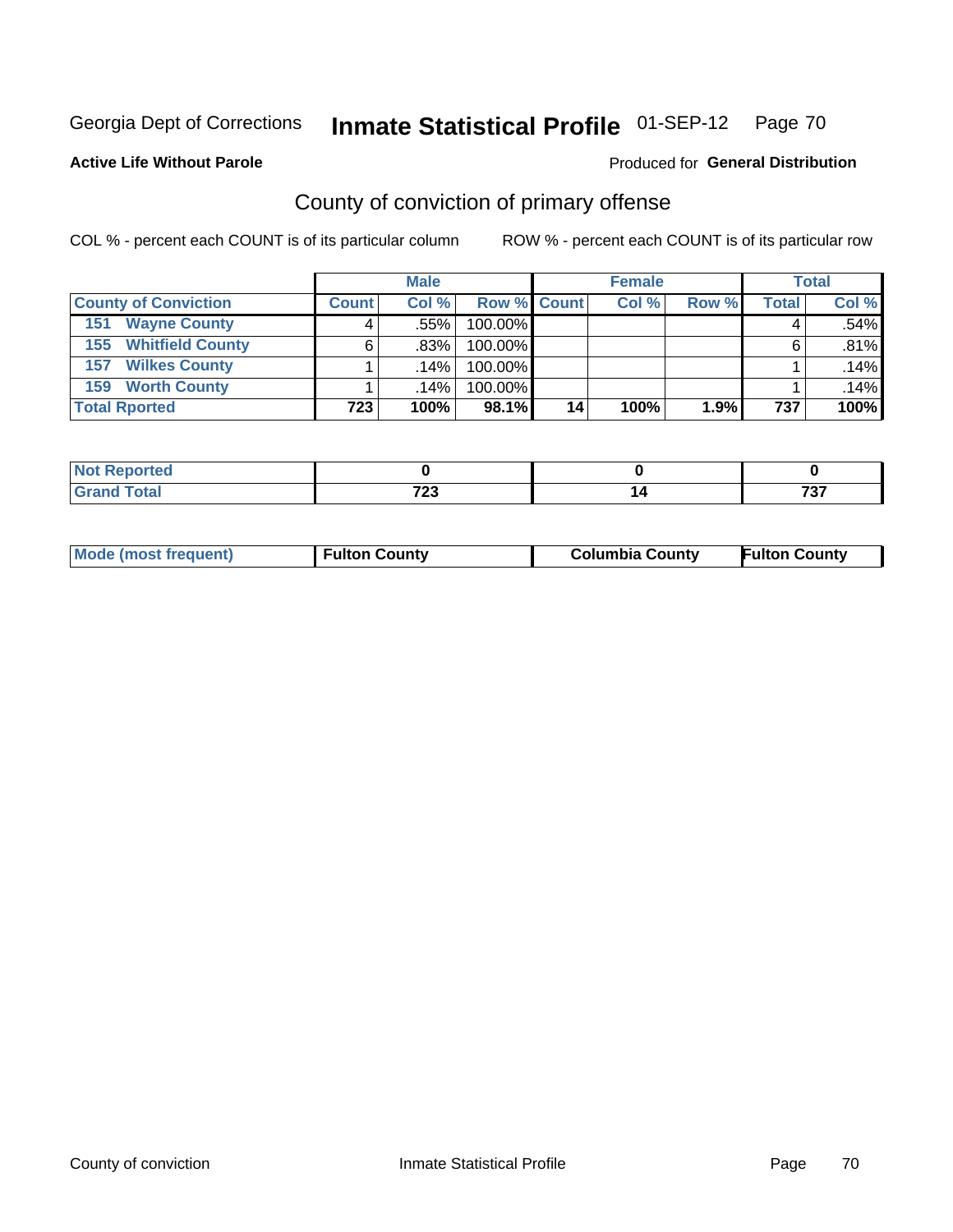Georgia Dept of Corrections **Inmate Statistical Profile** 01-SEP-12

**Active Life Without Parole** Produced for **General Distribution**

## County of conviction of primary offense

COL % - percent each COUNT is of its particular column    ROW % - percent each COUNT is of its particular row

| | Male | | | Female | | | Total | |
|---|---|---|---|---|---|---|---|---|
| **County of Conviction** | **Count** | **Col %** | **Row %** | **Count** | **Col %** | **Row %** | **Total** | **Col %** |
| **151 Wayne County** | 4 | .55% | 100.00% | | | | 4 | .54% |
| **155 Whitfield County** | 6 | .83% | 100.00% | | | | 6 | .81% |
| **157 Wilkes County** | 1 | .14% | 100.00% | | | | 1 | .14% |
| **159 Worth County** | 1 | .14% | 100.00% | | | | 1 | .14% |
| **Total Rported** | **723** | **100%** | **98.1%** | **14** | **100%** | **1.9%** | **737** | **100%** |

| | Male | Female | Total |
|---|---|---|---|
| **Not Reported** | **0** | **0** | **0** |
| **Grand Total** | **723** | **14** | **737** |

| | Male | Female | Total |
|---|---|---|---|
| **Mode (most frequent)** | **Fulton County** | **Columbia County** | **Fulton County** |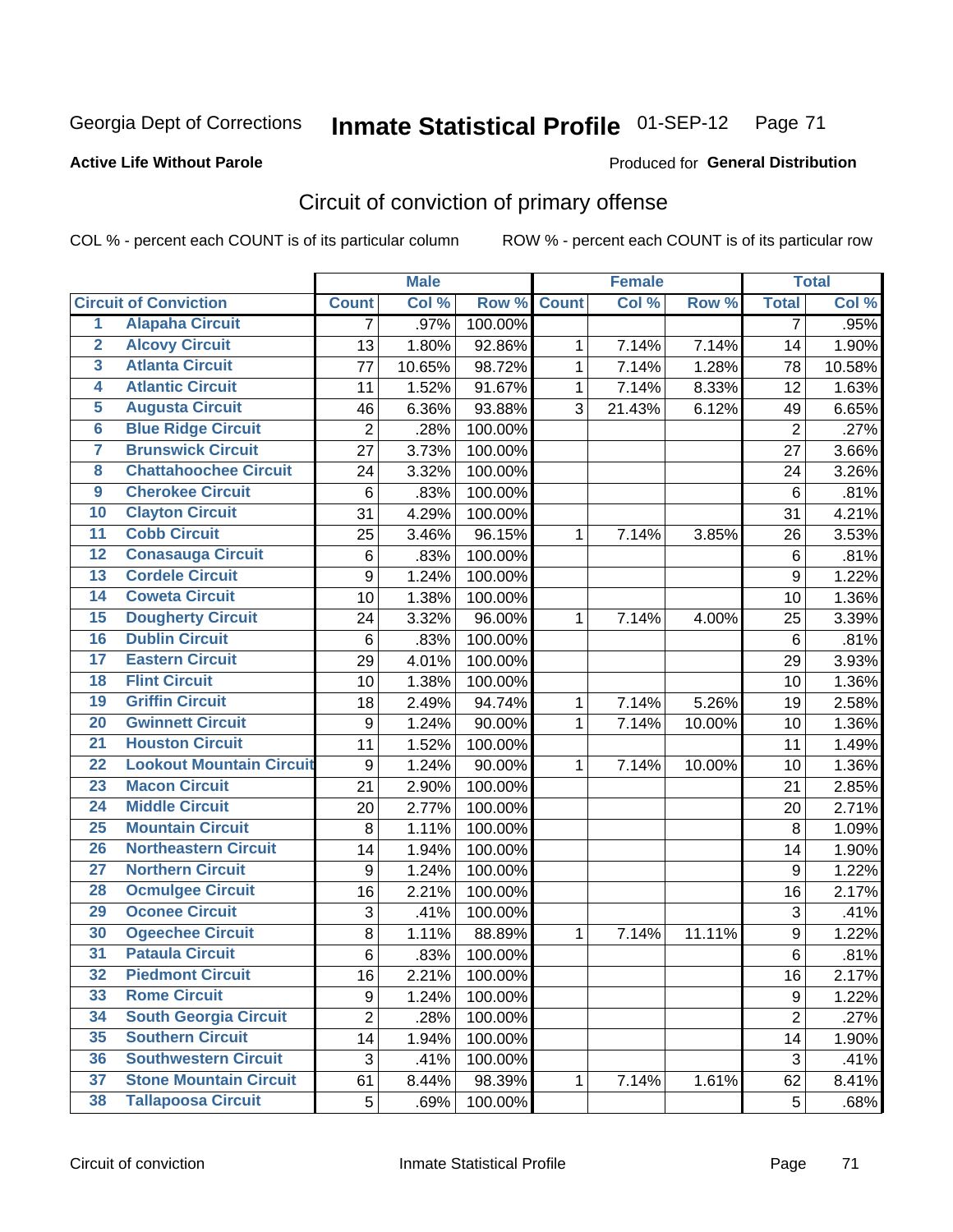Georgia Dept of Corrections **Inmate Statistical Profile** 01-SEP-12

**Active Life Without Parole**

Produced for **General Distribution**

## Circuit of conviction of primary offense

COL % - percent each COUNT is of its particular column     ROW % - percent each COUNT is of its particular row

| | | Male | | | Female | | | Total | |
|---|---|---|---|---|---|---|---|---|---|
| **Circuit of Conviction** | | **Count** | **Col %** | **Row %** | **Count** | **Col %** | **Row %** | **Total** | **Col %** |
| 1 | Alapaha Circuit | 7 | .97% | 100.00% | | | | 7 | .95% |
| 2 | Alcovy Circuit | 13 | 1.80% | 92.86% | 1 | 7.14% | 7.14% | 14 | 1.90% |
| 3 | Atlanta Circuit | 77 | 10.65% | 98.72% | 1 | 7.14% | 1.28% | 78 | 10.58% |
| 4 | Atlantic Circuit | 11 | 1.52% | 91.67% | 1 | 7.14% | 8.33% | 12 | 1.63% |
| 5 | Augusta Circuit | 46 | 6.36% | 93.88% | 3 | 21.43% | 6.12% | 49 | 6.65% |
| 6 | Blue Ridge Circuit | 2 | .28% | 100.00% | | | | 2 | .27% |
| 7 | Brunswick Circuit | 27 | 3.73% | 100.00% | | | | 27 | 3.66% |
| 8 | Chattahoochee Circuit | 24 | 3.32% | 100.00% | | | | 24 | 3.26% |
| 9 | Cherokee Circuit | 6 | .83% | 100.00% | | | | 6 | .81% |
| 10 | Clayton Circuit | 31 | 4.29% | 100.00% | | | | 31 | 4.21% |
| 11 | Cobb Circuit | 25 | 3.46% | 96.15% | 1 | 7.14% | 3.85% | 26 | 3.53% |
| 12 | Conasauga Circuit | 6 | .83% | 100.00% | | | | 6 | .81% |
| 13 | Cordele Circuit | 9 | 1.24% | 100.00% | | | | 9 | 1.22% |
| 14 | Coweta Circuit | 10 | 1.38% | 100.00% | | | | 10 | 1.36% |
| 15 | Dougherty Circuit | 24 | 3.32% | 96.00% | 1 | 7.14% | 4.00% | 25 | 3.39% |
| 16 | Dublin Circuit | 6 | .83% | 100.00% | | | | 6 | .81% |
| 17 | Eastern Circuit | 29 | 4.01% | 100.00% | | | | 29 | 3.93% |
| 18 | Flint Circuit | 10 | 1.38% | 100.00% | | | | 10 | 1.36% |
| 19 | Griffin Circuit | 18 | 2.49% | 94.74% | 1 | 7.14% | 5.26% | 19 | 2.58% |
| 20 | Gwinnett Circuit | 9 | 1.24% | 90.00% | 1 | 7.14% | 10.00% | 10 | 1.36% |
| 21 | Houston Circuit | 11 | 1.52% | 100.00% | | | | 11 | 1.49% |
| 22 | Lookout Mountain Circuit | 9 | 1.24% | 90.00% | 1 | 7.14% | 10.00% | 10 | 1.36% |
| 23 | Macon Circuit | 21 | 2.90% | 100.00% | | | | 21 | 2.85% |
| 24 | Middle Circuit | 20 | 2.77% | 100.00% | | | | 20 | 2.71% |
| 25 | Mountain Circuit | 8 | 1.11% | 100.00% | | | | 8 | 1.09% |
| 26 | Northeastern Circuit | 14 | 1.94% | 100.00% | | | | 14 | 1.90% |
| 27 | Northern Circuit | 9 | 1.24% | 100.00% | | | | 9 | 1.22% |
| 28 | Ocmulgee Circuit | 16 | 2.21% | 100.00% | | | | 16 | 2.17% |
| 29 | Oconee Circuit | 3 | .41% | 100.00% | | | | 3 | .41% |
| 30 | Ogeechee Circuit | 8 | 1.11% | 88.89% | 1 | 7.14% | 11.11% | 9 | 1.22% |
| 31 | Pataula Circuit | 6 | .83% | 100.00% | | | | 6 | .81% |
| 32 | Piedmont Circuit | 16 | 2.21% | 100.00% | | | | 16 | 2.17% |
| 33 | Rome Circuit | 9 | 1.24% | 100.00% | | | | 9 | 1.22% |
| 34 | South Georgia Circuit | 2 | .28% | 100.00% | | | | 2 | .27% |
| 35 | Southern Circuit | 14 | 1.94% | 100.00% | | | | 14 | 1.90% |
| 36 | Southwestern Circuit | 3 | .41% | 100.00% | | | | 3 | .41% |
| 37 | Stone Mountain Circuit | 61 | 8.44% | 98.39% | 1 | 7.14% | 1.61% | 62 | 8.41% |
| 38 | Tallapoosa Circuit | 5 | .69% | 100.00% | | | | 5 | .68% |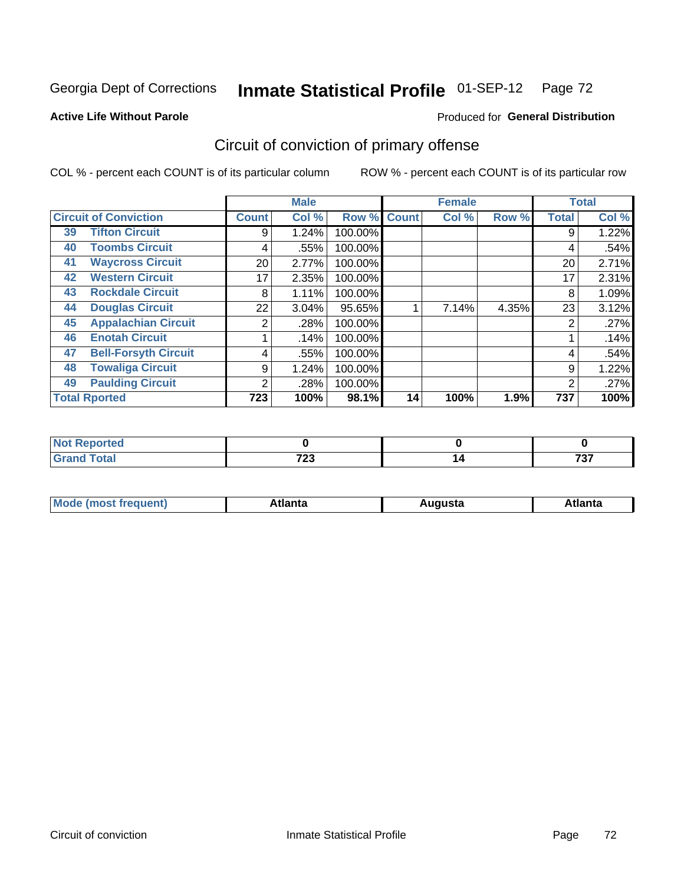Georgia Dept of Corrections **Inmate Statistical Profile** 01-SEP-12

**Active Life Without Parole**

Produced for **General Distribution**

## Circuit of conviction of primary offense

COL % - percent each COUNT is of its particular column

ROW % - percent each COUNT is of its particular row

| | | Male | | | Female | | | Total | |
|---|---|---|---|---|---|---|---|---|---|
| **Circuit of Conviction** | | **Count** | **Col %** | **Row %** | **Count** | **Col %** | **Row %** | **Total** | **Col %** |
| 39 | Tifton Circuit | 9 | 1.24% | 100.00% | | | | 9 | 1.22% |
| 40 | Toombs Circuit | 4 | .55% | 100.00% | | | | 4 | .54% |
| 41 | Waycross Circuit | 20 | 2.77% | 100.00% | | | | 20 | 2.71% |
| 42 | Western Circuit | 17 | 2.35% | 100.00% | | | | 17 | 2.31% |
| 43 | Rockdale Circuit | 8 | 1.11% | 100.00% | | | | 8 | 1.09% |
| 44 | Douglas Circuit | 22 | 3.04% | 95.65% | 1 | 7.14% | 4.35% | 23 | 3.12% |
| 45 | Appalachian Circuit | 2 | .28% | 100.00% | | | | 2 | .27% |
| 46 | Enotah Circuit | 1 | .14% | 100.00% | | | | 1 | .14% |
| 47 | Bell-Forsyth Circuit | 4 | .55% | 100.00% | | | | 4 | .54% |
| 48 | Towaliga Circuit | 9 | 1.24% | 100.00% | | | | 9 | 1.22% |
| 49 | Paulding Circuit | 2 | .28% | 100.00% | | | | 2 | .27% |
| **Total Rported** | | **723** | **100%** | **98.1%** | **14** | **100%** | **1.9%** | **737** | **100%** |

| | Male | Female | Total |
|---|---|---|---|
| **Not Reported** | **0** | **0** | **0** |
| **Grand Total** | **723** | **14** | **737** |

| | Male | Female | Total |
|---|---|---|---|
| **Mode (most frequent)** | **Atlanta** | **Augusta** | **Atlanta** |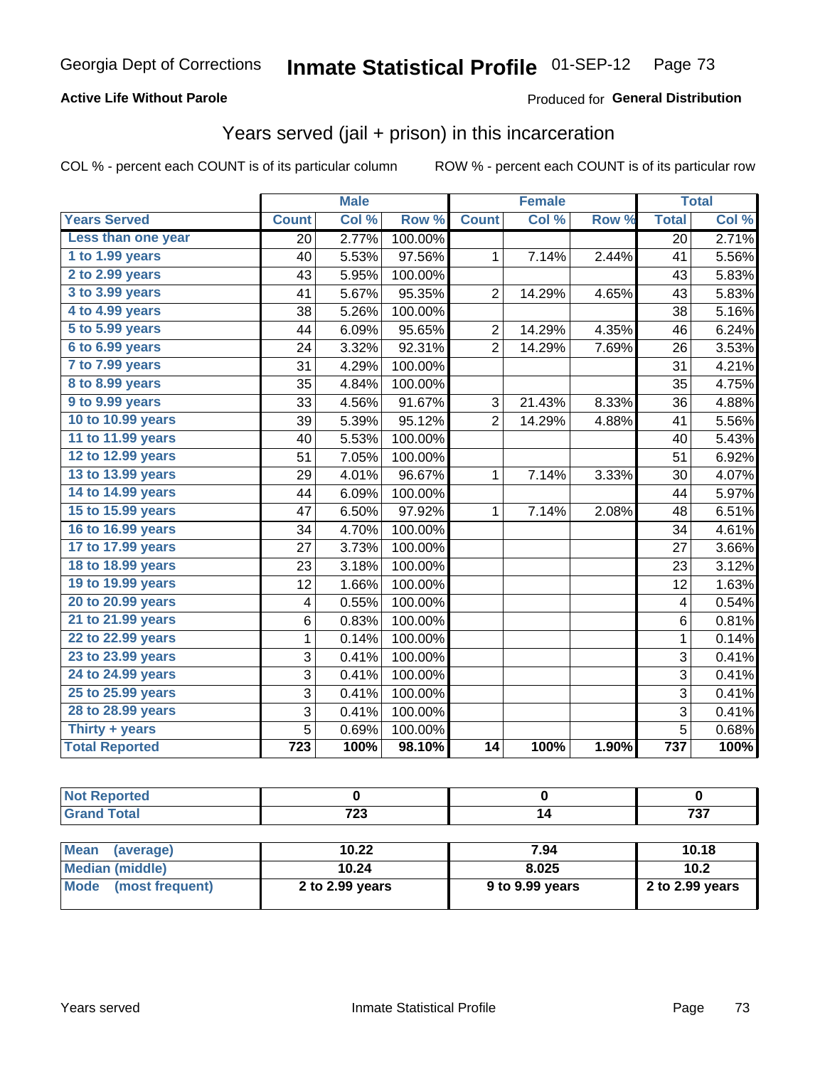Georgia Dept of Corrections **Inmate Statistical Profile** 01-SEP-12

**Active Life Without Parole**

Produced for **General Distribution**

## Years served (jail + prison) in this incarceration

COL % - percent each COUNT is of its particular column    ROW % - percent each COUNT is of its particular row

| | Male | | | Female | | | Total | |
|---|---|---|---|---|---|---|---|---|
| **Years Served** | **Count** | **Col %** | **Row %** | **Count** | **Col %** | **Row %** | **Total** | **Col %** |
| Less than one year | 20 | 2.77% | 100.00% | | | | 20 | 2.71% |
| 1 to 1.99 years | 40 | 5.53% | 97.56% | 1 | 7.14% | 2.44% | 41 | 5.56% |
| 2 to 2.99 years | 43 | 5.95% | 100.00% | | | | 43 | 5.83% |
| 3 to 3.99 years | 41 | 5.67% | 95.35% | 2 | 14.29% | 4.65% | 43 | 5.83% |
| 4 to 4.99 years | 38 | 5.26% | 100.00% | | | | 38 | 5.16% |
| 5 to 5.99 years | 44 | 6.09% | 95.65% | 2 | 14.29% | 4.35% | 46 | 6.24% |
| 6 to 6.99 years | 24 | 3.32% | 92.31% | 2 | 14.29% | 7.69% | 26 | 3.53% |
| 7 to 7.99 years | 31 | 4.29% | 100.00% | | | | 31 | 4.21% |
| 8 to 8.99 years | 35 | 4.84% | 100.00% | | | | 35 | 4.75% |
| 9 to 9.99 years | 33 | 4.56% | 91.67% | 3 | 21.43% | 8.33% | 36 | 4.88% |
| 10 to 10.99 years | 39 | 5.39% | 95.12% | 2 | 14.29% | 4.88% | 41 | 5.56% |
| 11 to 11.99 years | 40 | 5.53% | 100.00% | | | | 40 | 5.43% |
| 12 to 12.99 years | 51 | 7.05% | 100.00% | | | | 51 | 6.92% |
| 13 to 13.99 years | 29 | 4.01% | 96.67% | 1 | 7.14% | 3.33% | 30 | 4.07% |
| 14 to 14.99 years | 44 | 6.09% | 100.00% | | | | 44 | 5.97% |
| 15 to 15.99 years | 47 | 6.50% | 97.92% | 1 | 7.14% | 2.08% | 48 | 6.51% |
| 16 to 16.99 years | 34 | 4.70% | 100.00% | | | | 34 | 4.61% |
| 17 to 17.99 years | 27 | 3.73% | 100.00% | | | | 27 | 3.66% |
| 18 to 18.99 years | 23 | 3.18% | 100.00% | | | | 23 | 3.12% |
| 19 to 19.99 years | 12 | 1.66% | 100.00% | | | | 12 | 1.63% |
| 20 to 20.99 years | 4 | 0.55% | 100.00% | | | | 4 | 0.54% |
| 21 to 21.99 years | 6 | 0.83% | 100.00% | | | | 6 | 0.81% |
| 22 to 22.99 years | 1 | 0.14% | 100.00% | | | | 1 | 0.14% |
| 23 to 23.99 years | 3 | 0.41% | 100.00% | | | | 3 | 0.41% |
| 24 to 24.99 years | 3 | 0.41% | 100.00% | | | | 3 | 0.41% |
| 25 to 25.99 years | 3 | 0.41% | 100.00% | | | | 3 | 0.41% |
| 28 to 28.99 years | 3 | 0.41% | 100.00% | | | | 3 | 0.41% |
| Thirty + years | 5 | 0.69% | 100.00% | | | | 5 | 0.68% |
| **Total Reported** | **723** | **100%** | **98.10%** | **14** | **100%** | **1.90%** | **737** | **100%** |

| | Male | Female | Total |
|---|---|---|---|
| Not Reported | 0 | 0 | 0 |
| Grand Total | 723 | 14 | 737 |

| | Male | Female | Total |
|---|---|---|---|
| Mean (average) | 10.22 | 7.94 | 10.18 |
| Median (middle) | 10.24 | 8.025 | 10.2 |
| Mode (most frequent) | 2 to 2.99 years | 9 to 9.99 years | 2 to 2.99 years |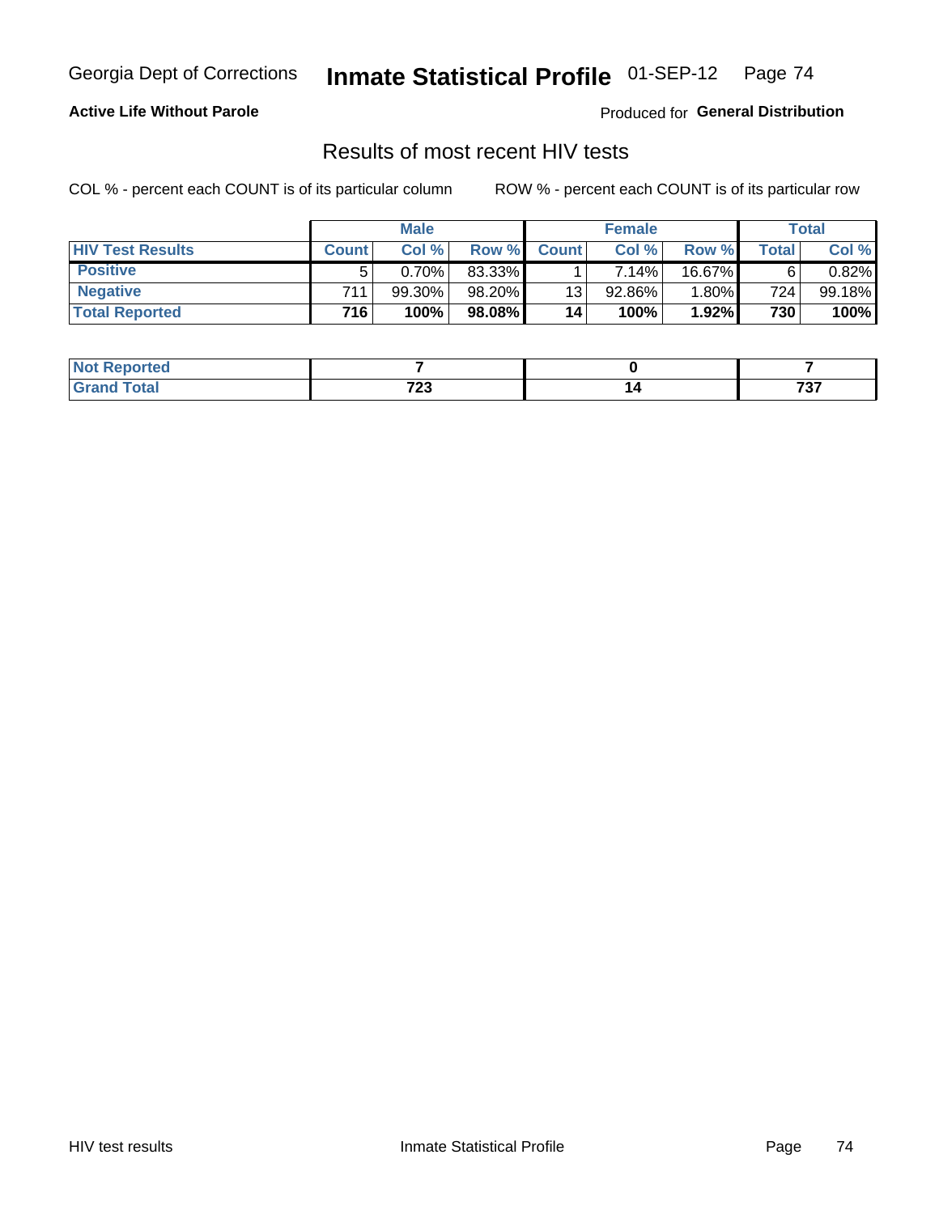Georgia Dept of Corrections **Inmate Statistical Profile** 01-SEP-12

**Active Life Without Parole**

Produced for **General Distribution**

## Results of most recent HIV tests

COL % - percent each COUNT is of its particular column

ROW % - percent each COUNT is of its particular row

| | Male | | | Female | | | Total | |
|---|---|---|---|---|---|---|---|---|
| **HIV Test Results** | **Count** | **Col %** | **Row %** | **Count** | **Col %** | **Row %** | **Total** | **Col %** |
| **Positive** | 5 | 0.70% | 83.33% | 1 | 7.14% | 16.67% | 6 | 0.82% |
| **Negative** | 711 | 99.30% | 98.20% | 13 | 92.86% | 1.80% | 724 | 99.18% |
| **Total Reported** | **716** | **100%** | **98.08%** | **14** | **100%** | **1.92%** | **730** | **100%** |

| | Male | Female | Total |
|---|---|---|---|
| **Not Reported** | **7** | **0** | **7** |
| **Grand Total** | **723** | **14** | **737** |

HIV test results Inmate Statistical Profile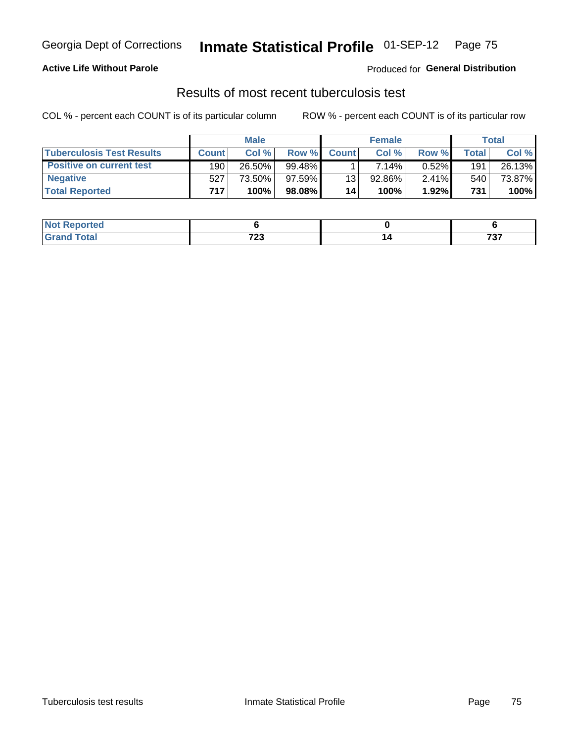Georgia Dept of Corrections **Inmate Statistical Profile** 01-SEP-12

**Active Life Without Parole**

Produced for **General Distribution**

## Results of most recent tuberculosis test

COL % - percent each COUNT is of its particular column

ROW % - percent each COUNT is of its particular row

| | Male | | | Female | | | Total | |
|---|---|---|---|---|---|---|---|---|
| **Tuberculosis Test Results** | **Count** | **Col %** | **Row %** | **Count** | **Col %** | **Row %** | **Total** | **Col %** |
| **Positive on current test** | 190 | 26.50% | 99.48% | 1 | 7.14% | 0.52% | 191 | 26.13% |
| **Negative** | 527 | 73.50% | 97.59% | 13 | 92.86% | 2.41% | 540 | 73.87% |
| **Total Reported** | **717** | **100%** | **98.08%** | **14** | **100%** | **1.92%** | **731** | **100%** |

| | Male | Female | Total |
|---|---|---|---|
| **Not Reported** | **6** | **0** | **6** |
| **Grand Total** | **723** | **14** | **737** |

Tuberculosis test results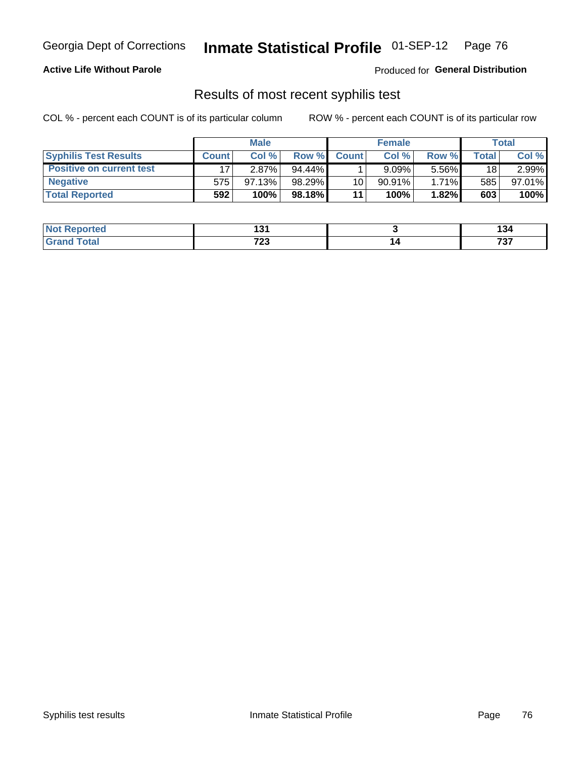Georgia Dept of Corrections **Inmate Statistical Profile** 01-SEP-12 Page 76

**Active Life Without Parole**

Produced for **General Distribution**

## Results of most recent syphilis test

COL % - percent each COUNT is of its particular column ROW % - percent each COUNT is of its particular row

| | Male | | | Female | | | Total | |
|---|---|---|---|---|---|---|---|---|
| **Syphilis Test Results** | **Count** | **Col %** | **Row %** | **Count** | **Col %** | **Row %** | **Total** | **Col %** |
| **Positive on current test** | 17 | 2.87% | 94.44% | 1 | 9.09% | 5.56% | 18 | 2.99% |
| **Negative** | 575 | 97.13% | 98.29% | 10 | 90.91% | 1.71% | 585 | 97.01% |
| **Total Reported** | **592** | **100%** | **98.18%** | **11** | **100%** | **1.82%** | **603** | **100%** |

| | Male | Female | Total |
|---|---|---|---|
| **Not Reported** | **131** | **3** | **134** |
| **Grand Total** | **723** | **14** | **737** |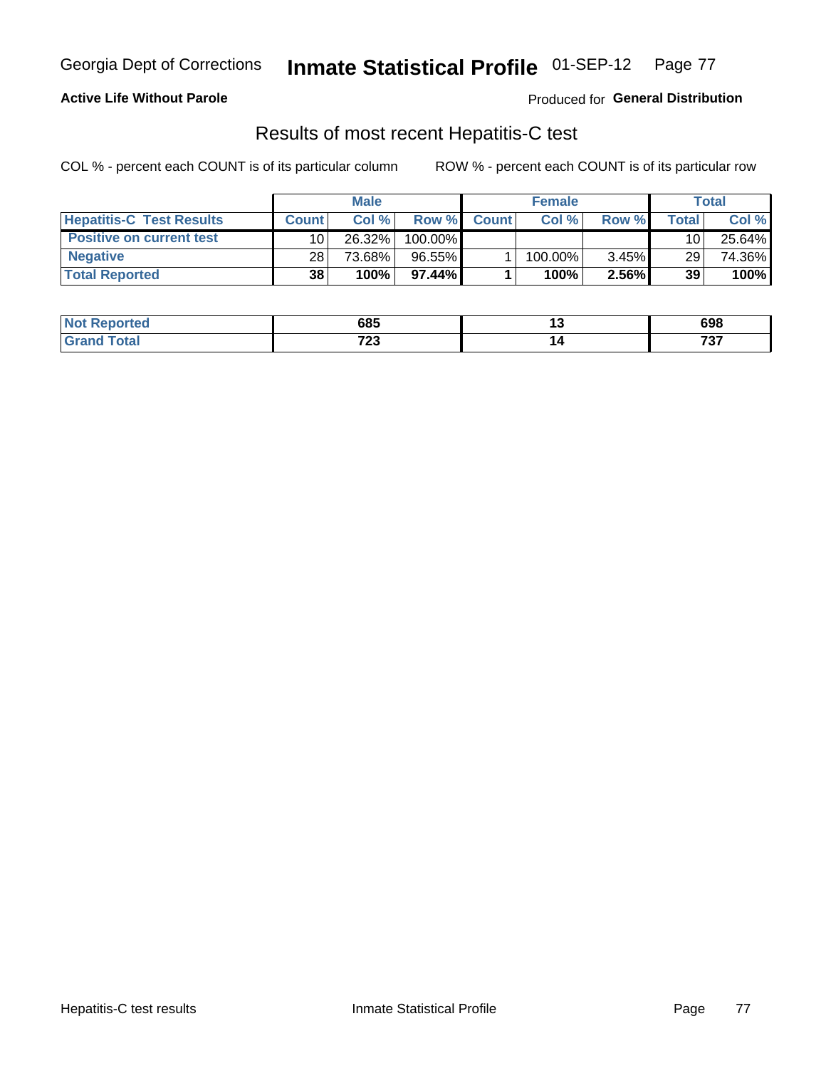Georgia Dept of Corrections **Inmate Statistical Profile** 01-SEP-12

**Active Life Without Parole**

Produced for **General Distribution**

## Results of most recent Hepatitis-C test

COL % - percent each COUNT is of its particular column

ROW % - percent each COUNT is of its particular row

| | Male | | | Female | | | Total | |
|---|---|---|---|---|---|---|---|---|
| **Hepatitis-C Test Results** | **Count** | **Col %** | **Row %** | **Count** | **Col %** | **Row %** | **Total** | **Col %** |
| **Positive on current test** | 10 | 26.32% | 100.00% | | | | 10 | 25.64% |
| **Negative** | 28 | 73.68% | 96.55% | 1 | 100.00% | 3.45% | 29 | 74.36% |
| **Total Reported** | **38** | **100%** | **97.44%** | **1** | **100%** | **2.56%** | **39** | **100%** |

| | Male | Female | Total |
|---|---|---|---|
| **Not Reported** | **685** | **13** | **698** |
| **Grand Total** | **723** | **14** | **737** |

Hepatitis-C test results